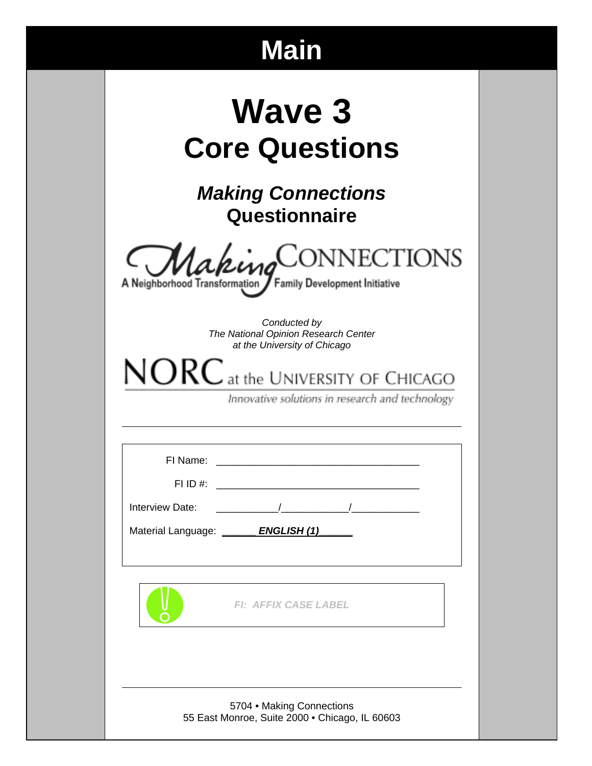# Main

# Wave 3
## Core Questions

### *Making Connections*
### Questionnaire

Making CONNECTIONS
A Neighborhood Transformation / Family Development Initiative

*Conducted by*
*The National Opinion Research Center*
*at the University of Chicago*

NORC at the UNIVERSITY OF CHICAGO
*Innovative solutions in research and technology*

---

FI Name: ___________________________________

FI ID #: ___________________________________

Interview Date: __________/___________/___________

Material Language: ______ ***ENGLISH (1)*** ______

***FI: AFFIX CASE LABEL***

---

5704 • Making Connections
55 East Monroe, Suite 2000 • Chicago, IL 60603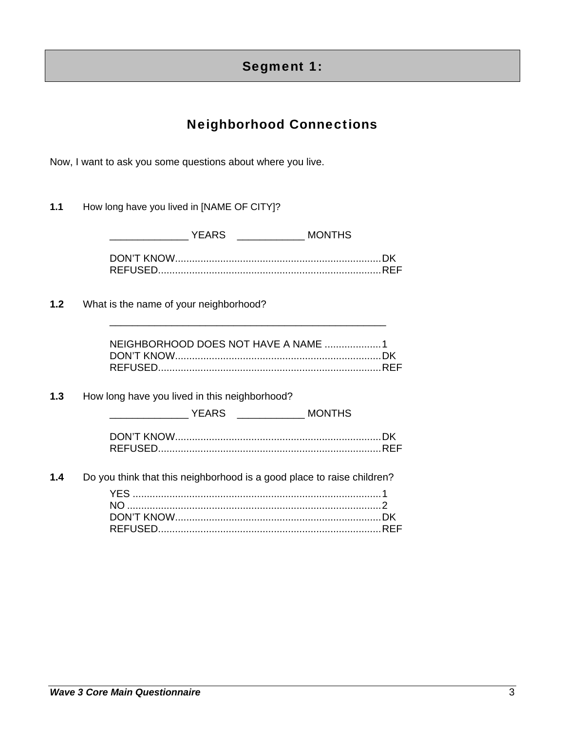# Segment 1:

## Neighborhood Connections

Now, I want to ask you some questions about where you live.

**1.1** How long have you lived in [NAME OF CITY]?

_____________ YEARS ___________ MONTHS

DON'T KNOW........................................................................DK
REFUSED..............................................................................REF

**1.2** What is the name of your neighborhood?

__________________________________________________

NEIGHBORHOOD DOES NOT HAVE A NAME ....................1
DON'T KNOW........................................................................DK
REFUSED..............................................................................REF

**1.3** How long have you lived in this neighborhood?

_____________ YEARS ___________ MONTHS

DON'T KNOW........................................................................DK
REFUSED..............................................................................REF

**1.4** Do you think that this neighborhood is a good place to raise children?

YES ........................................................................................1
NO .........................................................................................2
DON'T KNOW........................................................................DK
REFUSED..............................................................................REF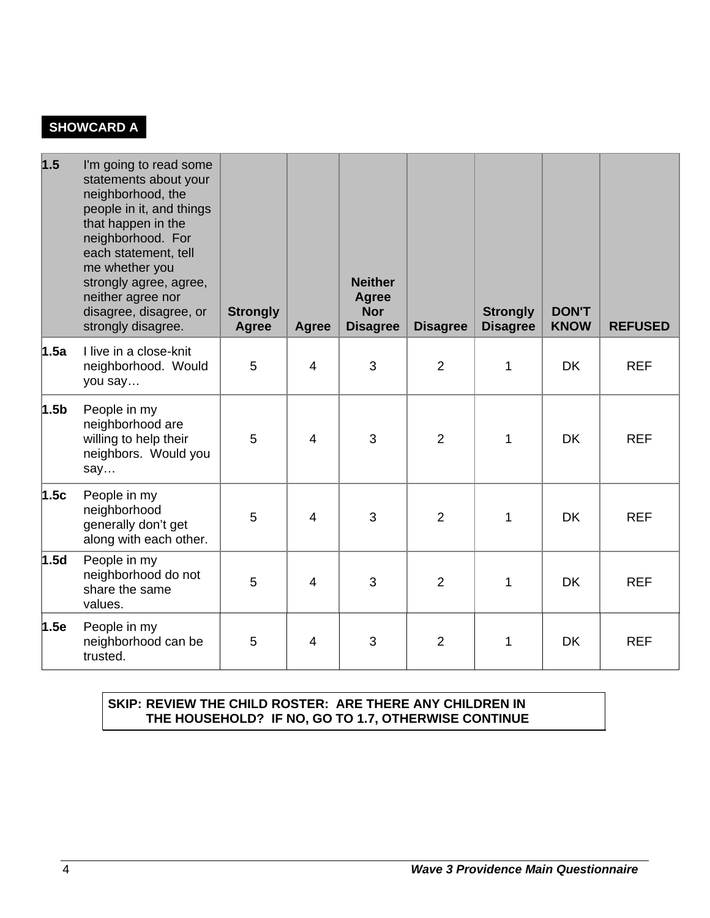**SHOWCARD A**

| 1.5 | I'm going to read some statements about your neighborhood, the people in it, and things that happen in the neighborhood. For each statement, tell me whether you strongly agree, agree, neither agree nor disagree, disagree, or strongly disagree. | **Strongly Agree** | **Agree** | **Neither Agree Nor Disagree** | **Disagree** | **Strongly Disagree** | **DON'T KNOW** | **REFUSED** |
|---|---|---|---|---|---|---|---|---|
| **1.5a** | I live in a close-knit neighborhood. Would you say… | 5 | 4 | 3 | 2 | 1 | DK | REF |
| **1.5b** | People in my neighborhood are willing to help their neighbors. Would you say… | 5 | 4 | 3 | 2 | 1 | DK | REF |
| **1.5c** | People in my neighborhood generally don't get along with each other. | 5 | 4 | 3 | 2 | 1 | DK | REF |
| **1.5d** | People in my neighborhood do not share the same values. | 5 | 4 | 3 | 2 | 1 | DK | REF |
| **1.5e** | People in my neighborhood can be trusted. | 5 | 4 | 3 | 2 | 1 | DK | REF |

**SKIP: REVIEW THE CHILD ROSTER: ARE THERE ANY CHILDREN IN THE HOUSEHOLD? IF NO, GO TO 1.7, OTHERWISE CONTINUE**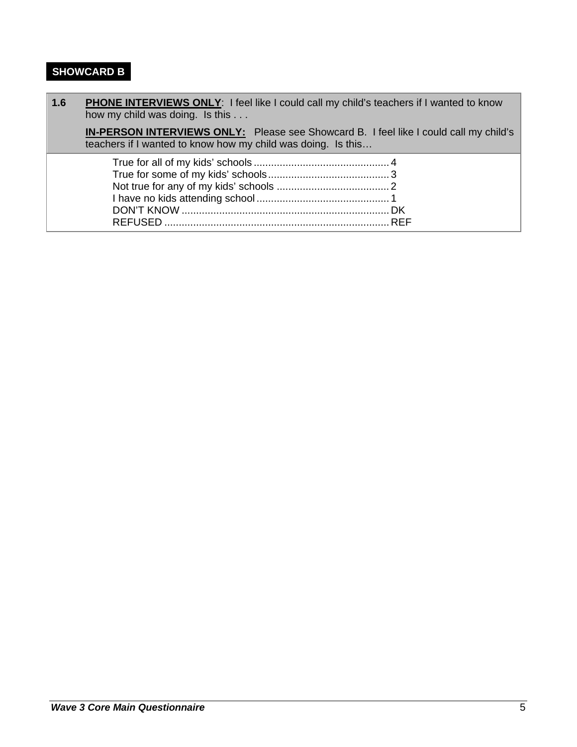**SHOWCARD B**

| 1.6 | **PHONE INTERVIEWS ONLY**: I feel like I could call my child's teachers if I wanted to know how my child was doing. Is this . . .<br><br>**IN-PERSON INTERVIEWS ONLY:** Please see Showcard B. I feel like I could call my child's teachers if I wanted to know how my child was doing. Is this… |
|---|---|

| Response | Code |
|---|---|
| True for all of my kids' schools | 4 |
| True for some of my kids' schools | 3 |
| Not true for any of my kids' schools | 2 |
| I have no kids attending school | 1 |
| DON'T KNOW | DK |
| REFUSED | REF |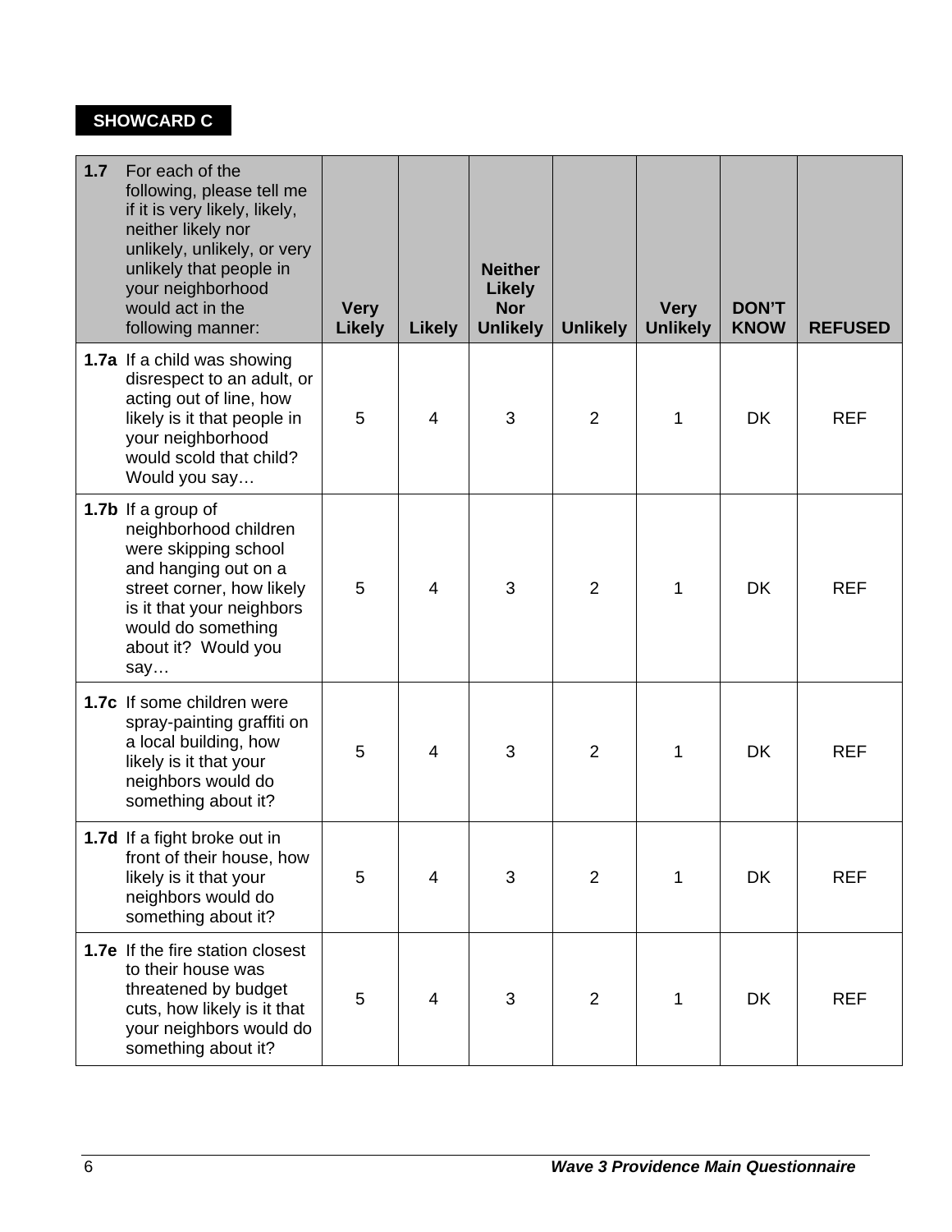**SHOWCARD C**

| **1.7** For each of the following, please tell me if it is very likely, likely, neither likely nor unlikely, unlikely, or very unlikely that people in your neighborhood would act in the following manner: | **Very Likely** | **Likely** | **Neither Likely Nor Unlikely** | **Unlikely** | **Very Unlikely** | **DON'T KNOW** | **REFUSED** |
|---|---|---|---|---|---|---|---|
| **1.7a** If a child was showing disrespect to an adult, or acting out of line, how likely is it that people in your neighborhood would scold that child? Would you say… | 5 | 4 | 3 | 2 | 1 | DK | REF |
| **1.7b** If a group of neighborhood children were skipping school and hanging out on a street corner, how likely is it that your neighbors would do something about it? Would you say… | 5 | 4 | 3 | 2 | 1 | DK | REF |
| **1.7c** If some children were spray-painting graffiti on a local building, how likely is it that your neighbors would do something about it? | 5 | 4 | 3 | 2 | 1 | DK | REF |
| **1.7d** If a fight broke out in front of their house, how likely is it that your neighbors would do something about it? | 5 | 4 | 3 | 2 | 1 | DK | REF |
| **1.7e** If the fire station closest to their house was threatened by budget cuts, how likely is it that your neighbors would do something about it? | 5 | 4 | 3 | 2 | 1 | DK | REF |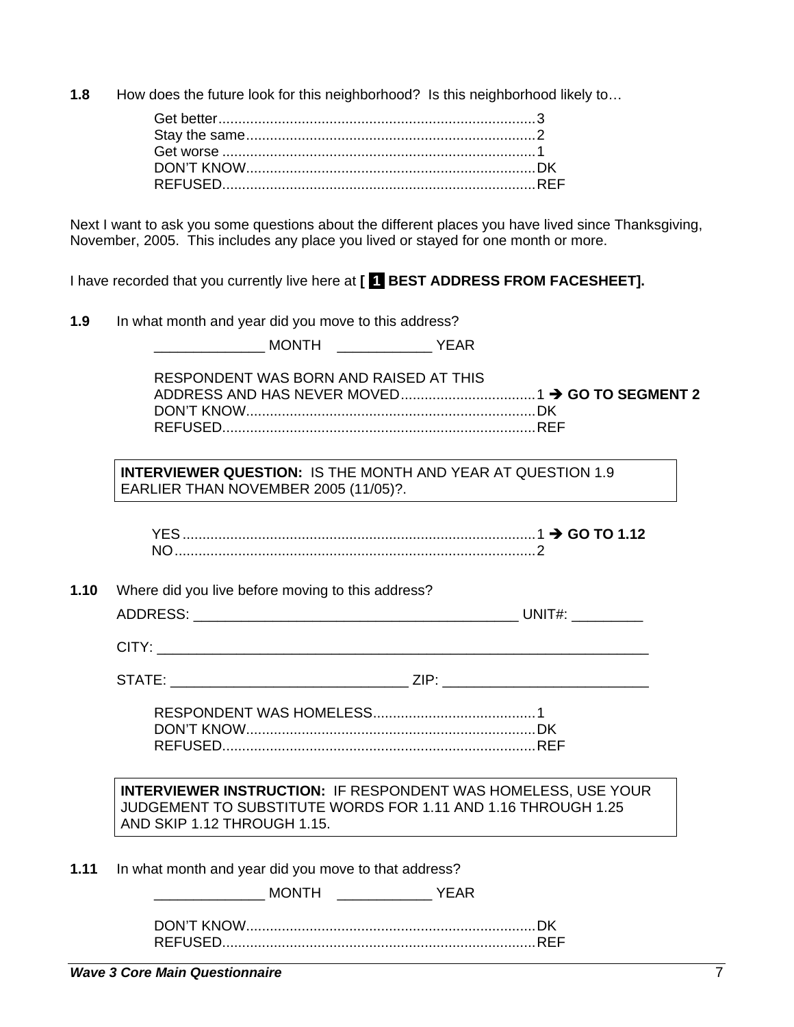**1.8** How does the future look for this neighborhood? Is this neighborhood likely to…

Get better................................................................................3
Stay the same..........................................................................2
Get worse ................................................................................1
DON'T KNOW..........................................................................DK
REFUSED................................................................................REF

Next I want to ask you some questions about the different places you have lived since Thanksgiving, November, 2005. This includes any place you lived or stayed for one month or more.

I have recorded that you currently live here at **[ 1 BEST ADDRESS FROM FACESHEET].**

**1.9** In what month and year did you move to this address?

______________ MONTH ____________ YEAR

RESPONDENT WAS BORN AND RAISED AT THIS ADDRESS AND HAS NEVER MOVED..................................1 ➔ **GO TO SEGMENT 2**
DON'T KNOW..........................................................................DK
REFUSED................................................................................REF

**INTERVIEWER QUESTION:** IS THE MONTH AND YEAR AT QUESTION 1.9 EARLIER THAN NOVEMBER 2005 (11/05)?.

YES.........................................................................................1 ➔ **GO TO 1.12**
NO...........................................................................................2

**1.10** Where did you live before moving to this address?

ADDRESS: __________________________________________ UNIT#: _________

CITY: _______________________________________________________________

STATE: ______________________________ ZIP: __________________________

RESPONDENT WAS HOMELESS.........................................1
DON'T KNOW..........................................................................DK
REFUSED................................................................................REF

**INTERVIEWER INSTRUCTION:** IF RESPONDENT WAS HOMELESS, USE YOUR JUDGEMENT TO SUBSTITUTE WORDS FOR 1.11 AND 1.16 THROUGH 1.25 AND SKIP 1.12 THROUGH 1.15.

**1.11** In what month and year did you move to that address?

______________ MONTH ____________ YEAR

DON'T KNOW..........................................................................DK
REFUSED................................................................................REF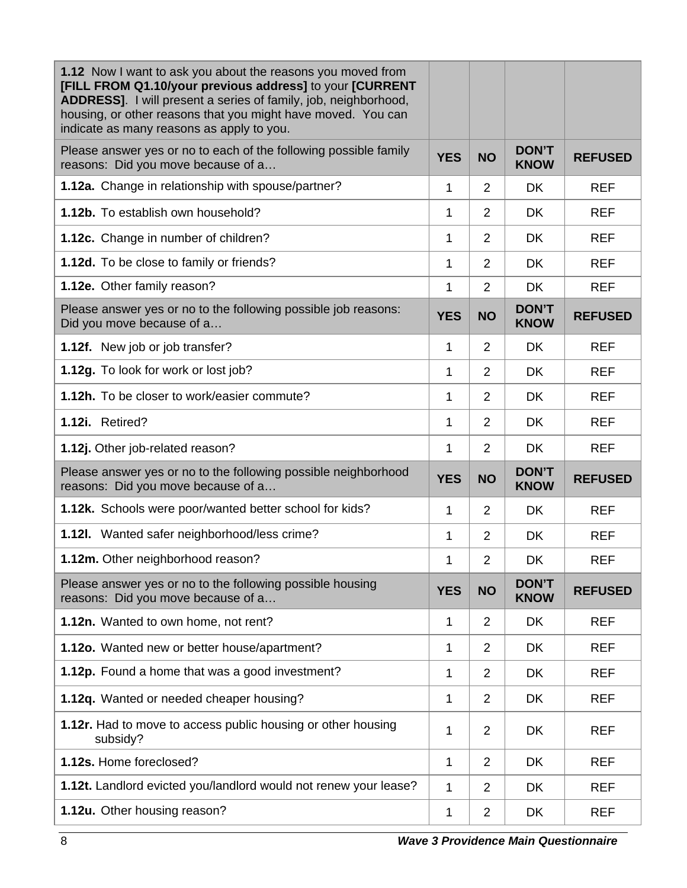| **1.12** Now I want to ask you about the reasons you moved from **[FILL FROM Q1.10/your previous address]** to your **[CURRENT ADDRESS]**. I will present a series of family, job, neighborhood, housing, or other reasons that you might have moved. You can indicate as many reasons as apply to you. | | | | |
|---|---|---|---|---|
| Please answer yes or no to each of the following possible family reasons: Did you move because of a… | **YES** | **NO** | **DON'T KNOW** | **REFUSED** |
| **1.12a.** Change in relationship with spouse/partner? | 1 | 2 | DK | REF |
| **1.12b.** To establish own household? | 1 | 2 | DK | REF |
| **1.12c.** Change in number of children? | 1 | 2 | DK | REF |
| **1.12d.** To be close to family or friends? | 1 | 2 | DK | REF |
| **1.12e.** Other family reason? | 1 | 2 | DK | REF |
| Please answer yes or no to the following possible job reasons: Did you move because of a… | **YES** | **NO** | **DON'T KNOW** | **REFUSED** |
| **1.12f.** New job or job transfer? | 1 | 2 | DK | REF |
| **1.12g.** To look for work or lost job? | 1 | 2 | DK | REF |
| **1.12h.** To be closer to work/easier commute? | 1 | 2 | DK | REF |
| **1.12i.** Retired? | 1 | 2 | DK | REF |
| **1.12j.** Other job-related reason? | 1 | 2 | DK | REF |
| Please answer yes or no to the following possible neighborhood reasons: Did you move because of a… | **YES** | **NO** | **DON'T KNOW** | **REFUSED** |
| **1.12k.** Schools were poor/wanted better school for kids? | 1 | 2 | DK | REF |
| **1.12l.** Wanted safer neighborhood/less crime? | 1 | 2 | DK | REF |
| **1.12m.** Other neighborhood reason? | 1 | 2 | DK | REF |
| Please answer yes or no to the following possible housing reasons: Did you move because of a… | **YES** | **NO** | **DON'T KNOW** | **REFUSED** |
| **1.12n.** Wanted to own home, not rent? | 1 | 2 | DK | REF |
| **1.12o.** Wanted new or better house/apartment? | 1 | 2 | DK | REF |
| **1.12p.** Found a home that was a good investment? | 1 | 2 | DK | REF |
| **1.12q.** Wanted or needed cheaper housing? | 1 | 2 | DK | REF |
| **1.12r.** Had to move to access public housing or other housing subsidy? | 1 | 2 | DK | REF |
| **1.12s.** Home foreclosed? | 1 | 2 | DK | REF |
| **1.12t.** Landlord evicted you/landlord would not renew your lease? | 1 | 2 | DK | REF |
| **1.12u.** Other housing reason? | 1 | 2 | DK | REF |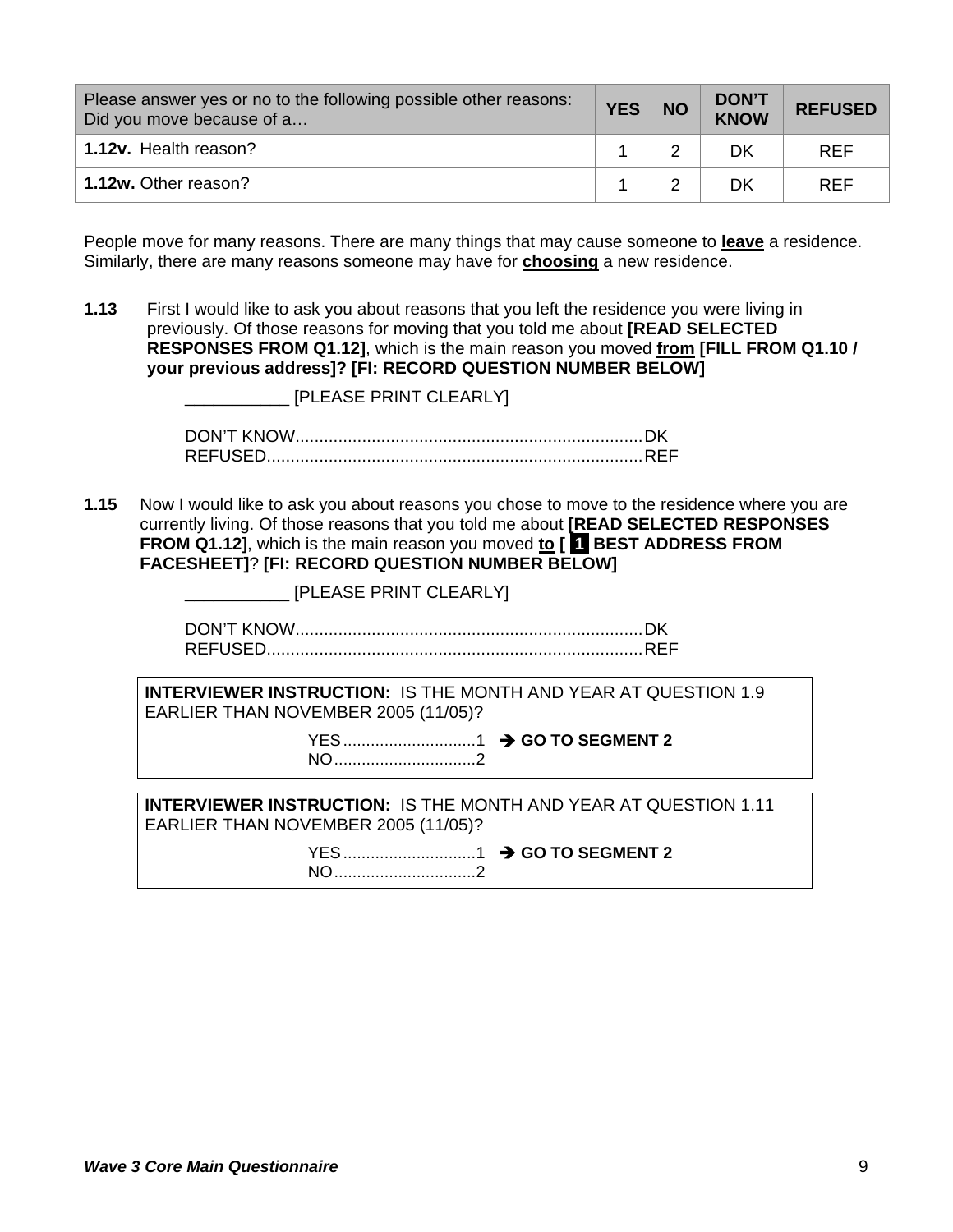| Please answer yes or no to the following possible other reasons: Did you move because of a… | YES | NO | DON'T KNOW | REFUSED |
|---|---|---|---|---|
| **1.12v.** Health reason? | 1 | 2 | DK | REF |
| **1.12w.** Other reason? | 1 | 2 | DK | REF |

People move for many reasons. There are many things that may cause someone to **leave** a residence. Similarly, there are many reasons someone may have for **choosing** a new residence.

**1.13** First I would like to ask you about reasons that you left the residence you were living in previously. Of those reasons for moving that you told me about **[READ SELECTED RESPONSES FROM Q1.12]**, which is the main reason you moved **from** **[FILL FROM Q1.10 / your previous address]? [FI: RECORD QUESTION NUMBER BELOW]**

___________ [PLEASE PRINT CLEARLY]

DON'T KNOW........................................................................DK
REFUSED..............................................................................REF

**1.15** Now I would like to ask you about reasons you chose to move to the residence where you are currently living. Of those reasons that you told me about **[READ SELECTED RESPONSES FROM Q1.12]**, which is the main reason you moved **to [ 1 BEST ADDRESS FROM FACESHEET]**? **[FI: RECORD QUESTION NUMBER BELOW]**

___________ [PLEASE PRINT CLEARLY]

DON'T KNOW........................................................................DK
REFUSED..............................................................................REF

**INTERVIEWER INSTRUCTION:** IS THE MONTH AND YEAR AT QUESTION 1.9 EARLIER THAN NOVEMBER 2005 (11/05)?

YES............................1 ➔ **GO TO SEGMENT 2**
NO..............................2

**INTERVIEWER INSTRUCTION:** IS THE MONTH AND YEAR AT QUESTION 1.11 EARLIER THAN NOVEMBER 2005 (11/05)?

YES............................1 ➔ **GO TO SEGMENT 2**
NO..............................2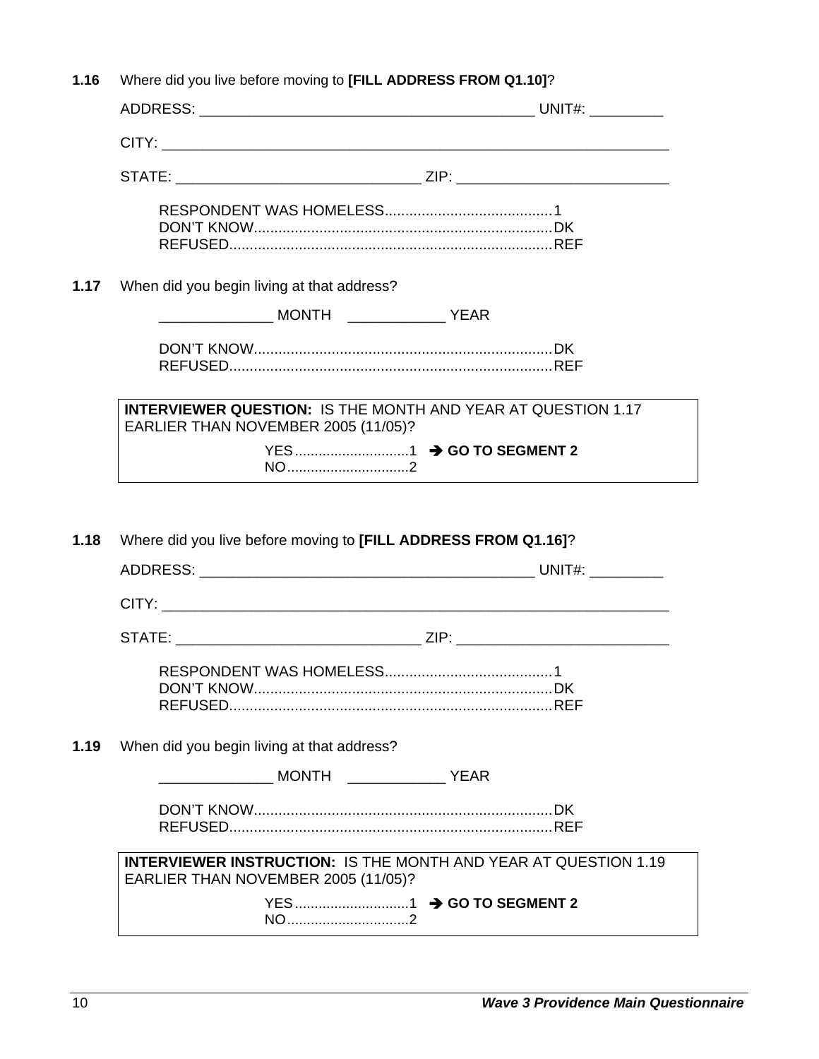**1.16** Where did you live before moving to **[FILL ADDRESS FROM Q1.10]**?

ADDRESS: ________________________________________ UNIT#: _________

CITY: ____________________________________________________________

STATE: ______________________________ ZIP: _________________________

RESPONDENT WAS HOMELESS..........................................1
DON'T KNOW.........................................................................DK
REFUSED...............................................................................REF

**1.17** When did you begin living at that address?

______________ MONTH ____________ YEAR

DON'T KNOW.........................................................................DK
REFUSED...............................................................................REF

| **INTERVIEWER QUESTION:** IS THE MONTH AND YEAR AT QUESTION 1.17 EARLIER THAN NOVEMBER 2005 (11/05)? |
|---|
| YES.............................1 ➔ **GO TO SEGMENT 2**<br>NO...............................2 |

**1.18** Where did you live before moving to **[FILL ADDRESS FROM Q1.16]**?

ADDRESS: ________________________________________ UNIT#: _________

CITY: ____________________________________________________________

STATE: ______________________________ ZIP: _________________________

RESPONDENT WAS HOMELESS..........................................1
DON'T KNOW.........................................................................DK
REFUSED...............................................................................REF

**1.19** When did you begin living at that address?

______________ MONTH ____________ YEAR

DON'T KNOW.........................................................................DK
REFUSED...............................................................................REF

| **INTERVIEWER INSTRUCTION:** IS THE MONTH AND YEAR AT QUESTION 1.19 EARLIER THAN NOVEMBER 2005 (11/05)? |
|---|
| YES.............................1 ➔ **GO TO SEGMENT 2**<br>NO...............................2 |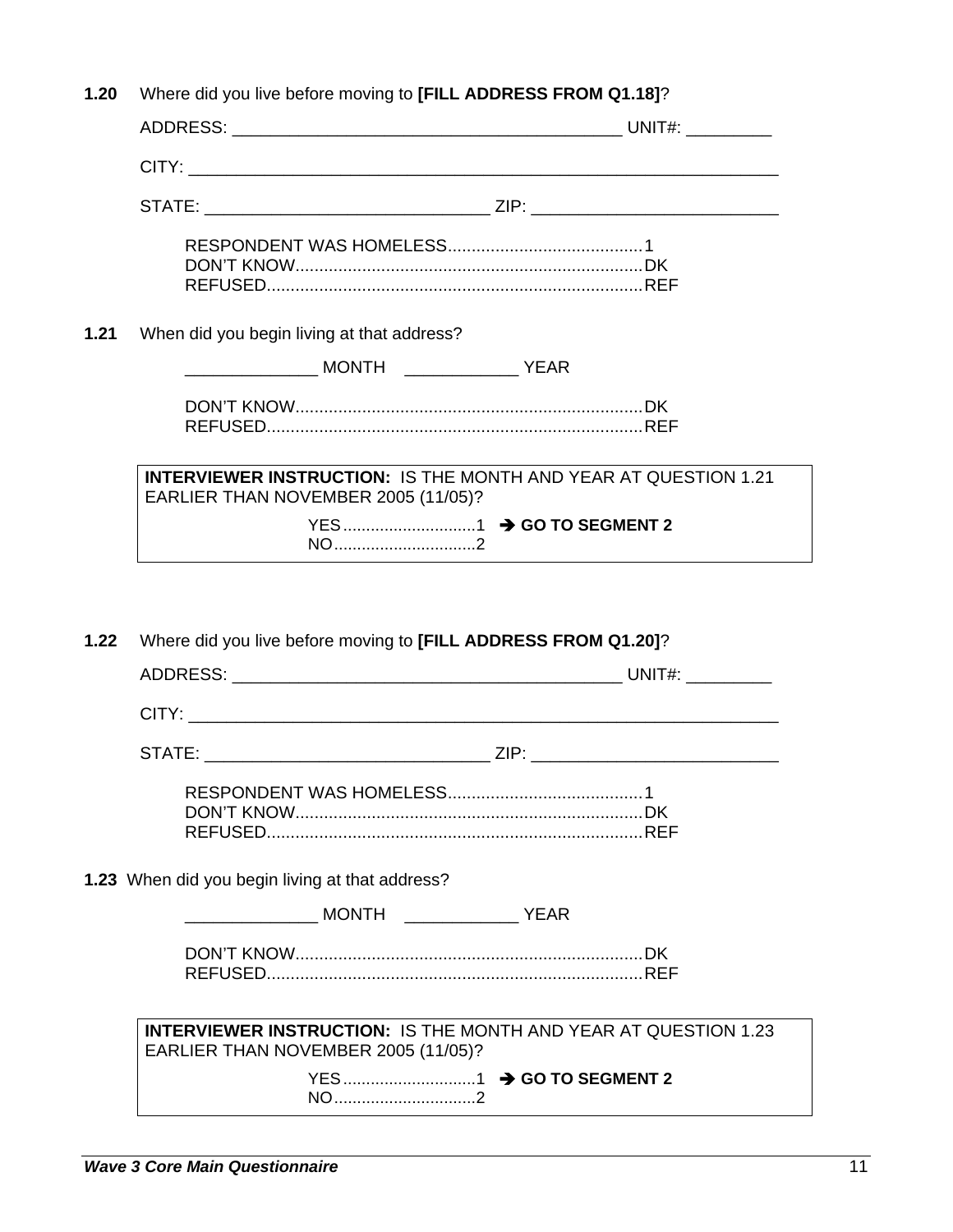**1.20** Where did you live before moving to **[FILL ADDRESS FROM Q1.18]**?

ADDRESS: ________________________________________ UNIT#: _________

CITY: ______________________________________________________________

STATE: ______________________________ ZIP: __________________________

RESPONDENT WAS HOMELESS.........................................1
DON'T KNOW.........................................................................DK
REFUSED...............................................................................REF

**1.21** When did you begin living at that address?

______________ MONTH ____________ YEAR

DON'T KNOW.........................................................................DK
REFUSED...............................................................................REF

> **INTERVIEWER INSTRUCTION:** IS THE MONTH AND YEAR AT QUESTION 1.21 EARLIER THAN NOVEMBER 2005 (11/05)?
>
> YES.............................1 ➔ **GO TO SEGMENT 2**
> NO...............................2

**1.22** Where did you live before moving to **[FILL ADDRESS FROM Q1.20]**?

ADDRESS: ________________________________________ UNIT#: _________

CITY: ______________________________________________________________

STATE: ______________________________ ZIP: __________________________

RESPONDENT WAS HOMELESS.........................................1
DON'T KNOW.........................................................................DK
REFUSED...............................................................................REF

**1.23** When did you begin living at that address?

______________ MONTH ____________ YEAR

DON'T KNOW.........................................................................DK
REFUSED...............................................................................REF

> **INTERVIEWER INSTRUCTION:** IS THE MONTH AND YEAR AT QUESTION 1.23 EARLIER THAN NOVEMBER 2005 (11/05)?
>
> YES.............................1 ➔ **GO TO SEGMENT 2**
> NO...............................2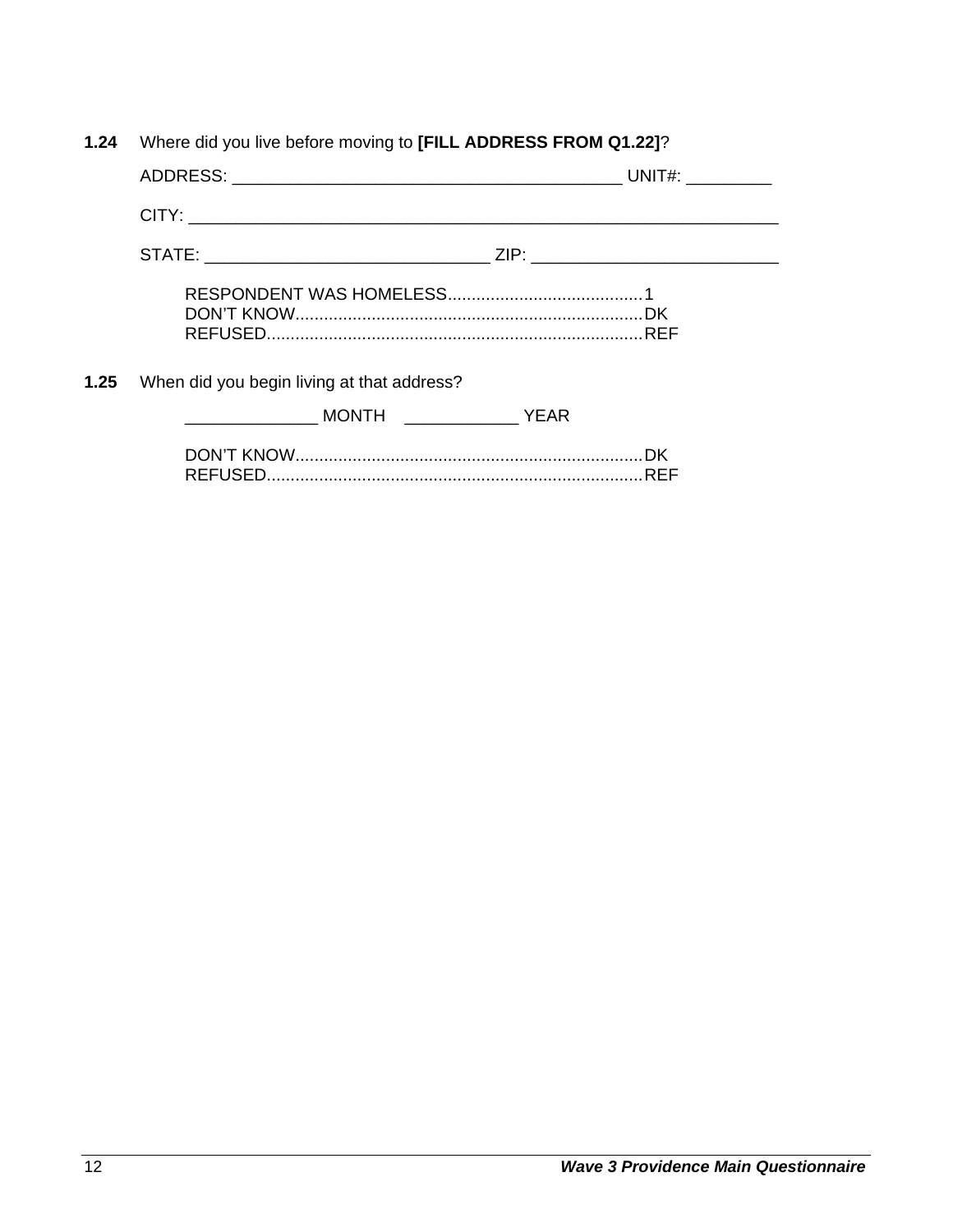**1.24** Where did you live before moving to **[FILL ADDRESS FROM Q1.22]**?

ADDRESS: ________________________________________ UNIT#: _________

CITY: ____________________________________________________________

STATE: ______________________________ ZIP: _________________________

RESPONDENT WAS HOMELESS.........................................1
DON'T KNOW.........................................................................DK
REFUSED...............................................................................REF

**1.25** When did you begin living at that address?

______________ MONTH ____________ YEAR

DON'T KNOW.........................................................................DK
REFUSED...............................................................................REF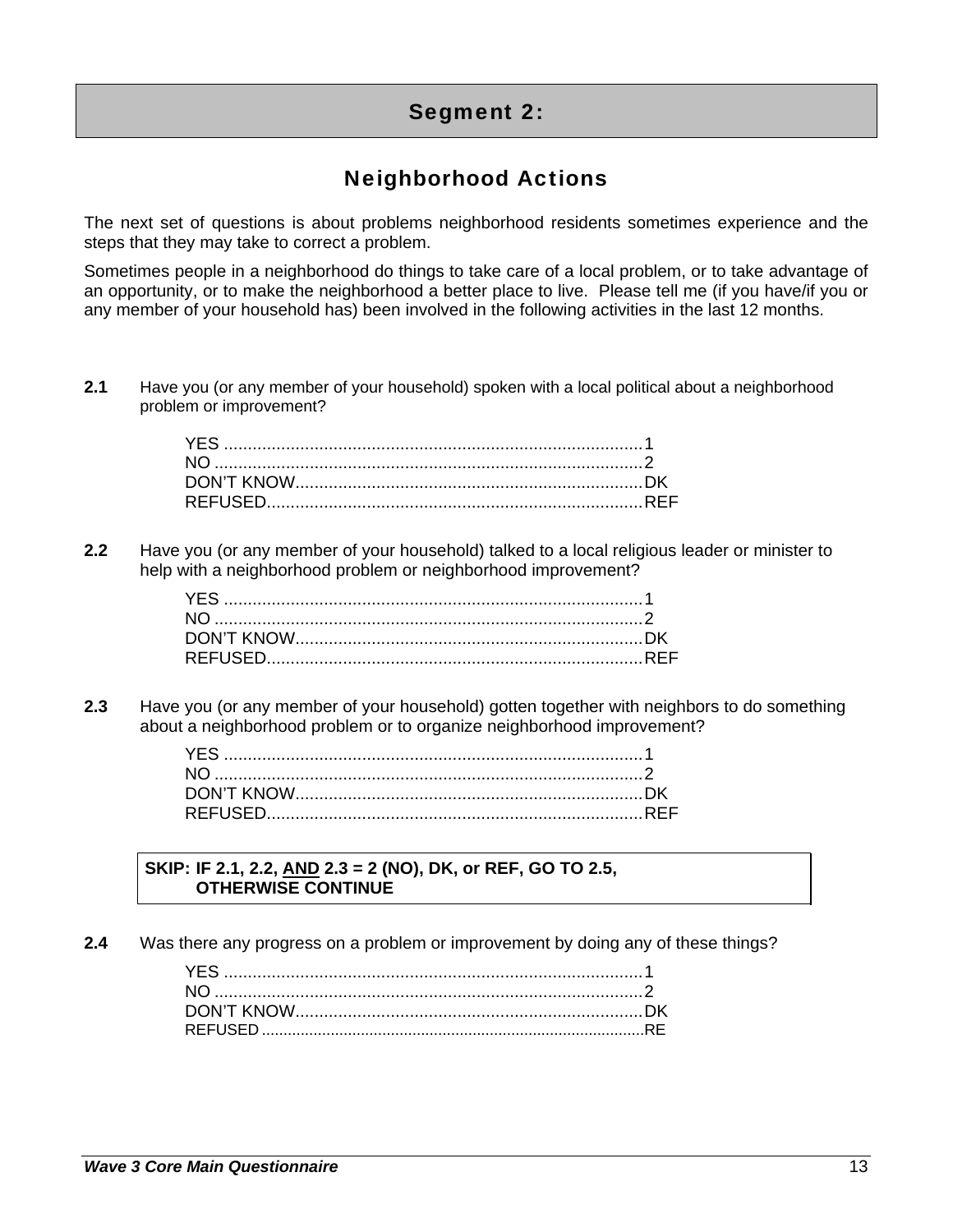# Segment 2:

## Neighborhood Actions

The next set of questions is about problems neighborhood residents sometimes experience and the steps that they may take to correct a problem.

Sometimes people in a neighborhood do things to take care of a local problem, or to take advantage of an opportunity, or to make the neighborhood a better place to live. Please tell me (if you have/if you or any member of your household has) been involved in the following activities in the last 12 months.

**2.1** Have you (or any member of your household) spoken with a local political about a neighborhood problem or improvement?

YES ........................................................................................1
NO ..........................................................................................2
DON'T KNOW.........................................................................DK
REFUSED...............................................................................REF

**2.2** Have you (or any member of your household) talked to a local religious leader or minister to help with a neighborhood problem or neighborhood improvement?

YES ........................................................................................1
NO ..........................................................................................2
DON'T KNOW.........................................................................DK
REFUSED...............................................................................REF

**2.3** Have you (or any member of your household) gotten together with neighbors to do something about a neighborhood problem or to organize neighborhood improvement?

YES ........................................................................................1
NO ..........................................................................................2
DON'T KNOW.........................................................................DK
REFUSED...............................................................................REF

**SKIP: IF 2.1, 2.2, AND 2.3 = 2 (NO), DK, or REF, GO TO 2.5, OTHERWISE CONTINUE**

**2.4** Was there any progress on a problem or improvement by doing any of these things?

YES ........................................................................................1
NO ..........................................................................................2
DON'T KNOW.........................................................................DK
REFUSED...............................................................................RE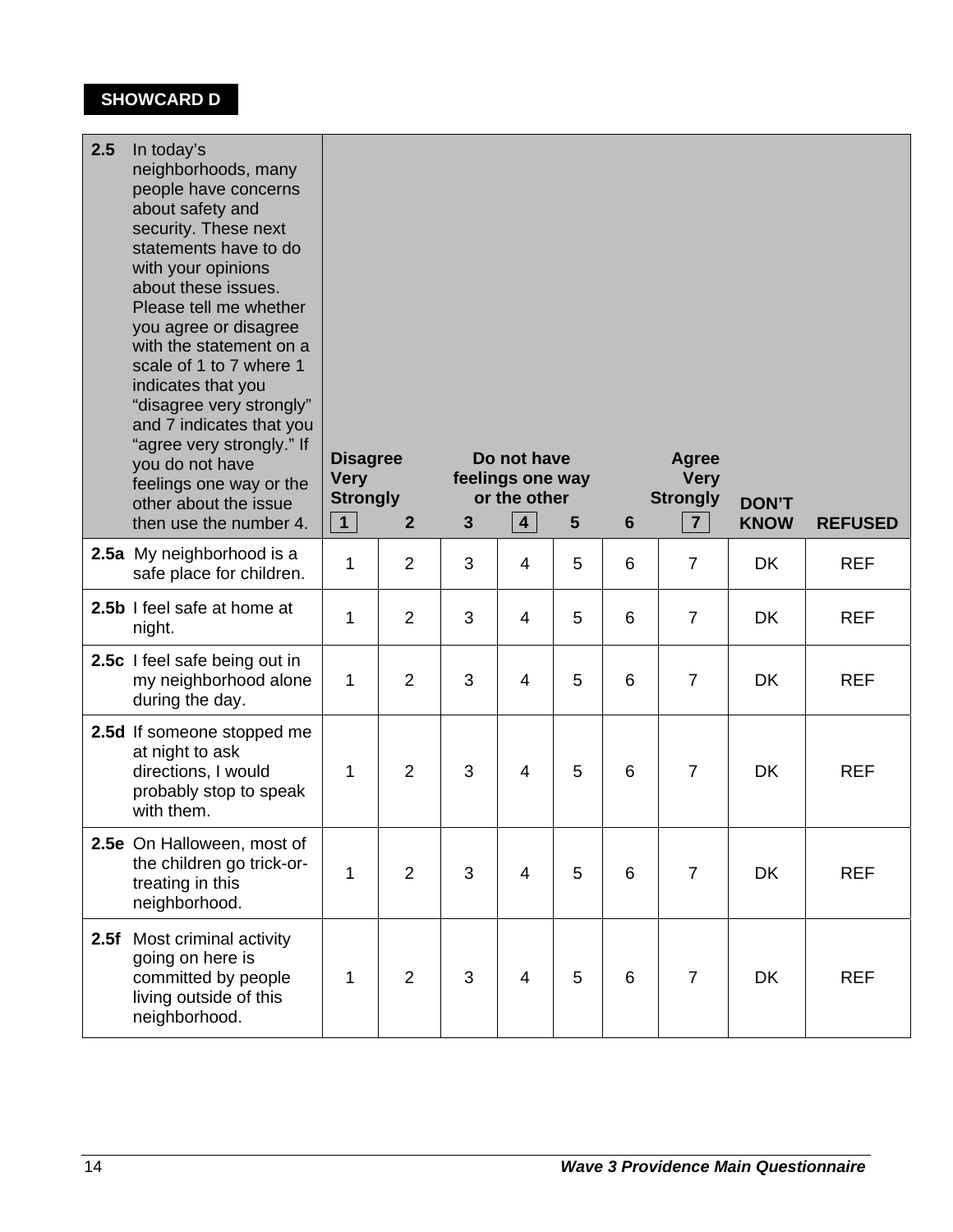**SHOWCARD D**

| **2.5** In today's neighborhoods, many people have concerns about safety and security. These next statements have to do with your opinions about these issues. Please tell me whether you agree or disagree with the statement on a scale of 1 to 7 where 1 indicates that you "disagree very strongly" and 7 indicates that you "agree very strongly." If you do not have feelings one way or the other about the issue then use the number 4. | **Disagree Very Strongly** 1 | **2** | **3** | **Do not have feelings one way or the other** 4 | **5** | **6** | **Agree Very Strongly** 7 | **DON'T KNOW** | **REFUSED** |
|---|---|---|---|---|---|---|---|---|---|
| **2.5a** My neighborhood is a safe place for children. | 1 | 2 | 3 | 4 | 5 | 6 | 7 | DK | REF |
| **2.5b** I feel safe at home at night. | 1 | 2 | 3 | 4 | 5 | 6 | 7 | DK | REF |
| **2.5c** I feel safe being out in my neighborhood alone during the day. | 1 | 2 | 3 | 4 | 5 | 6 | 7 | DK | REF |
| **2.5d** If someone stopped me at night to ask directions, I would probably stop to speak with them. | 1 | 2 | 3 | 4 | 5 | 6 | 7 | DK | REF |
| **2.5e** On Halloween, most of the children go trick-or-treating in this neighborhood. | 1 | 2 | 3 | 4 | 5 | 6 | 7 | DK | REF |
| **2.5f** Most criminal activity going on here is committed by people living outside of this neighborhood. | 1 | 2 | 3 | 4 | 5 | 6 | 7 | DK | REF |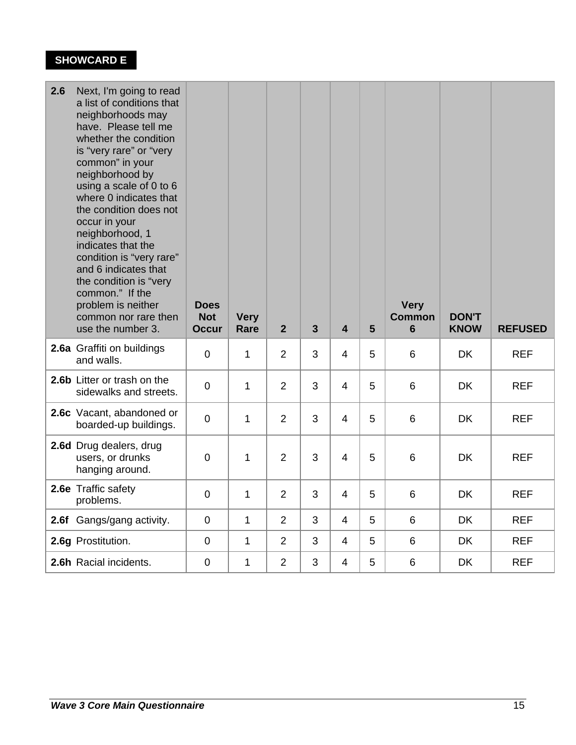**SHOWCARD E**

| 2.6 Next, I'm going to read a list of conditions that neighborhoods may have. Please tell me whether the condition is "very rare" or "very common" in your neighborhood by using a scale of 0 to 6 where 0 indicates that the condition does not occur in your neighborhood, 1 indicates that the condition is "very rare" and 6 indicates that the condition is "very common." If the problem is neither common nor rare then use the number 3. | Does Not Occur | Very Rare | 2 | 3 | 4 | 5 | Very Common 6 | DON'T KNOW | REFUSED |
|---|---|---|---|---|---|---|---|---|---|
| **2.6a** Graffiti on buildings and walls. | 0 | 1 | 2 | 3 | 4 | 5 | 6 | DK | REF |
| **2.6b** Litter or trash on the sidewalks and streets. | 0 | 1 | 2 | 3 | 4 | 5 | 6 | DK | REF |
| **2.6c** Vacant, abandoned or boarded-up buildings. | 0 | 1 | 2 | 3 | 4 | 5 | 6 | DK | REF |
| **2.6d** Drug dealers, drug users, or drunks hanging around. | 0 | 1 | 2 | 3 | 4 | 5 | 6 | DK | REF |
| **2.6e** Traffic safety problems. | 0 | 1 | 2 | 3 | 4 | 5 | 6 | DK | REF |
| **2.6f** Gangs/gang activity. | 0 | 1 | 2 | 3 | 4 | 5 | 6 | DK | REF |
| **2.6g** Prostitution. | 0 | 1 | 2 | 3 | 4 | 5 | 6 | DK | REF |
| **2.6h** Racial incidents. | 0 | 1 | 2 | 3 | 4 | 5 | 6 | DK | REF |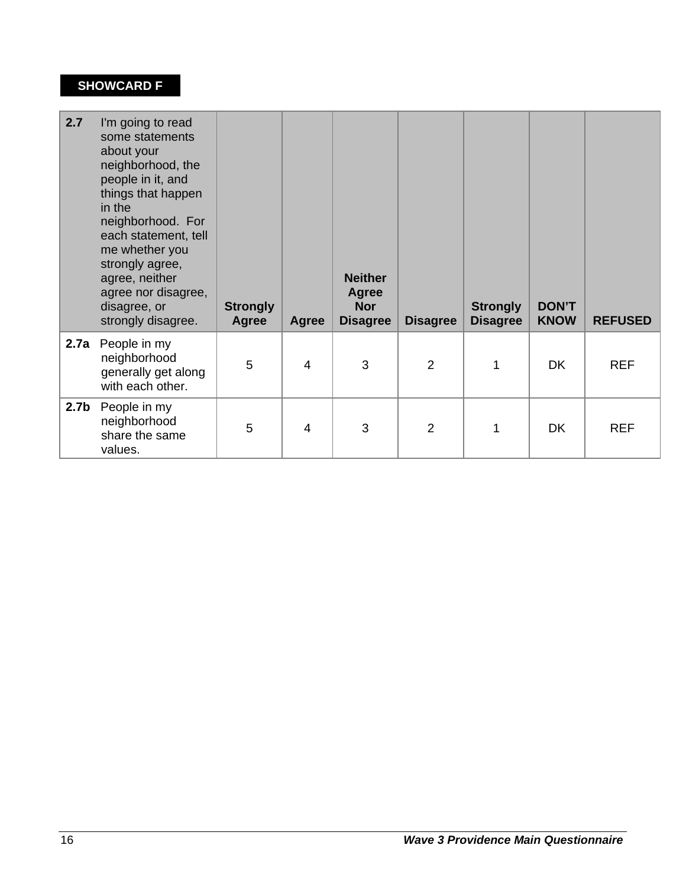**SHOWCARD F**

| **2.7** I'm going to read some statements about your neighborhood, the people in it, and things that happen in the neighborhood. For each statement, tell me whether you strongly agree, agree, neither agree nor disagree, disagree, or strongly disagree. | **Strongly Agree** | **Agree** | **Neither Agree Nor Disagree** | **Disagree** | **Strongly Disagree** | **DON'T KNOW** | **REFUSED** |
|---|---|---|---|---|---|---|---|
| **2.7a** People in my neighborhood generally get along with each other. | 5 | 4 | 3 | 2 | 1 | DK | REF |
| **2.7b** People in my neighborhood share the same values. | 5 | 4 | 3 | 2 | 1 | DK | REF |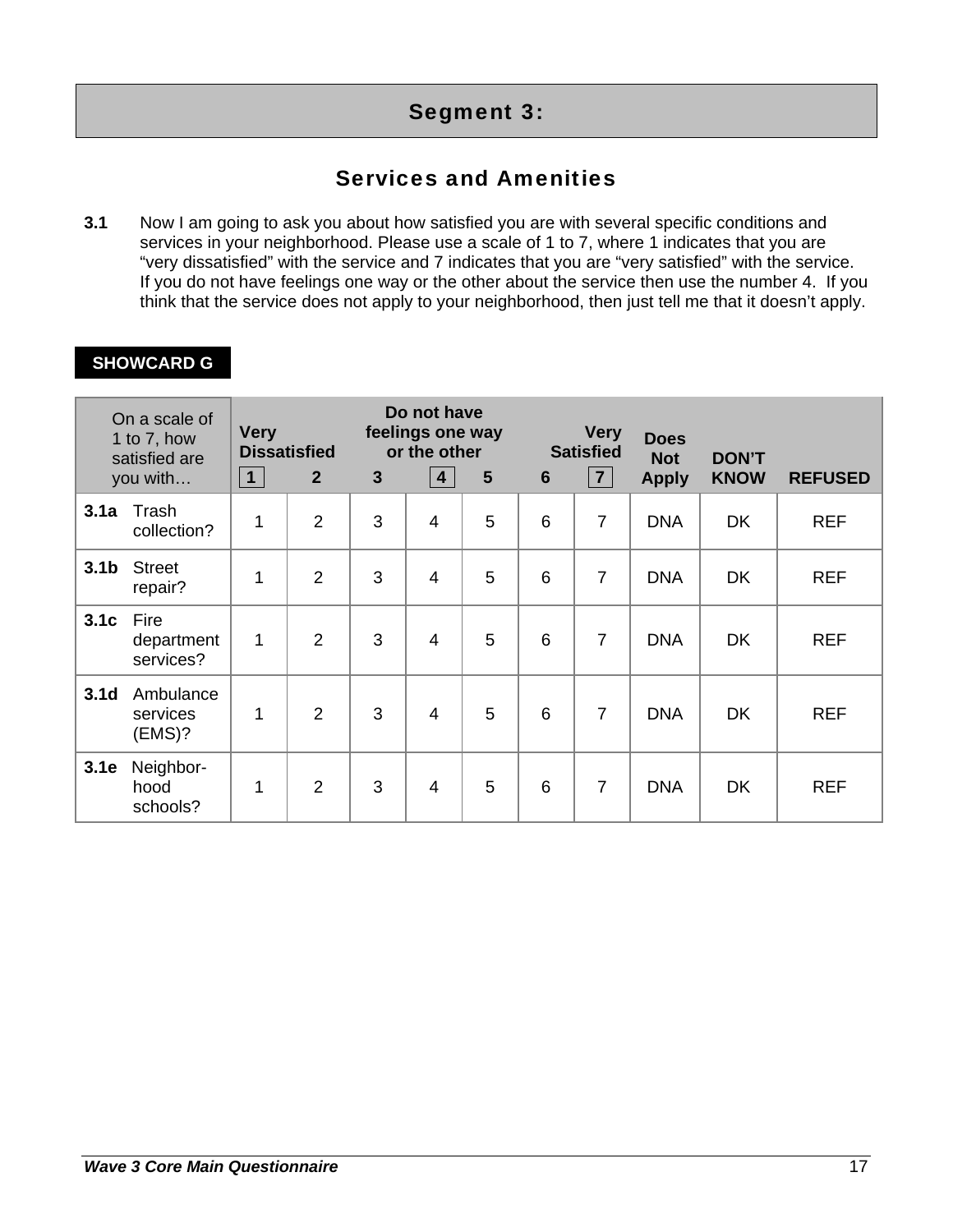# Segment 3:

## Services and Amenities

**3.1** Now I am going to ask you about how satisfied you are with several specific conditions and services in your neighborhood. Please use a scale of 1 to 7, where 1 indicates that you are “very dissatisfied” with the service and 7 indicates that you are “very satisfied” with the service. If you do not have feelings one way or the other about the service then use the number 4. If you think that the service does not apply to your neighborhood, then just tell me that it doesn’t apply.

**SHOWCARD G**

| On a scale of 1 to 7, how satisfied are you with… | **Very Dissatisfied** 1 | **2** | **3** | **Do not have feelings one way or the other** 4 | **5** | **6** | **Very Satisfied** 7 | **Does Not Apply** | **DON’T KNOW** | **REFUSED** |
|---|---|---|---|---|---|---|---|---|---|---|
| **3.1a** Trash collection? | 1 | 2 | 3 | 4 | 5 | 6 | 7 | DNA | DK | REF |
| **3.1b** Street repair? | 1 | 2 | 3 | 4 | 5 | 6 | 7 | DNA | DK | REF |
| **3.1c** Fire department services? | 1 | 2 | 3 | 4 | 5 | 6 | 7 | DNA | DK | REF |
| **3.1d** Ambulance services (EMS)? | 1 | 2 | 3 | 4 | 5 | 6 | 7 | DNA | DK | REF |
| **3.1e** Neighbor-hood schools? | 1 | 2 | 3 | 4 | 5 | 6 | 7 | DNA | DK | REF |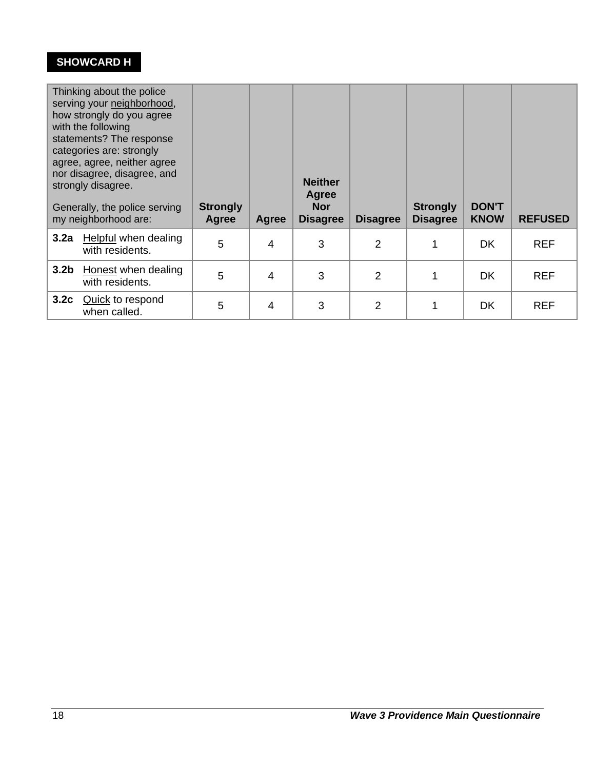**SHOWCARD H**

| Thinking about the police serving your <u>neighborhood</u>, how strongly do you agree with the following statements? The response categories are: strongly agree, agree, neither agree nor disagree, disagree, and strongly disagree.<br><br>Generally, the police serving my neighborhood are: | **Strongly Agree** | **Agree** | **Neither Agree Nor Disagree** | **Disagree** | **Strongly Disagree** | **DON'T KNOW** | **REFUSED** |
|---|---|---|---|---|---|---|---|
| **3.2a** <u>Helpful</u> when dealing with residents. | 5 | 4 | 3 | 2 | 1 | DK | REF |
| **3.2b** <u>Honest</u> when dealing with residents. | 5 | 4 | 3 | 2 | 1 | DK | REF |
| **3.2c** <u>Quick</u> to respond when called. | 5 | 4 | 3 | 2 | 1 | DK | REF |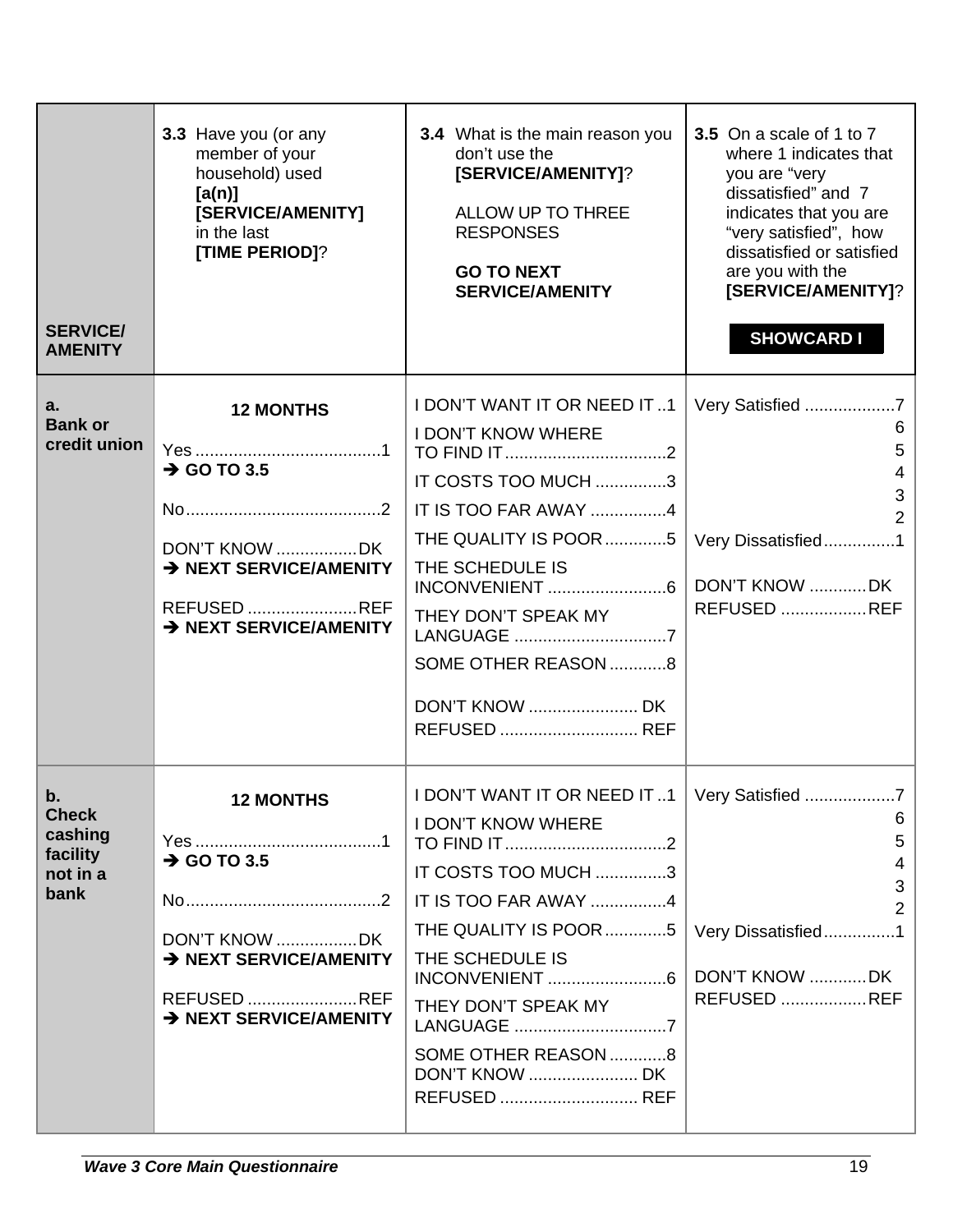| SERVICE/ AMENITY | **3.3** Have you (or any member of your household) used **[a(n)] [SERVICE/AMENITY]** in the last **[TIME PERIOD]**? | **3.4** What is the main reason you don't use the **[SERVICE/AMENITY]**?<br><br>ALLOW UP TO THREE RESPONSES<br><br>**GO TO NEXT SERVICE/AMENITY** | **3.5** On a scale of 1 to 7 where 1 indicates that you are "very dissatisfied" and 7 indicates that you are "very satisfied", how dissatisfied or satisfied are you with the **[SERVICE/AMENITY]**?<br><br>**SHOWCARD I** |
|---|---|---|---|
| **a. Bank or credit union** | **12 MONTHS**<br><br>Yes .......................................1<br>**➔ GO TO 3.5**<br><br>No.........................................2<br><br>DON'T KNOW .................DK<br>**➔ NEXT SERVICE/AMENITY**<br><br>REFUSED .......................REF<br>**➔ NEXT SERVICE/AMENITY** | I DON'T WANT IT OR NEED IT ..1<br>I DON'T KNOW WHERE TO FIND IT..................................2<br>IT COSTS TOO MUCH ...............3<br>IT IS TOO FAR AWAY ................4<br>THE QUALITY IS POOR.............5<br>THE SCHEDULE IS INCONVENIENT .........................6<br>THEY DON'T SPEAK MY LANGUAGE ................................7<br>SOME OTHER REASON ............8<br><br>DON'T KNOW ....................... DK<br>REFUSED ............................. REF | Very Satisfied ...................7<br>6<br>5<br>4<br>3<br>2<br>Very Dissatisfied...............1<br><br>DON'T KNOW ............DK<br>REFUSED ..................REF |
| **b. Check cashing facility not in a bank** | **12 MONTHS**<br><br>Yes .......................................1<br>**➔ GO TO 3.5**<br><br>No.........................................2<br><br>DON'T KNOW .................DK<br>**➔ NEXT SERVICE/AMENITY**<br><br>REFUSED .......................REF<br>**➔ NEXT SERVICE/AMENITY** | I DON'T WANT IT OR NEED IT ..1<br>I DON'T KNOW WHERE TO FIND IT..................................2<br>IT COSTS TOO MUCH ...............3<br>IT IS TOO FAR AWAY ................4<br>THE QUALITY IS POOR.............5<br>THE SCHEDULE IS INCONVENIENT .........................6<br>THEY DON'T SPEAK MY LANGUAGE ................................7<br>SOME OTHER REASON ............8<br>DON'T KNOW ....................... DK<br>REFUSED ............................. REF | Very Satisfied ...................7<br>6<br>5<br>4<br>3<br>2<br>Very Dissatisfied...............1<br><br>DON'T KNOW ............DK<br>REFUSED ..................REF |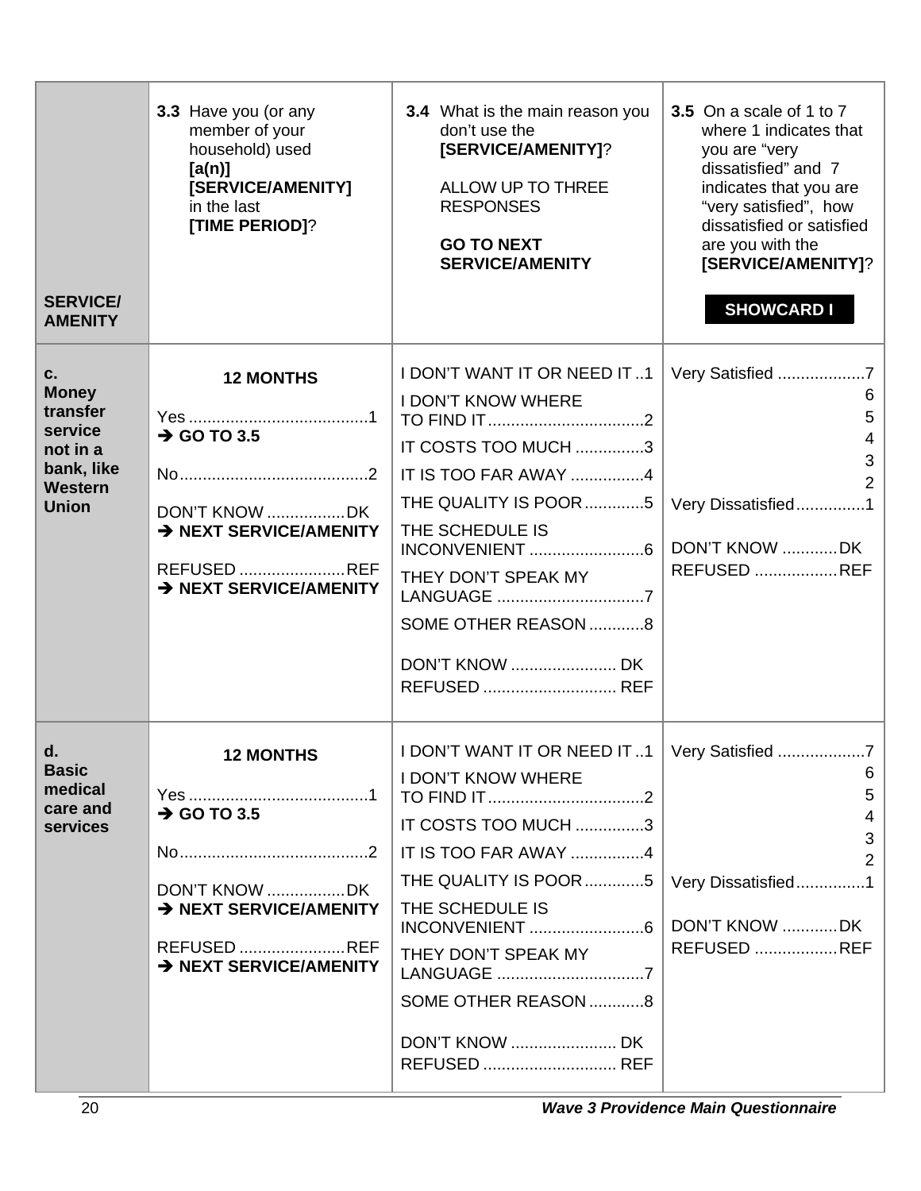| SERVICE/ AMENITY | **3.3** Have you (or any member of your household) used **[a(n)] [SERVICE/AMENITY]** in the last **[TIME PERIOD]**? | **3.4** What is the main reason you don't use the **[SERVICE/AMENITY]**?<br><br>ALLOW UP TO THREE RESPONSES<br><br>**GO TO NEXT SERVICE/AMENITY** | **3.5** On a scale of 1 to 7 where 1 indicates that you are "very dissatisfied" and 7 indicates that you are "very satisfied", how dissatisfied or satisfied are you with the **[SERVICE/AMENITY]**?<br><br>**SHOWCARD I** |
|---|---|---|---|
| **c. Money transfer service not in a bank, like Western Union** | **12 MONTHS**<br><br>Yes ....................................... 1<br>**➔ GO TO 3.5**<br><br>No......................................... 2<br><br>DON'T KNOW ................. DK<br>**➔ NEXT SERVICE/AMENITY**<br><br>REFUSED ....................... REF<br>**➔ NEXT SERVICE/AMENITY** | I DON'T WANT IT OR NEED IT .. 1<br>I DON'T KNOW WHERE TO FIND IT .................................. 2<br>IT COSTS TOO MUCH ............... 3<br>IT IS TOO FAR AWAY ................ 4<br>THE QUALITY IS POOR ............. 5<br>THE SCHEDULE IS INCONVENIENT ......................... 6<br>THEY DON'T SPEAK MY LANGUAGE ................................ 7<br>SOME OTHER REASON ............ 8<br><br>DON'T KNOW ....................... DK<br>REFUSED ............................. REF | Very Satisfied ................... 7<br>6<br>5<br>4<br>3<br>2<br>Very Dissatisfied............... 1<br><br>DON'T KNOW ............ DK<br>REFUSED .................. REF |
| **d. Basic medical care and services** | **12 MONTHS**<br><br>Yes ....................................... 1<br>**➔ GO TO 3.5**<br><br>No......................................... 2<br><br>DON'T KNOW ................. DK<br>**➔ NEXT SERVICE/AMENITY**<br><br>REFUSED ....................... REF<br>**➔ NEXT SERVICE/AMENITY** | I DON'T WANT IT OR NEED IT .. 1<br>I DON'T KNOW WHERE TO FIND IT .................................. 2<br>IT COSTS TOO MUCH ............... 3<br>IT IS TOO FAR AWAY ................ 4<br>THE QUALITY IS POOR ............. 5<br>THE SCHEDULE IS INCONVENIENT ......................... 6<br>THEY DON'T SPEAK MY LANGUAGE ................................ 7<br>SOME OTHER REASON ............ 8<br><br>DON'T KNOW ....................... DK<br>REFUSED ............................. REF | Very Satisfied ................... 7<br>6<br>5<br>4<br>3<br>2<br>Very Dissatisfied............... 1<br><br>DON'T KNOW ............ DK<br>REFUSED .................. REF |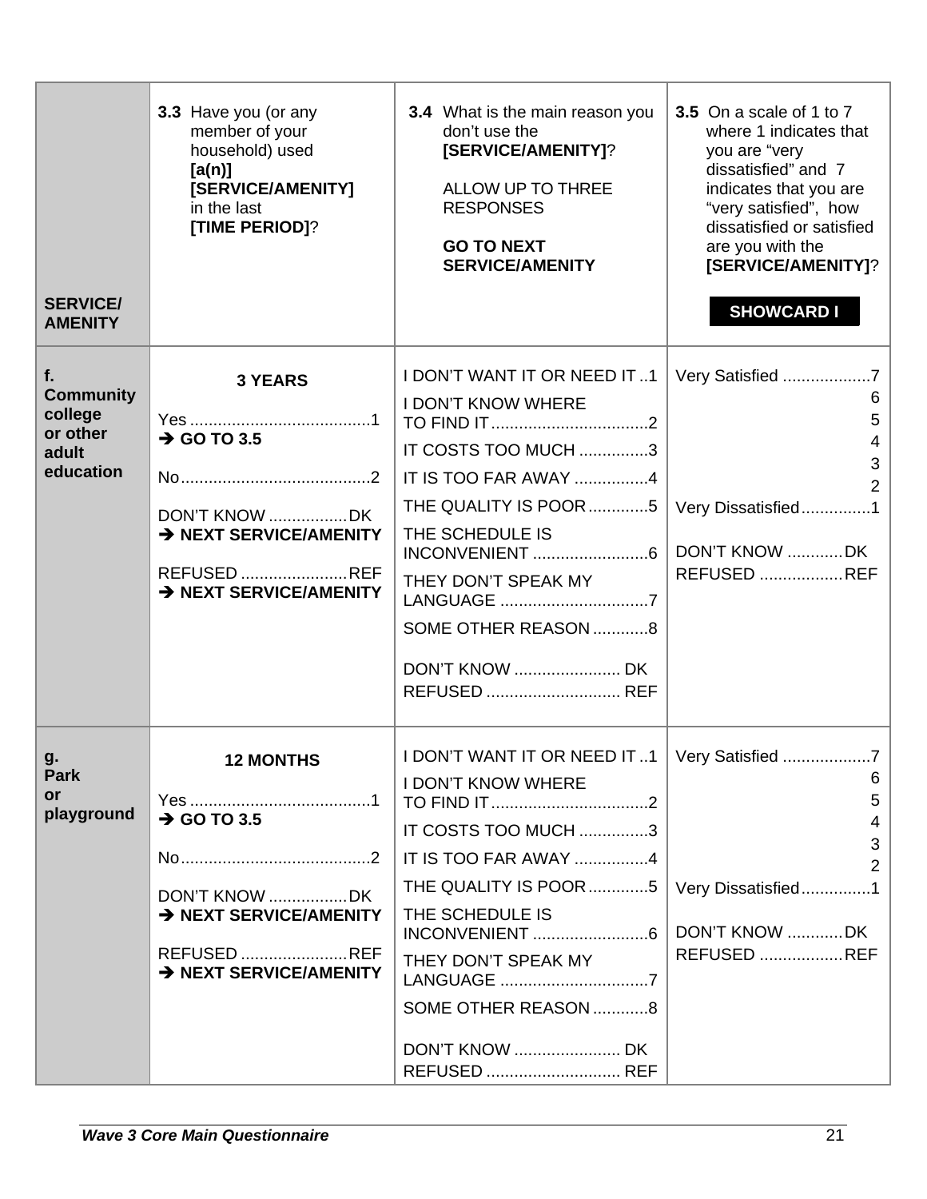| SERVICE/ AMENITY | **3.3** Have you (or any member of your household) used **[a(n)] [SERVICE/AMENITY]** in the last **[TIME PERIOD]**? | **3.4** What is the main reason you don't use the **[SERVICE/AMENITY]**?<br><br>ALLOW UP TO THREE RESPONSES<br><br>**GO TO NEXT SERVICE/AMENITY** | **3.5** On a scale of 1 to 7 where 1 indicates that you are "very dissatisfied" and 7 indicates that you are "very satisfied", how dissatisfied or satisfied are you with the **[SERVICE/AMENITY]**?<br><br>**SHOWCARD I** |
|---|---|---|---|
| **f. Community college or other adult education** | **3 YEARS**<br><br>Yes .......................................1<br>**➔ GO TO 3.5**<br><br>No.........................................2<br><br>DON'T KNOW .................DK<br>**➔ NEXT SERVICE/AMENITY**<br><br>REFUSED .......................REF<br>**➔ NEXT SERVICE/AMENITY** | I DON'T WANT IT OR NEED IT ..1<br>I DON'T KNOW WHERE TO FIND IT..................................2<br>IT COSTS TOO MUCH ...............3<br>IT IS TOO FAR AWAY ................4<br>THE QUALITY IS POOR.............5<br>THE SCHEDULE IS INCONVENIENT .........................6<br>THEY DON'T SPEAK MY LANGUAGE ................................7<br>SOME OTHER REASON............8<br><br>DON'T KNOW ....................... DK<br>REFUSED ............................ REF | Very Satisfied ...................7<br>6<br>5<br>4<br>3<br>2<br>Very Dissatisfied...............1<br><br>DON'T KNOW ............DK<br>REFUSED ..................REF |
| **g. Park or playground** | **12 MONTHS**<br><br>Yes .......................................1<br>**➔ GO TO 3.5**<br><br>No.........................................2<br><br>DON'T KNOW .................DK<br>**➔ NEXT SERVICE/AMENITY**<br><br>REFUSED .......................REF<br>**➔ NEXT SERVICE/AMENITY** | I DON'T WANT IT OR NEED IT ..1<br>I DON'T KNOW WHERE TO FIND IT..................................2<br>IT COSTS TOO MUCH ...............3<br>IT IS TOO FAR AWAY ................4<br>THE QUALITY IS POOR.............5<br>THE SCHEDULE IS INCONVENIENT .........................6<br>THEY DON'T SPEAK MY LANGUAGE ................................7<br>SOME OTHER REASON............8<br><br>DON'T KNOW ....................... DK<br>REFUSED ............................ REF | Very Satisfied ...................7<br>6<br>5<br>4<br>3<br>2<br>Very Dissatisfied...............1<br><br>DON'T KNOW ............DK<br>REFUSED ..................REF |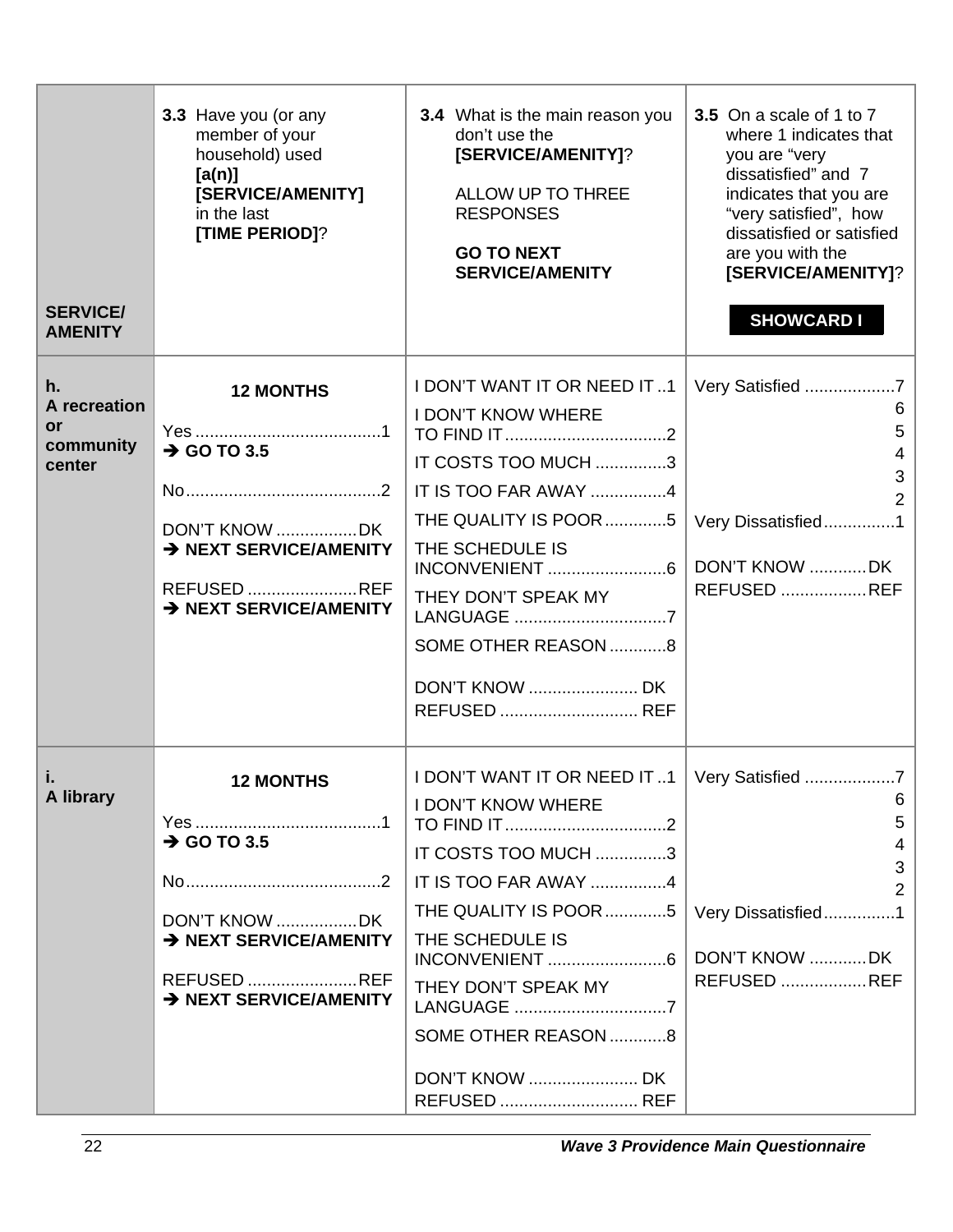| SERVICE/ AMENITY | **3.3** Have you (or any member of your household) used **[a(n)] [SERVICE/AMENITY]** in the last **[TIME PERIOD]**? | **3.4** What is the main reason you don't use the **[SERVICE/AMENITY]**?<br><br>ALLOW UP TO THREE RESPONSES<br><br>**GO TO NEXT SERVICE/AMENITY** | **3.5** On a scale of 1 to 7 where 1 indicates that you are "very dissatisfied" and 7 indicates that you are "very satisfied", how dissatisfied or satisfied are you with the **[SERVICE/AMENITY]**?<br><br>**SHOWCARD I** |
|---|---|---|---|
| **h. A recreation or community center** | **12 MONTHS**<br><br>Yes ....................................... 1<br>**➔ GO TO 3.5**<br><br>No ......................................... 2<br><br>DON'T KNOW ................. DK<br>**➔ NEXT SERVICE/AMENITY**<br><br>REFUSED ....................... REF<br>**➔ NEXT SERVICE/AMENITY** | I DON'T WANT IT OR NEED IT .. 1<br>I DON'T KNOW WHERE TO FIND IT .................................. 2<br>IT COSTS TOO MUCH ............... 3<br>IT IS TOO FAR AWAY ................ 4<br>THE QUALITY IS POOR ............. 5<br>THE SCHEDULE IS INCONVENIENT ......................... 6<br>THEY DON'T SPEAK MY LANGUAGE ................................ 7<br>SOME OTHER REASON ............ 8<br><br>DON'T KNOW ....................... DK<br>REFUSED ............................. REF | Very Satisfied ................... 7<br>6<br>5<br>4<br>3<br>2<br>Very Dissatisfied ............... 1<br><br>DON'T KNOW ............ DK<br>REFUSED .................. REF |
| **i. A library** | **12 MONTHS**<br><br>Yes ....................................... 1<br>**➔ GO TO 3.5**<br><br>No ......................................... 2<br><br>DON'T KNOW ................. DK<br>**➔ NEXT SERVICE/AMENITY**<br><br>REFUSED ....................... REF<br>**➔ NEXT SERVICE/AMENITY** | I DON'T WANT IT OR NEED IT .. 1<br>I DON'T KNOW WHERE TO FIND IT .................................. 2<br>IT COSTS TOO MUCH ............... 3<br>IT IS TOO FAR AWAY ................ 4<br>THE QUALITY IS POOR ............. 5<br>THE SCHEDULE IS INCONVENIENT ......................... 6<br>THEY DON'T SPEAK MY LANGUAGE ................................ 7<br>SOME OTHER REASON ............ 8<br><br>DON'T KNOW ....................... DK<br>REFUSED ............................. REF | Very Satisfied ................... 7<br>6<br>5<br>4<br>3<br>2<br>Very Dissatisfied ............... 1<br><br>DON'T KNOW ............ DK<br>REFUSED .................. REF |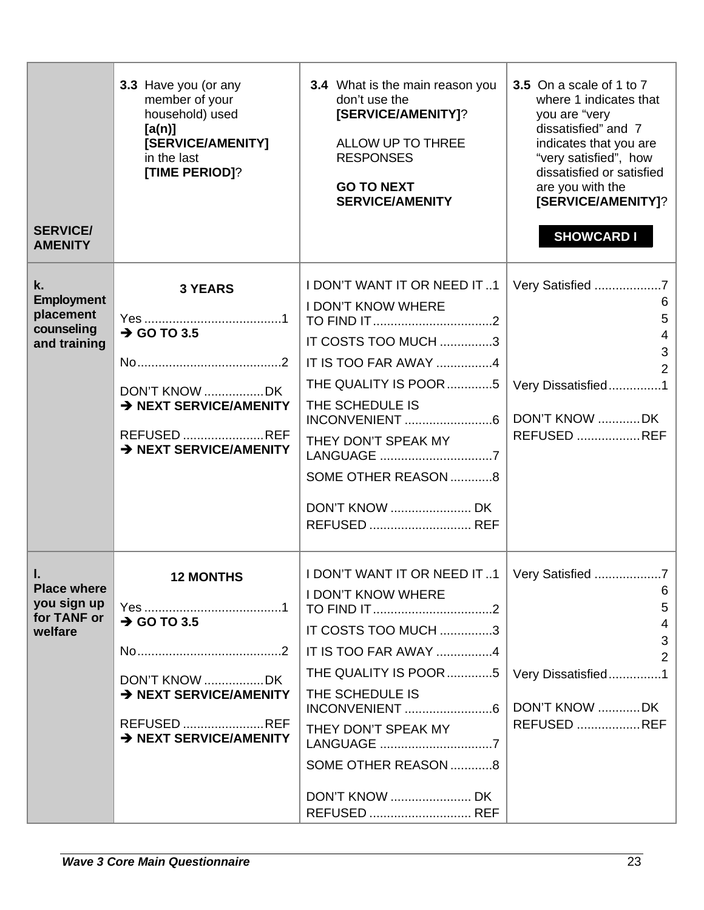| SERVICE/ AMENITY | **3.3** Have you (or any member of your household) used **[a(n)] [SERVICE/AMENITY]** in the last **[TIME PERIOD]**? | **3.4** What is the main reason you don't use the **[SERVICE/AMENITY]**? ALLOW UP TO THREE RESPONSES **GO TO NEXT SERVICE/AMENITY** | **3.5** On a scale of 1 to 7 where 1 indicates that you are "very dissatisfied" and 7 indicates that you are "very satisfied", how dissatisfied or satisfied are you with the **[SERVICE/AMENITY]**? **SHOWCARD I** |
|---|---|---|---|
| **k. Employment placement counseling and training** | **3 YEARS**<br>Yes .......................................1 **➔ GO TO 3.5**<br>No.........................................2<br>DON'T KNOW .................DK **➔ NEXT SERVICE/AMENITY**<br>REFUSED .......................REF **➔ NEXT SERVICE/AMENITY** | I DON'T WANT IT OR NEED IT ..1<br>I DON'T KNOW WHERE TO FIND IT..................................2<br>IT COSTS TOO MUCH ...............3<br>IT IS TOO FAR AWAY ................4<br>THE QUALITY IS POOR.............5<br>THE SCHEDULE IS INCONVENIENT .........................6<br>THEY DON'T SPEAK MY LANGUAGE ................................7<br>SOME OTHER REASON............8<br>DON'T KNOW ....................... DK<br>REFUSED ............................ REF | Very Satisfied ...................7<br>6<br>5<br>4<br>3<br>2<br>Very Dissatisfied...............1<br>DON'T KNOW ............DK<br>REFUSED ..................REF |
| **l. Place where you sign up for TANF or welfare** | **12 MONTHS**<br>Yes .......................................1 **➔ GO TO 3.5**<br>No.........................................2<br>DON'T KNOW .................DK **➔ NEXT SERVICE/AMENITY**<br>REFUSED .......................REF **➔ NEXT SERVICE/AMENITY** | I DON'T WANT IT OR NEED IT ..1<br>I DON'T KNOW WHERE TO FIND IT..................................2<br>IT COSTS TOO MUCH ...............3<br>IT IS TOO FAR AWAY ................4<br>THE QUALITY IS POOR.............5<br>THE SCHEDULE IS INCONVENIENT .........................6<br>THEY DON'T SPEAK MY LANGUAGE ................................7<br>SOME OTHER REASON............8<br>DON'T KNOW ....................... DK<br>REFUSED ............................ REF | Very Satisfied ...................7<br>6<br>5<br>4<br>3<br>2<br>Very Dissatisfied...............1<br>DON'T KNOW ............DK<br>REFUSED ..................REF |

*Wave 3 Core Main Questionnaire*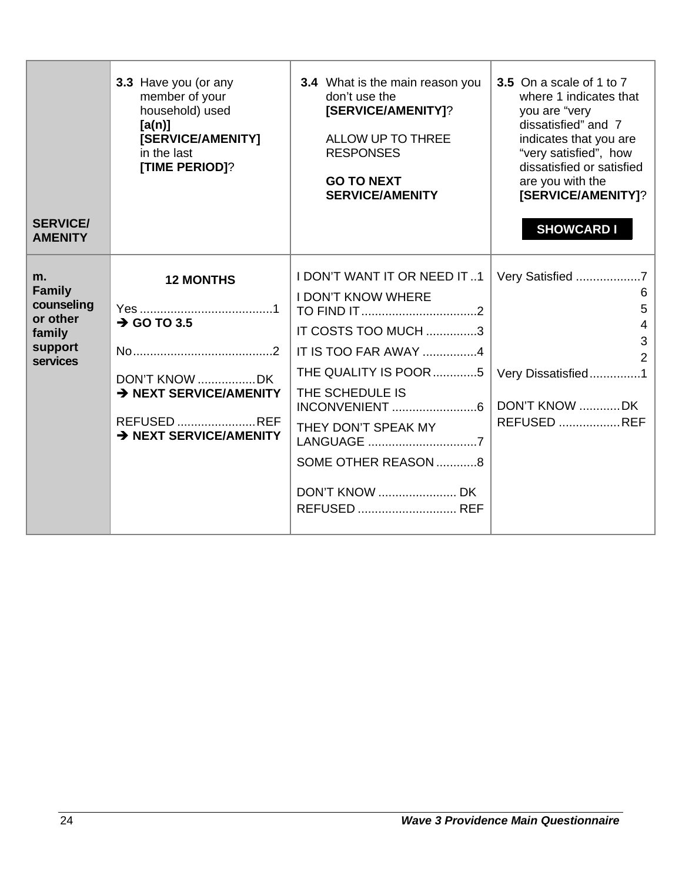| SERVICE/ AMENITY | **3.3** Have you (or any member of your household) used **[a(n)] [SERVICE/AMENITY]** in the last **[TIME PERIOD]**? | **3.4** What is the main reason you don't use the **[SERVICE/AMENITY]**?<br><br>ALLOW UP TO THREE RESPONSES<br><br>**GO TO NEXT SERVICE/AMENITY** | **3.5** On a scale of 1 to 7 where 1 indicates that you are "very dissatisfied" and 7 indicates that you are "very satisfied", how dissatisfied or satisfied are you with the **[SERVICE/AMENITY]**?<br><br>**SHOWCARD I** |
|---|---|---|---|
| **m. Family counseling or other family support services** | **12 MONTHS**<br><br>Yes ....................................... 1<br>**➔ GO TO 3.5**<br><br>No ......................................... 2<br><br>DON'T KNOW ................. DK<br>**➔ NEXT SERVICE/AMENITY**<br><br>REFUSED ....................... REF<br>**➔ NEXT SERVICE/AMENITY** | I DON'T WANT IT OR NEED IT .. 1<br>I DON'T KNOW WHERE TO FIND IT .................................. 2<br>IT COSTS TOO MUCH ............... 3<br>IT IS TOO FAR AWAY ................ 4<br>THE QUALITY IS POOR ............. 5<br>THE SCHEDULE IS INCONVENIENT ......................... 6<br>THEY DON'T SPEAK MY LANGUAGE ................................ 7<br>SOME OTHER REASON ............ 8<br><br>DON'T KNOW ....................... DK<br>REFUSED ............................ REF | Very Satisfied ................... 7<br>6<br>5<br>4<br>3<br>2<br>Very Dissatisfied ............... 1<br><br>DON'T KNOW ............ DK<br>REFUSED .................. REF |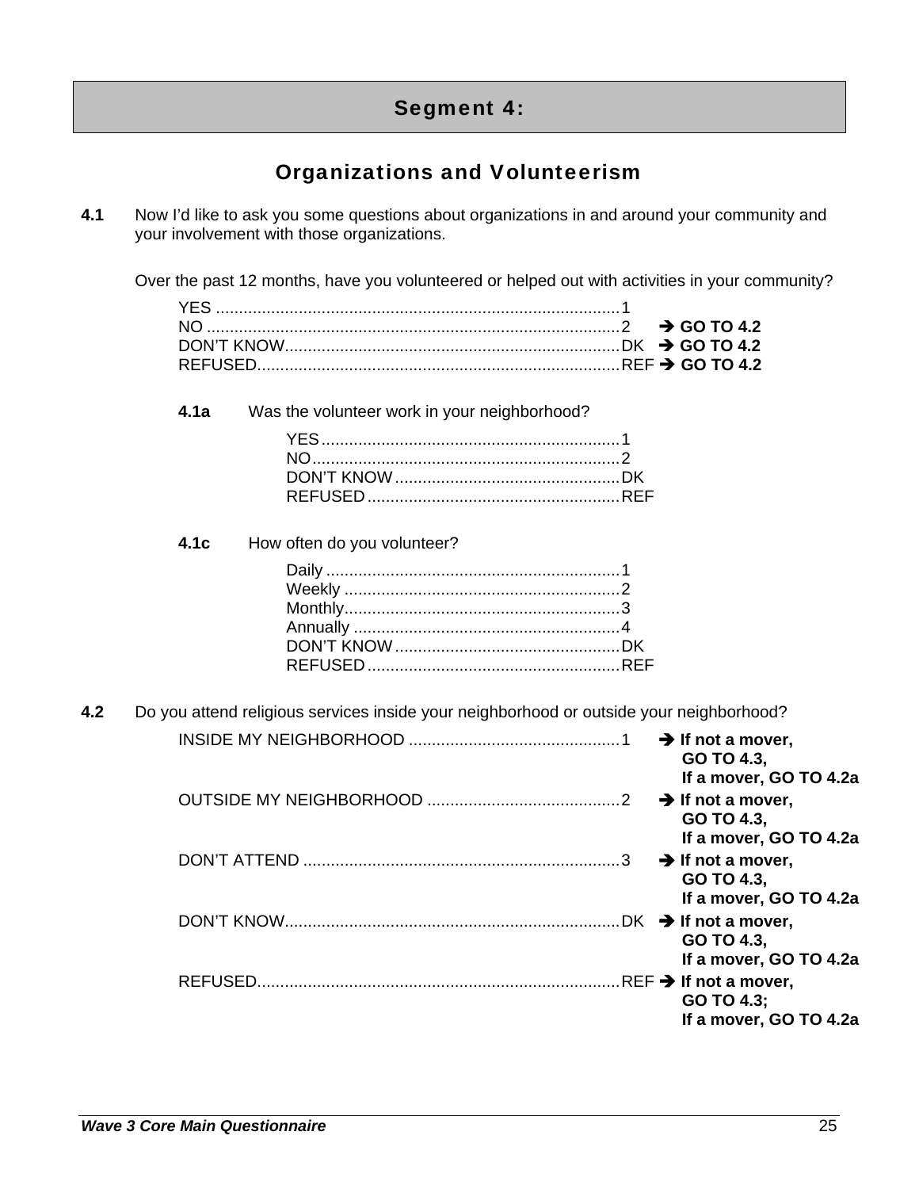# Segment 4:

## Organizations and Volunteerism

**4.1** Now I'd like to ask you some questions about organizations in and around your community and your involvement with those organizations.

Over the past 12 months, have you volunteered or helped out with activities in your community?

YES ........................................................................................1
NO ..........................................................................................2 ➔ **GO TO 4.2**
DON'T KNOW.........................................................................DK ➔ **GO TO 4.2**
REFUSED...............................................................................REF ➔ **GO TO 4.2**

**4.1a** Was the volunteer work in your neighborhood?

YES.................................................................1
NO...................................................................2
DON'T KNOW.................................................DK
REFUSED.......................................................REF

**4.1c** How often do you volunteer?

Daily ................................................................1
Weekly ............................................................2
Monthly............................................................3
Annually ..........................................................4
DON'T KNOW.................................................DK
REFUSED.......................................................REF

**4.2** Do you attend religious services inside your neighborhood or outside your neighborhood?

INSIDE MY NEIGHBORHOOD ..............................................1 ➔ **If not a mover, GO TO 4.3, If a mover, GO TO 4.2a**
OUTSIDE MY NEIGHBORHOOD ..........................................2 ➔ **If not a mover, GO TO 4.3, If a mover, GO TO 4.2a**
DON'T ATTEND .....................................................................3 ➔ **If not a mover, GO TO 4.3, If a mover, GO TO 4.2a**
DON'T KNOW.........................................................................DK ➔ **If not a mover, GO TO 4.3, If a mover, GO TO 4.2a**
REFUSED...............................................................................REF ➔ **If not a mover, GO TO 4.3; If a mover, GO TO 4.2a**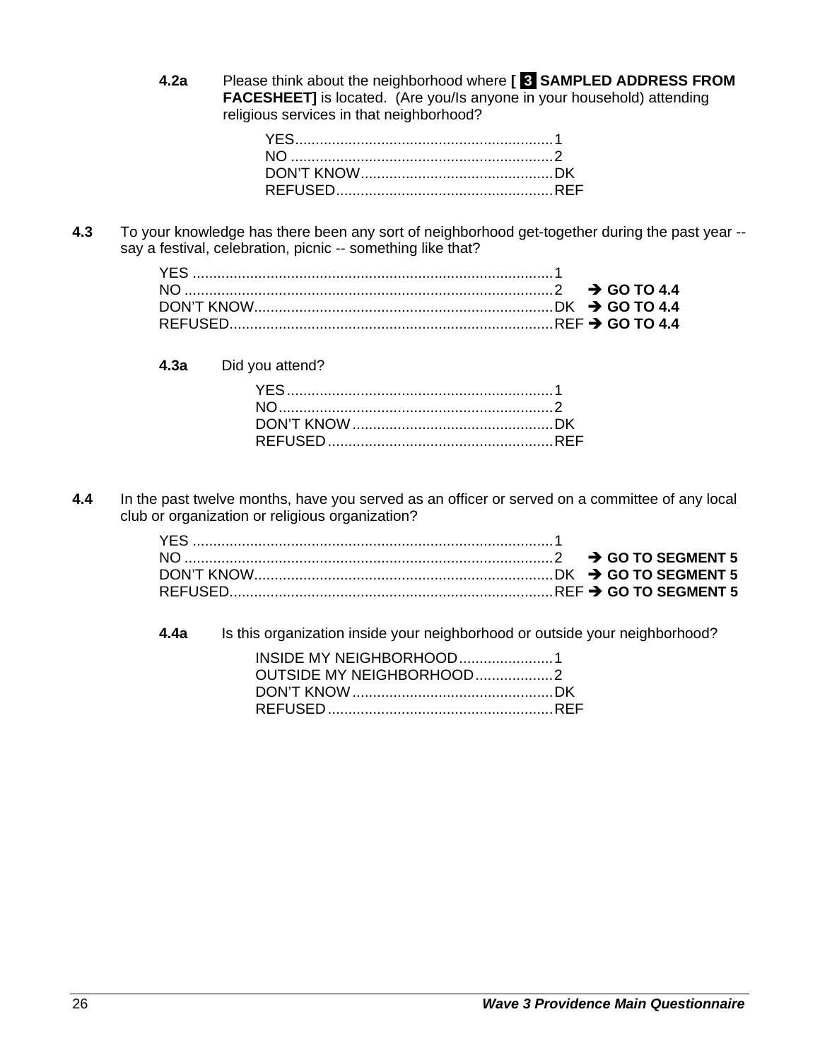**4.2a** Please think about the neighborhood where **[ 3 SAMPLED ADDRESS FROM FACESHEET]** is located. (Are you/Is anyone in your household) attending religious services in that neighborhood?

YES.............................................................1
NO ..............................................................2
DON'T KNOW.............................................DK
REFUSED...................................................REF

**4.3** To your knowledge has there been any sort of neighborhood get-together during the past year -- say a festival, celebration, picnic -- something like that?

YES ......................................................................................1
NO .......................................................................................2 ➔ **GO TO 4.4**
DON'T KNOW......................................................................DK ➔ **GO TO 4.4**
REFUSED............................................................................REF ➔ **GO TO 4.4**

**4.3a** Did you attend?

YES..............................................................1
NO................................................................2
DON'T KNOW..............................................DK
REFUSED.....................................................REF

**4.4** In the past twelve months, have you served as an officer or served on a committee of any local club or organization or religious organization?

YES ......................................................................................1
NO .......................................................................................2 ➔ **GO TO SEGMENT 5**
DON'T KNOW......................................................................DK ➔ **GO TO SEGMENT 5**
REFUSED............................................................................REF ➔ **GO TO SEGMENT 5**

**4.4a** Is this organization inside your neighborhood or outside your neighborhood?

INSIDE MY NEIGHBORHOOD......................1
OUTSIDE MY NEIGHBORHOOD..................2
DON'T KNOW..............................................DK
REFUSED.....................................................REF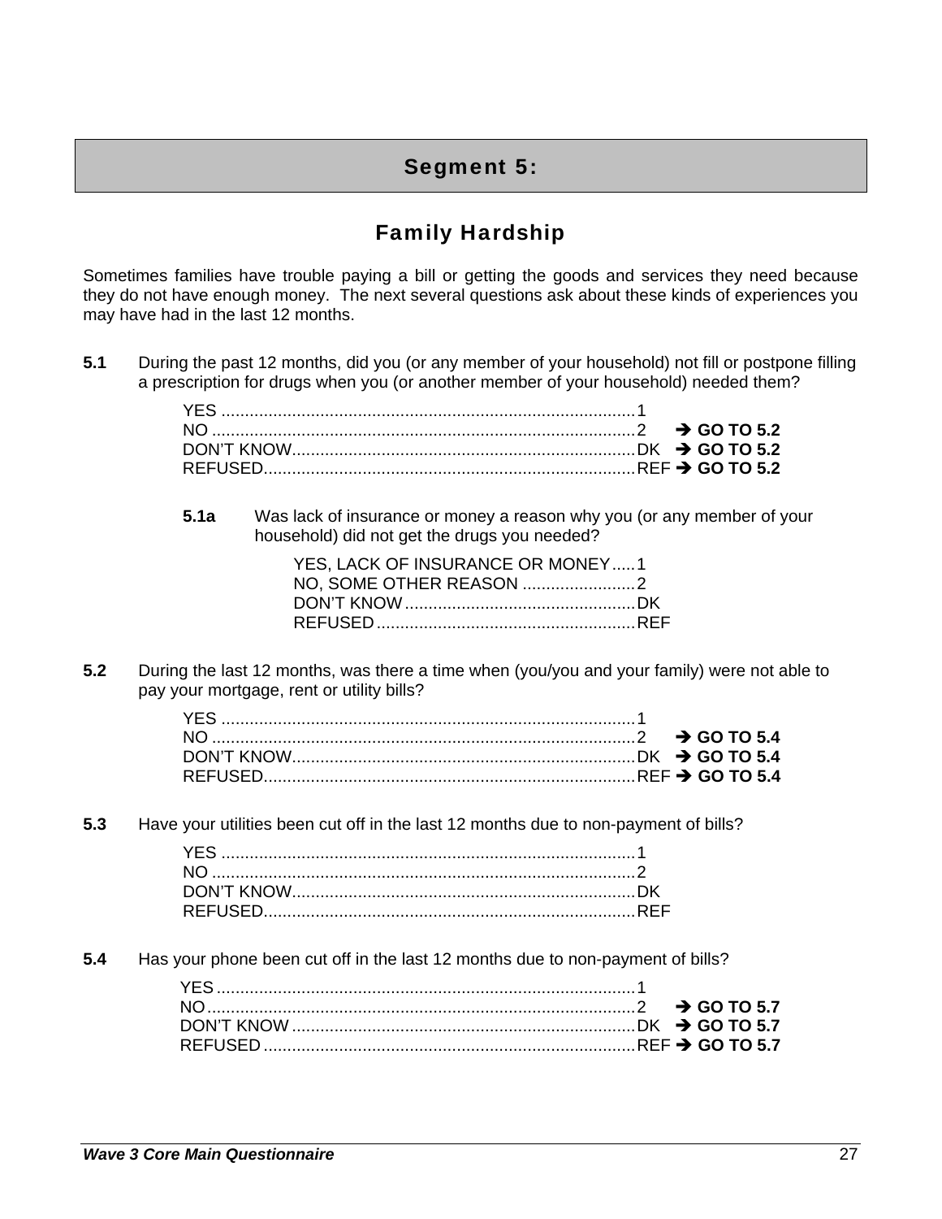## Segment 5:

### Family Hardship

Sometimes families have trouble paying a bill or getting the goods and services they need because they do not have enough money. The next several questions ask about these kinds of experiences you may have had in the last 12 months.

**5.1** During the past 12 months, did you (or any member of your household) not fill or postpone filling a prescription for drugs when you (or another member of your household) needed them?

YES ........................................................................................1
NO ..........................................................................................2 ➔ **GO TO 5.2**
DON'T KNOW.........................................................................DK ➔ **GO TO 5.2**
REFUSED...............................................................................REF ➔ **GO TO 5.2**

**5.1a** Was lack of insurance or money a reason why you (or any member of your household) did not get the drugs you needed?

YES, LACK OF INSURANCE OR MONEY.....1
NO, SOME OTHER REASON ........................2
DON'T KNOW.................................................DK
REFUSED.......................................................REF

**5.2** During the last 12 months, was there a time when (you/you and your family) were not able to pay your mortgage, rent or utility bills?

YES ........................................................................................1
NO ..........................................................................................2 ➔ **GO TO 5.4**
DON'T KNOW.........................................................................DK ➔ **GO TO 5.4**
REFUSED...............................................................................REF ➔ **GO TO 5.4**

**5.3** Have your utilities been cut off in the last 12 months due to non-payment of bills?

YES ........................................................................................1
NO ..........................................................................................2
DON'T KNOW.........................................................................DK
REFUSED...............................................................................REF

**5.4** Has your phone been cut off in the last 12 months due to non-payment of bills?

YES ........................................................................................1
NO ..........................................................................................2 ➔ **GO TO 5.7**
DON'T KNOW.........................................................................DK ➔ **GO TO 5.7**
REFUSED...............................................................................REF ➔ **GO TO 5.7**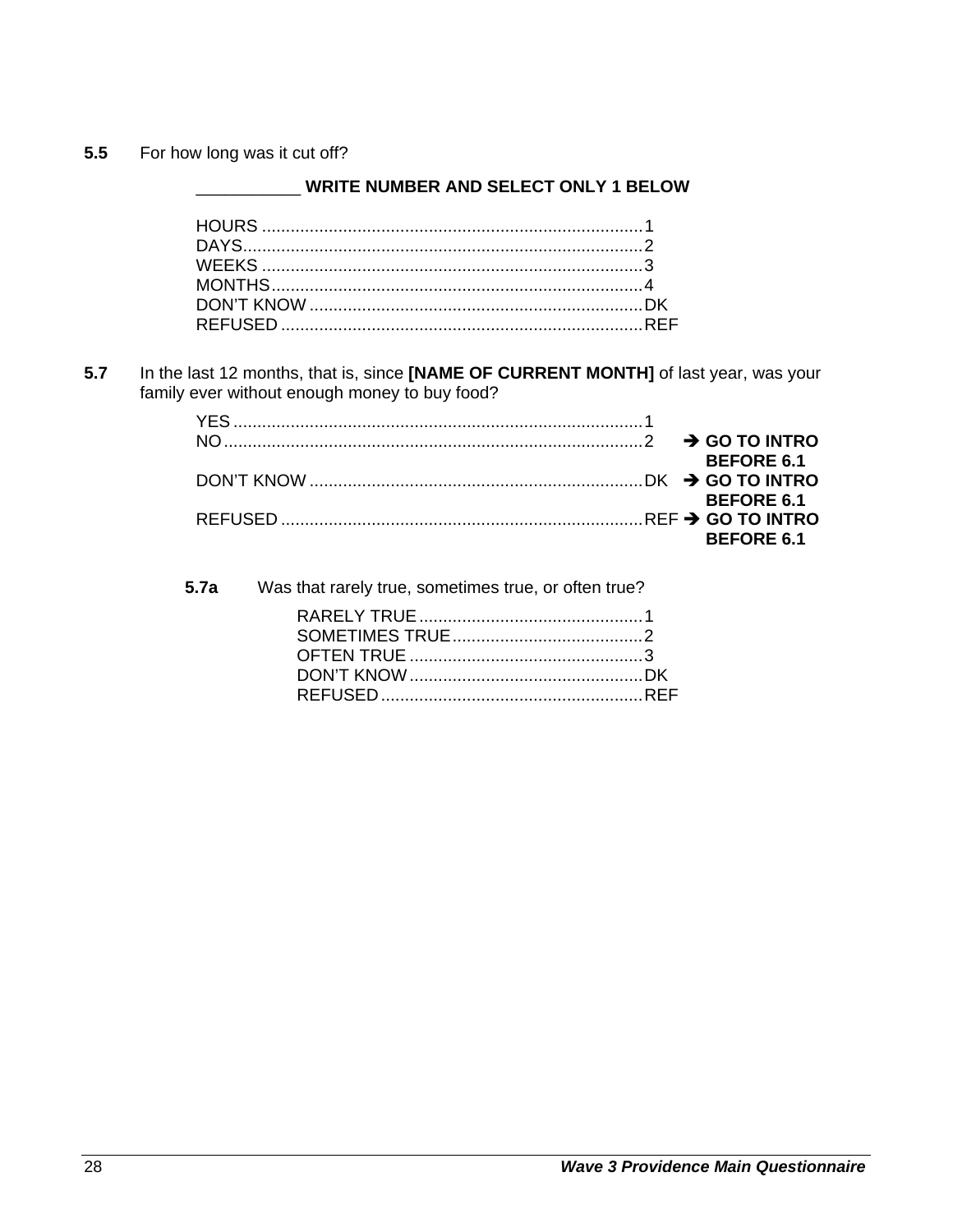**5.5** For how long was it cut off?

___________ **WRITE NUMBER AND SELECT ONLY 1 BELOW**

HOURS ............................................................................... 1
DAYS.................................................................................. 2
WEEKS ............................................................................... 3
MONTHS............................................................................. 4
DON'T KNOW ..................................................................... DK
REFUSED ........................................................................... REF

**5.7** In the last 12 months, that is, since **[NAME OF CURRENT MONTH]** of last year, was your family ever without enough money to buy food?

YES ..................................................................................... 1
NO ....................................................................................... 2 ➔ **GO TO INTRO BEFORE 6.1**
DON'T KNOW ..................................................................... DK ➔ **GO TO INTRO BEFORE 6.1**
REFUSED ........................................................................... REF ➔ **GO TO INTRO BEFORE 6.1**

**5.7a** Was that rarely true, sometimes true, or often true?

RARELY TRUE .............................................. 1
SOMETIMES TRUE........................................ 2
OFTEN TRUE ................................................ 3
DON'T KNOW ................................................ DK
REFUSED ...................................................... REF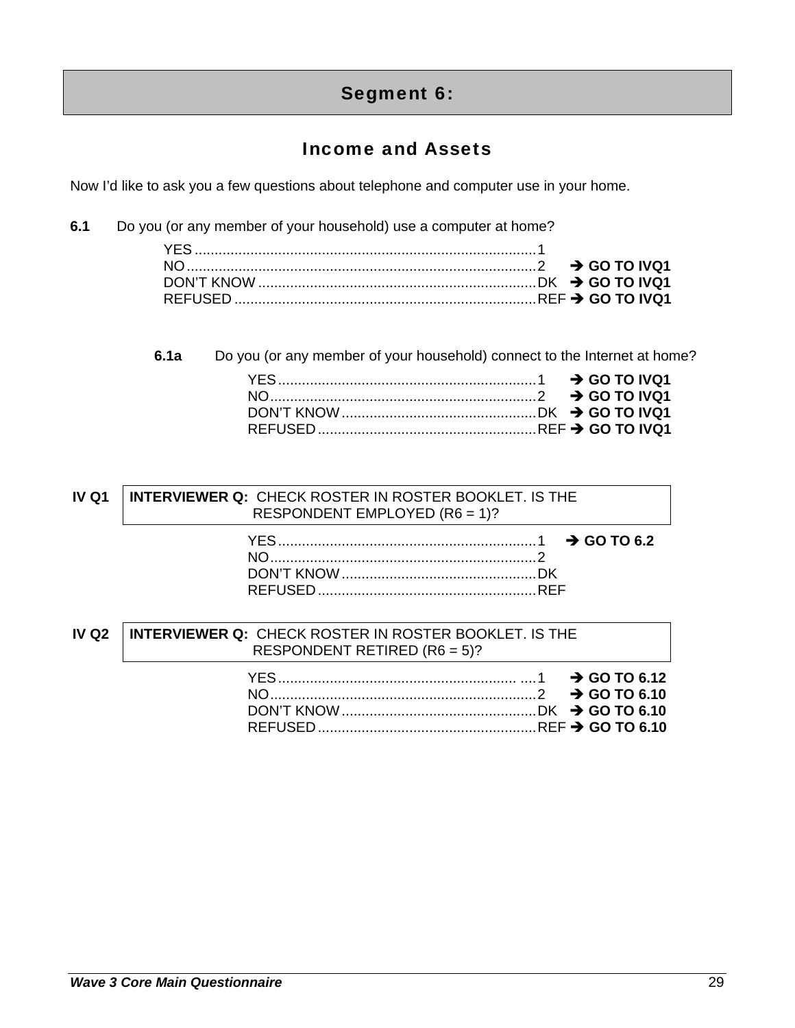# Segment 6:

## Income and Assets

Now I'd like to ask you a few questions about telephone and computer use in your home.

**6.1** Do you (or any member of your household) use a computer at home?

- YES....................................................................................1
- NO......................................................................................2 ➔ **GO TO IVQ1**
- DON'T KNOW......................................................................DK ➔ **GO TO IVQ1**
- REFUSED............................................................................REF ➔ **GO TO IVQ1**

**6.1a** Do you (or any member of your household) connect to the Internet at home?

- YES.................................................................1 ➔ **GO TO IVQ1**
- NO...................................................................2 ➔ **GO TO IVQ1**
- DON'T KNOW.................................................DK ➔ **GO TO IVQ1**
- REFUSED.......................................................REF ➔ **GO TO IVQ1**

**IV Q1** | **INTERVIEWER Q:** CHECK ROSTER IN ROSTER BOOKLET. IS THE RESPONDENT EMPLOYED (R6 = 1)?

- YES.................................................................1 ➔ **GO TO 6.2**
- NO...................................................................2
- DON'T KNOW.................................................DK
- REFUSED.......................................................REF

**IV Q2** | **INTERVIEWER Q:** CHECK ROSTER IN ROSTER BOOKLET. IS THE RESPONDENT RETIRED (R6 = 5)?

- YES.................................................................1 ➔ **GO TO 6.12**
- NO...................................................................2 ➔ **GO TO 6.10**
- DON'T KNOW.................................................DK ➔ **GO TO 6.10**
- REFUSED.......................................................REF ➔ **GO TO 6.10**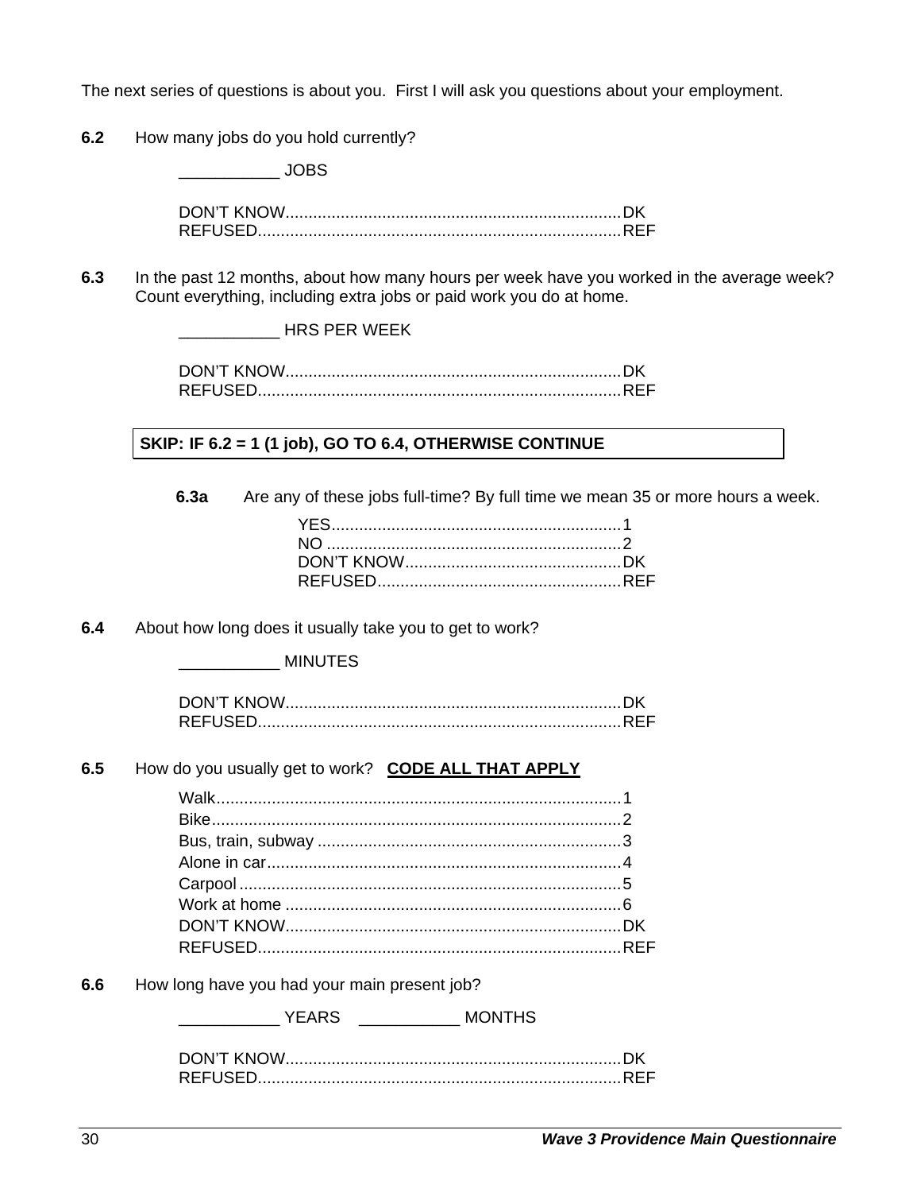The next series of questions is about you. First I will ask you questions about your employment.

**6.2** How many jobs do you hold currently?

___________ JOBS

DON'T KNOW........................................................................DK
REFUSED..............................................................................REF

**6.3** In the past 12 months, about how many hours per week have you worked in the average week? Count everything, including extra jobs or paid work you do at home.

___________ HRS PER WEEK

DON'T KNOW........................................................................DK
REFUSED..............................................................................REF

**SKIP: IF 6.2 = 1 (1 job), GO TO 6.4, OTHERWISE CONTINUE**

**6.3a** Are any of these jobs full-time? By full time we mean 35 or more hours a week.

YES..............................................................1
NO ...............................................................2
DON'T KNOW...............................................DK
REFUSED.....................................................REF

**6.4** About how long does it usually take you to get to work?

___________ MINUTES

DON'T KNOW........................................................................DK
REFUSED..............................................................................REF

**6.5** How do you usually get to work? **CODE ALL THAT APPLY**

Walk.......................................................................................1
Bike........................................................................................2
Bus, train, subway ..................................................................3
Alone in car.............................................................................4
Carpool ...................................................................................5
Work at home .........................................................................6
DON'T KNOW........................................................................DK
REFUSED..............................................................................REF

**6.6** How long have you had your main present job?

___________ YEARS ___________ MONTHS

DON'T KNOW........................................................................DK
REFUSED..............................................................................REF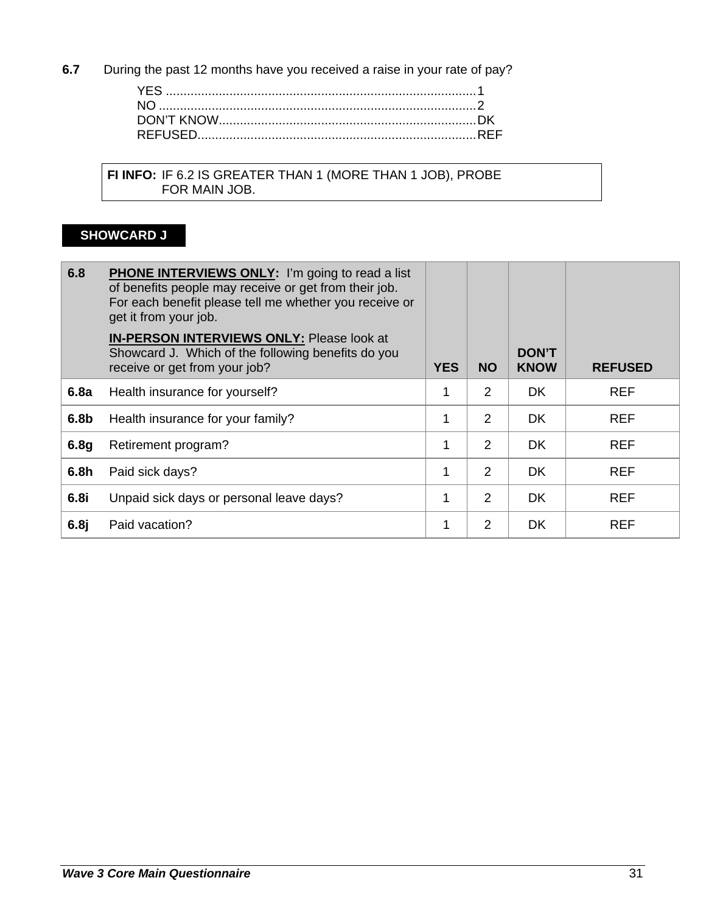**6.7** During the past 12 months have you received a raise in your rate of pay?

YES ........................................................................................1
NO ..........................................................................................2
DON'T KNOW.........................................................................DK
REFUSED...............................................................................REF

**FI INFO:** IF 6.2 IS GREATER THAN 1 (MORE THAN 1 JOB), PROBE FOR MAIN JOB.

**SHOWCARD J**

| **6.8** | **PHONE INTERVIEWS ONLY:** I'm going to read a list of benefits people may receive or get from their job. For each benefit please tell me whether you receive or get it from your job. **IN-PERSON INTERVIEWS ONLY:** Please look at Showcard J. Which of the following benefits do you receive or get from your job? | **YES** | **NO** | **DON'T KNOW** | **REFUSED** |
|---|---|---|---|---|---|
| **6.8a** | Health insurance for yourself? | 1 | 2 | DK | REF |
| **6.8b** | Health insurance for your family? | 1 | 2 | DK | REF |
| **6.8g** | Retirement program? | 1 | 2 | DK | REF |
| **6.8h** | Paid sick days? | 1 | 2 | DK | REF |
| **6.8i** | Unpaid sick days or personal leave days? | 1 | 2 | DK | REF |
| **6.8j** | Paid vacation? | 1 | 2 | DK | REF |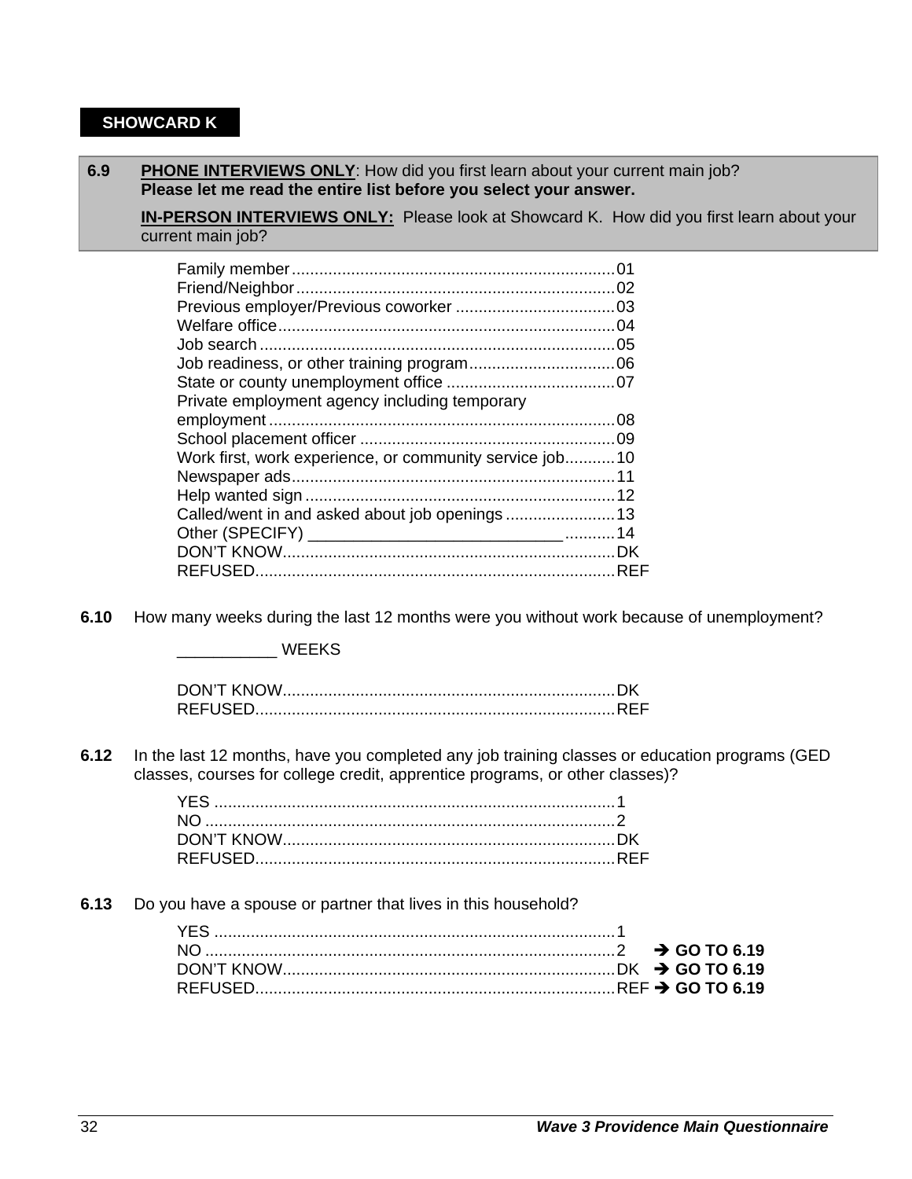**SHOWCARD K**

**6.9** **PHONE INTERVIEWS ONLY**: How did you first learn about your current main job? **Please let me read the entire list before you select your answer.**

**IN-PERSON INTERVIEWS ONLY:** Please look at Showcard K. How did you first learn about your current main job?

| | |
|---|---|
| Family member | 01 |
| Friend/Neighbor | 02 |
| Previous employer/Previous coworker | 03 |
| Welfare office | 04 |
| Job search | 05 |
| Job readiness, or other training program | 06 |
| State or county unemployment office | 07 |
| Private employment agency including temporary employment | 08 |
| School placement officer | 09 |
| Work first, work experience, or community service job | 10 |
| Newspaper ads | 11 |
| Help wanted sign | 12 |
| Called/went in and asked about job openings | 13 |
| Other (SPECIFY) ____________________________ | 14 |
| DON'T KNOW | DK |
| REFUSED | REF |

**6.10** How many weeks during the last 12 months were you without work because of unemployment?

___________ WEEKS

| | |
|---|---|
| DON'T KNOW | DK |
| REFUSED | REF |

**6.12** In the last 12 months, have you completed any job training classes or education programs (GED classes, courses for college credit, apprentice programs, or other classes)?

| | |
|---|---|
| YES | 1 |
| NO | 2 |
| DON'T KNOW | DK |
| REFUSED | REF |

**6.13** Do you have a spouse or partner that lives in this household?

| | | |
|---|---|---|
| YES | 1 | |
| NO | 2 | **➔ GO TO 6.19** |
| DON'T KNOW | DK | **➔ GO TO 6.19** |
| REFUSED | REF | **➔ GO TO 6.19** |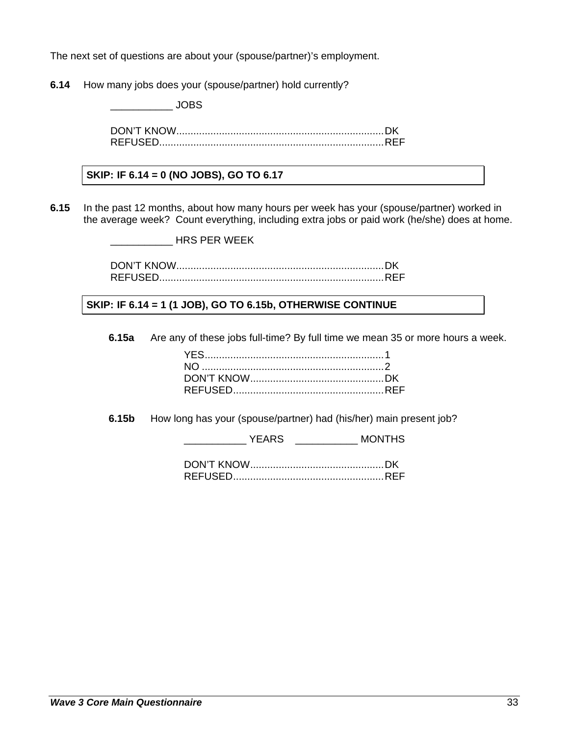The next set of questions are about your (spouse/partner)'s employment.

**6.14** How many jobs does your (spouse/partner) hold currently?

___________ JOBS

DON'T KNOW........................................................................DK
REFUSED..............................................................................REF

**SKIP: IF 6.14 = 0 (NO JOBS), GO TO 6.17**

**6.15** In the past 12 months, about how many hours per week has your (spouse/partner) worked in the average week? Count everything, including extra jobs or paid work (he/she) does at home.

___________ HRS PER WEEK

DON'T KNOW........................................................................DK
REFUSED..............................................................................REF

**SKIP: IF 6.14 = 1 (1 JOB), GO TO 6.15b, OTHERWISE CONTINUE**

**6.15a** Are any of these jobs full-time? By full time we mean 35 or more hours a week.

YES..............................................................1
NO ...............................................................2
DON'T KNOW...............................................DK
REFUSED....................................................REF

**6.15b** How long has your (spouse/partner) had (his/her) main present job?

___________ YEARS ___________ MONTHS

DON'T KNOW...............................................DK
REFUSED....................................................REF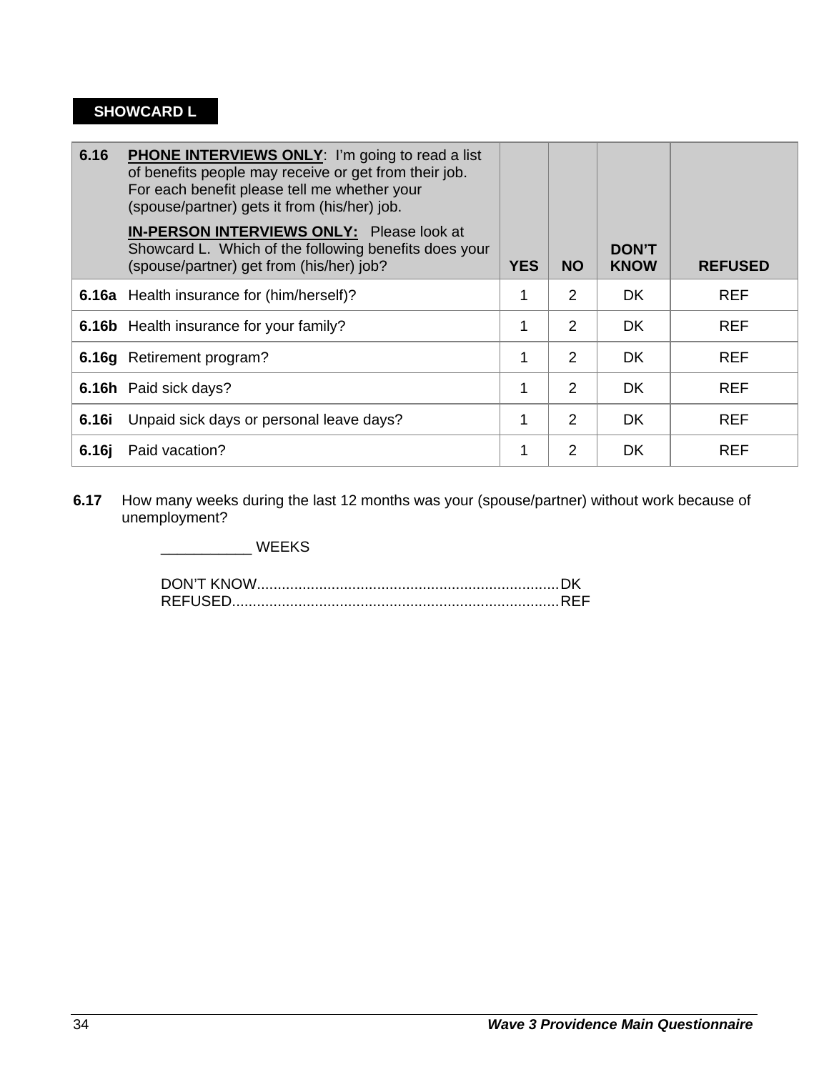**SHOWCARD L**

| 6.16 | **PHONE INTERVIEWS ONLY**: I'm going to read a list of benefits people may receive or get from their job. For each benefit please tell me whether your (spouse/partner) gets it from (his/her) job. **IN-PERSON INTERVIEWS ONLY:** Please look at Showcard L. Which of the following benefits does your (spouse/partner) get from (his/her) job? | **YES** | **NO** | **DON'T KNOW** | **REFUSED** |
|---|---|---|---|---|---|
| **6.16a** | Health insurance for (him/herself)? | 1 | 2 | DK | REF |
| **6.16b** | Health insurance for your family? | 1 | 2 | DK | REF |
| **6.16g** | Retirement program? | 1 | 2 | DK | REF |
| **6.16h** | Paid sick days? | 1 | 2 | DK | REF |
| **6.16i** | Unpaid sick days or personal leave days? | 1 | 2 | DK | REF |
| **6.16j** | Paid vacation? | 1 | 2 | DK | REF |

**6.17** How many weeks during the last 12 months was your (spouse/partner) without work because of unemployment?

___________ WEEKS

DON'T KNOW........................................................................DK
REFUSED..............................................................................REF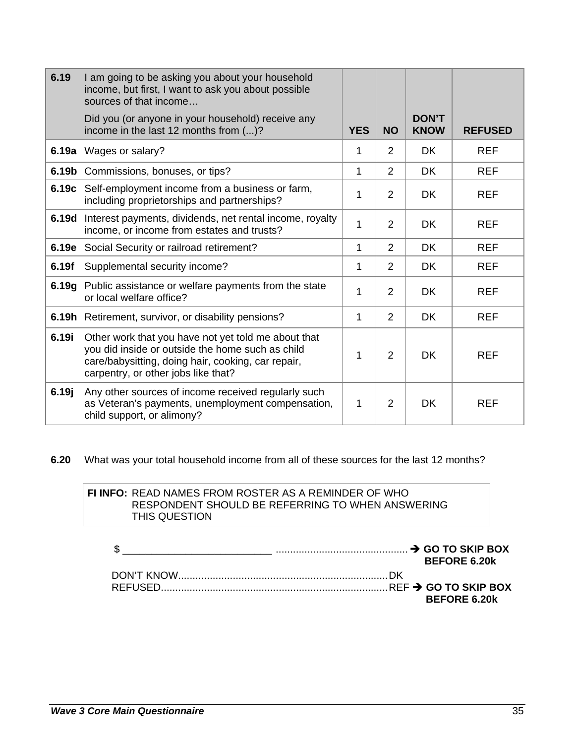| 6.19 | I am going to be asking you about your household income, but first, I want to ask you about possible sources of that income… Did you (or anyone in your household) receive any income in the last 12 months from (...)? | **YES** | **NO** | **DON'T KNOW** | **REFUSED** |
|---|---|---|---|---|---|
| **6.19a** | Wages or salary? | 1 | 2 | DK | REF |
| **6.19b** | Commissions, bonuses, or tips? | 1 | 2 | DK | REF |
| **6.19c** | Self-employment income from a business or farm, including proprietorships and partnerships? | 1 | 2 | DK | REF |
| **6.19d** | Interest payments, dividends, net rental income, royalty income, or income from estates and trusts? | 1 | 2 | DK | REF |
| **6.19e** | Social Security or railroad retirement? | 1 | 2 | DK | REF |
| **6.19f** | Supplemental security income? | 1 | 2 | DK | REF |
| **6.19g** | Public assistance or welfare payments from the state or local welfare office? | 1 | 2 | DK | REF |
| **6.19h** | Retirement, survivor, or disability pensions? | 1 | 2 | DK | REF |
| **6.19i** | Other work that you have not yet told me about that you did inside or outside the home such as child care/babysitting, doing hair, cooking, car repair, carpentry, or other jobs like that? | 1 | 2 | DK | REF |
| **6.19j** | Any other sources of income received regularly such as Veteran's payments, unemployment compensation, child support, or alimony? | 1 | 2 | DK | REF |

**6.20** What was your total household income from all of these sources for the last 12 months?

> **FI INFO:** READ NAMES FROM ROSTER AS A REMINDER OF WHO RESPONDENT SHOULD BE REFERRING TO WHEN ANSWERING THIS QUESTION

$ __________________________ ............................................. ➔ **GO TO SKIP BOX BEFORE 6.20k**

DON'T KNOW......................................................................... DK

REFUSED............................................................................... REF ➔ **GO TO SKIP BOX BEFORE 6.20k**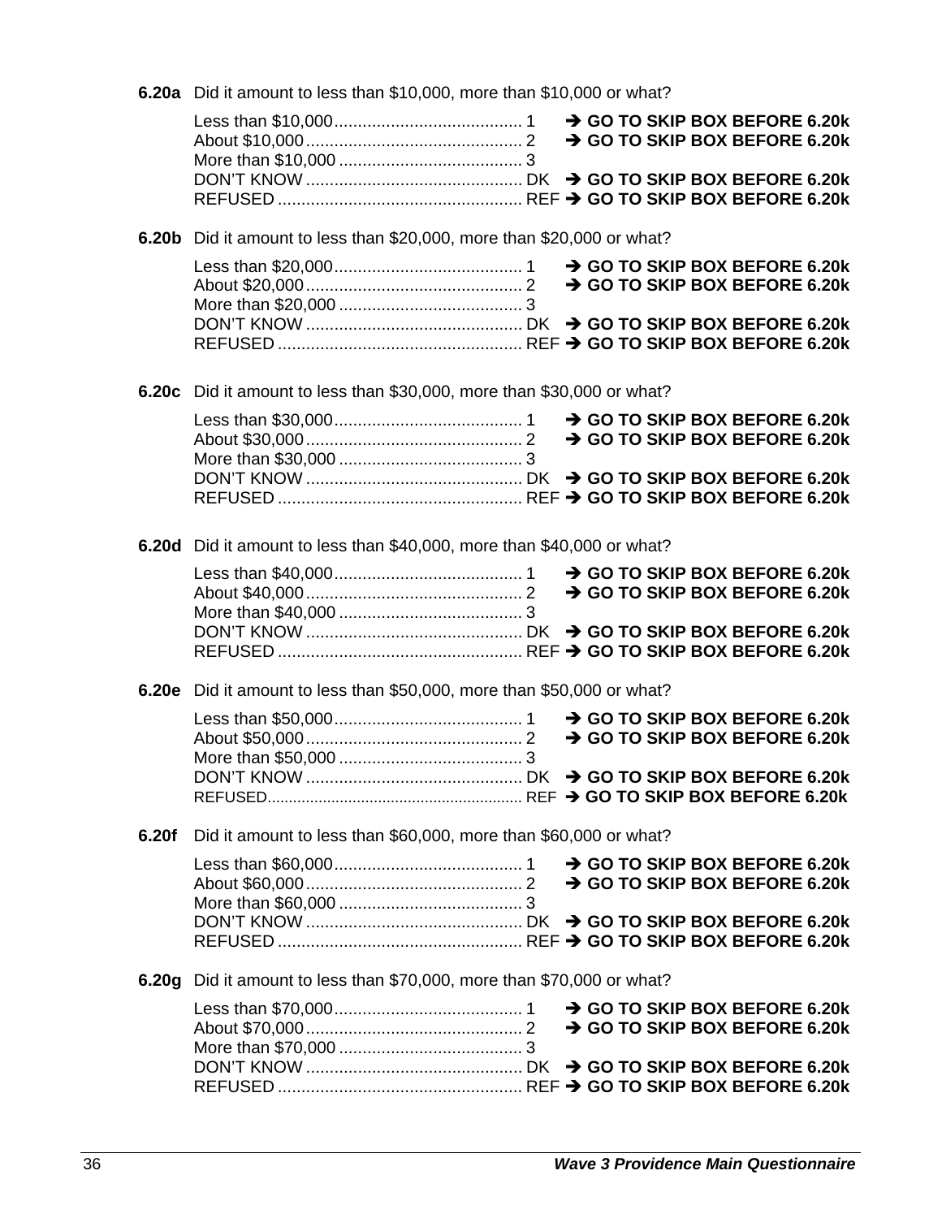**6.20a** Did it amount to less than $10,000, more than $10,000 or what?

Less than $10,000........................................ 1 ➔ **GO TO SKIP BOX BEFORE 6.20k**
About $10,000.............................................. 2 ➔ **GO TO SKIP BOX BEFORE 6.20k**
More than $10,000 ....................................... 3
DON'T KNOW .............................................. DK ➔ **GO TO SKIP BOX BEFORE 6.20k**
REFUSED .................................................... REF ➔ **GO TO SKIP BOX BEFORE 6.20k**

**6.20b** Did it amount to less than $20,000, more than $20,000 or what?

Less than $20,000........................................ 1 ➔ **GO TO SKIP BOX BEFORE 6.20k**
About $20,000.............................................. 2 ➔ **GO TO SKIP BOX BEFORE 6.20k**
More than $20,000 ....................................... 3
DON'T KNOW .............................................. DK ➔ **GO TO SKIP BOX BEFORE 6.20k**
REFUSED .................................................... REF ➔ **GO TO SKIP BOX BEFORE 6.20k**

**6.20c** Did it amount to less than $30,000, more than $30,000 or what?

Less than $30,000........................................ 1 ➔ **GO TO SKIP BOX BEFORE 6.20k**
About $30,000.............................................. 2 ➔ **GO TO SKIP BOX BEFORE 6.20k**
More than $30,000 ....................................... 3
DON'T KNOW .............................................. DK ➔ **GO TO SKIP BOX BEFORE 6.20k**
REFUSED .................................................... REF ➔ **GO TO SKIP BOX BEFORE 6.20k**

**6.20d** Did it amount to less than $40,000, more than $40,000 or what?

Less than $40,000........................................ 1 ➔ **GO TO SKIP BOX BEFORE 6.20k**
About $40,000.............................................. 2 ➔ **GO TO SKIP BOX BEFORE 6.20k**
More than $40,000 ....................................... 3
DON'T KNOW .............................................. DK ➔ **GO TO SKIP BOX BEFORE 6.20k**
REFUSED .................................................... REF ➔ **GO TO SKIP BOX BEFORE 6.20k**

**6.20e** Did it amount to less than $50,000, more than $50,000 or what?

Less than $50,000........................................ 1 ➔ **GO TO SKIP BOX BEFORE 6.20k**
About $50,000.............................................. 2 ➔ **GO TO SKIP BOX BEFORE 6.20k**
More than $50,000 ....................................... 3
DON'T KNOW .............................................. DK ➔ **GO TO SKIP BOX BEFORE 6.20k**
REFUSED.................................................... REF ➔ **GO TO SKIP BOX BEFORE 6.20k**

**6.20f** Did it amount to less than $60,000, more than $60,000 or what?

Less than $60,000........................................ 1 ➔ **GO TO SKIP BOX BEFORE 6.20k**
About $60,000.............................................. 2 ➔ **GO TO SKIP BOX BEFORE 6.20k**
More than $60,000 ....................................... 3
DON'T KNOW .............................................. DK ➔ **GO TO SKIP BOX BEFORE 6.20k**
REFUSED .................................................... REF ➔ **GO TO SKIP BOX BEFORE 6.20k**

**6.20g** Did it amount to less than $70,000, more than $70,000 or what?

Less than $70,000........................................ 1 ➔ **GO TO SKIP BOX BEFORE 6.20k**
About $70,000.............................................. 2 ➔ **GO TO SKIP BOX BEFORE 6.20k**
More than $70,000 ....................................... 3
DON'T KNOW .............................................. DK ➔ **GO TO SKIP BOX BEFORE 6.20k**
REFUSED .................................................... REF ➔ **GO TO SKIP BOX BEFORE 6.20k**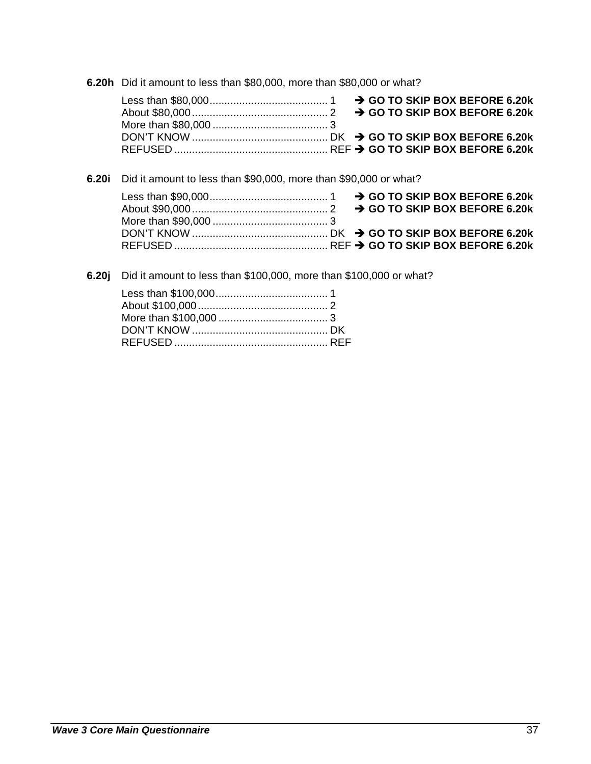**6.20h** Did it amount to less than $80,000, more than $80,000 or what?

Less than $80,000........................................ 1 ➔ **GO TO SKIP BOX BEFORE 6.20k**
About $80,000.............................................. 2 ➔ **GO TO SKIP BOX BEFORE 6.20k**
More than $80,000 ....................................... 3
DON'T KNOW .............................................. DK ➔ **GO TO SKIP BOX BEFORE 6.20k**
REFUSED .................................................... REF ➔ **GO TO SKIP BOX BEFORE 6.20k**

**6.20i** Did it amount to less than $90,000, more than $90,000 or what?

Less than $90,000........................................ 1 ➔ **GO TO SKIP BOX BEFORE 6.20k**
About $90,000.............................................. 2 ➔ **GO TO SKIP BOX BEFORE 6.20k**
More than $90,000 ....................................... 3
DON'T KNOW .............................................. DK ➔ **GO TO SKIP BOX BEFORE 6.20k**
REFUSED .................................................... REF ➔ **GO TO SKIP BOX BEFORE 6.20k**

**6.20j** Did it amount to less than $100,000, more than $100,000 or what?

Less than $100,000...................................... 1
About $100,000............................................ 2
More than $100,000 ..................................... 3
DON'T KNOW .............................................. DK
REFUSED .................................................... REF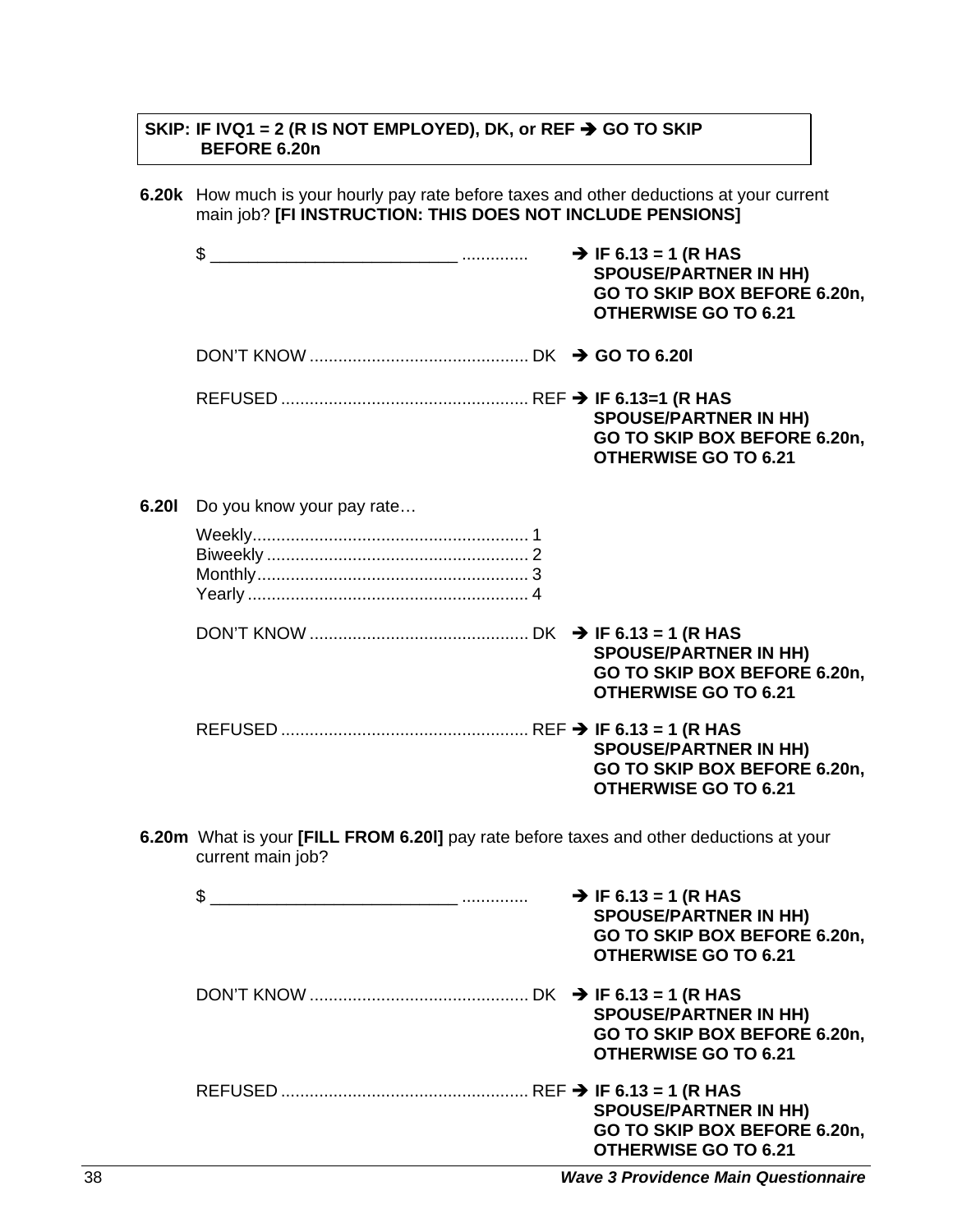**SKIP: IF IVQ1 = 2 (R IS NOT EMPLOYED), DK, or REF ➔ GO TO SKIP BEFORE 6.20n**

**6.20k** How much is your hourly pay rate before taxes and other deductions at your current main job? **[FI INSTRUCTION: THIS DOES NOT INCLUDE PENSIONS]**

$ __________________________ .............. **➔ IF 6.13 = 1 (R HAS SPOUSE/PARTNER IN HH) GO TO SKIP BOX BEFORE 6.20n, OTHERWISE GO TO 6.21**

DON'T KNOW .............................................. DK **➔ GO TO 6.20l**

REFUSED .................................................... REF **➔ IF 6.13=1 (R HAS SPOUSE/PARTNER IN HH) GO TO SKIP BOX BEFORE 6.20n, OTHERWISE GO TO 6.21**

**6.20l** Do you know your pay rate…

Weekly.......................................................... 1
Biweekly ....................................................... 2
Monthly......................................................... 3
Yearly ........................................................... 4

DON'T KNOW .............................................. DK **➔ IF 6.13 = 1 (R HAS SPOUSE/PARTNER IN HH) GO TO SKIP BOX BEFORE 6.20n, OTHERWISE GO TO 6.21**

REFUSED .................................................... REF **➔ IF 6.13 = 1 (R HAS SPOUSE/PARTNER IN HH) GO TO SKIP BOX BEFORE 6.20n, OTHERWISE GO TO 6.21**

**6.20m** What is your **[FILL FROM 6.20l]** pay rate before taxes and other deductions at your current main job?

$ __________________________ .............. **➔ IF 6.13 = 1 (R HAS SPOUSE/PARTNER IN HH) GO TO SKIP BOX BEFORE 6.20n, OTHERWISE GO TO 6.21**

DON'T KNOW .............................................. DK **➔ IF 6.13 = 1 (R HAS SPOUSE/PARTNER IN HH) GO TO SKIP BOX BEFORE 6.20n, OTHERWISE GO TO 6.21**

REFUSED .................................................... REF **➔ IF 6.13 = 1 (R HAS SPOUSE/PARTNER IN HH) GO TO SKIP BOX BEFORE 6.20n, OTHERWISE GO TO 6.21**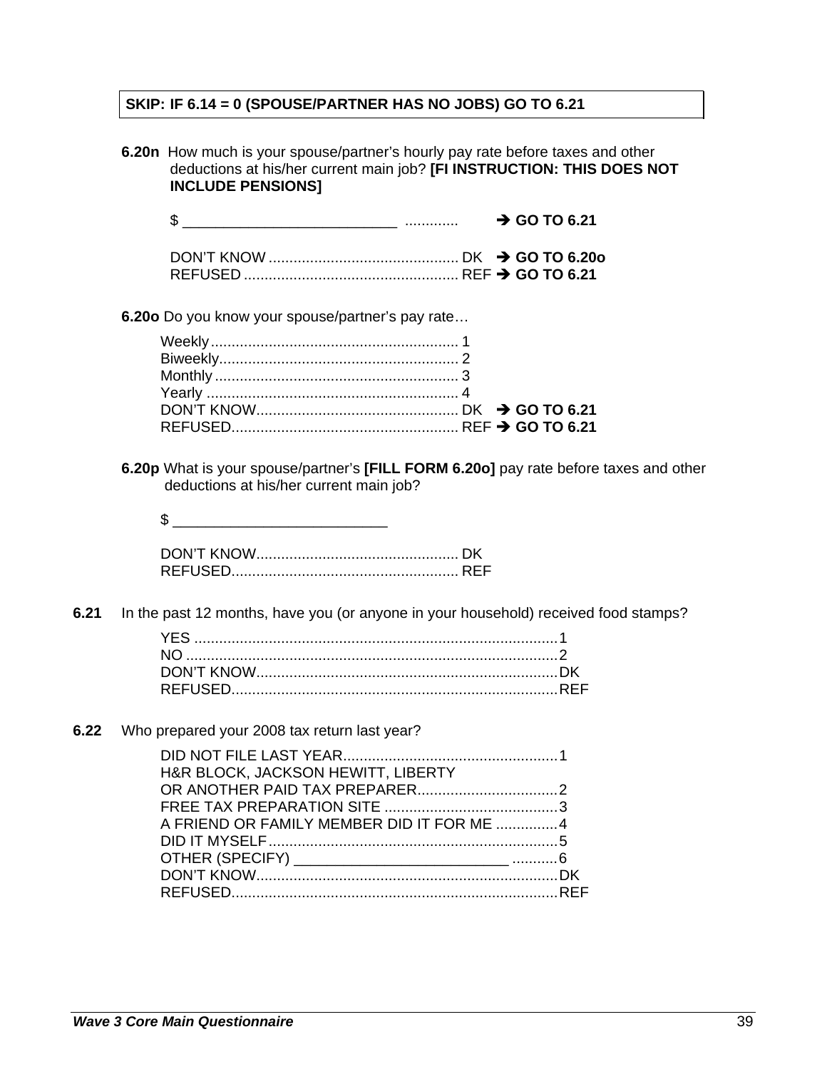**SKIP: IF 6.14 = 0 (SPOUSE/PARTNER HAS NO JOBS) GO TO 6.21**

**6.20n** How much is your spouse/partner's hourly pay rate before taxes and other deductions at his/her current main job? **[FI INSTRUCTION: THIS DOES NOT INCLUDE PENSIONS]**

$ __________________________ ............ ➔ **GO TO 6.21**

DON'T KNOW ............................................. DK ➔ **GO TO 6.20o**
REFUSED .................................................... REF ➔ **GO TO 6.21**

**6.20o** Do you know your spouse/partner's pay rate…

Weekly ........................................................... 1
Biweekly......................................................... 2
Monthly .......................................................... 3
Yearly ............................................................ 4
DON'T KNOW................................................ DK ➔ **GO TO 6.21**
REFUSED...................................................... REF ➔ **GO TO 6.21**

**6.20p** What is your spouse/partner's **[FILL FORM 6.20o]** pay rate before taxes and other deductions at his/her current main job?

$ __________________________

DON'T KNOW................................................ DK
REFUSED...................................................... REF

**6.21** In the past 12 months, have you (or anyone in your household) received food stamps?

YES .......................................................................................1
NO .........................................................................................2
DON'T KNOW.........................................................................DK
REFUSED..............................................................................REF

**6.22** Who prepared your 2008 tax return last year?

DID NOT FILE LAST YEAR....................................................1
H&R BLOCK, JACKSON HEWITT, LIBERTY
OR ANOTHER PAID TAX PREPARER..................................2
FREE TAX PREPARATION SITE ..........................................3
A FRIEND OR FAMILY MEMBER DID IT FOR ME ...............4
DID IT MYSELF......................................................................5
OTHER (SPECIFY) __________________________ ...........6
DON'T KNOW.........................................................................DK
REFUSED..............................................................................REF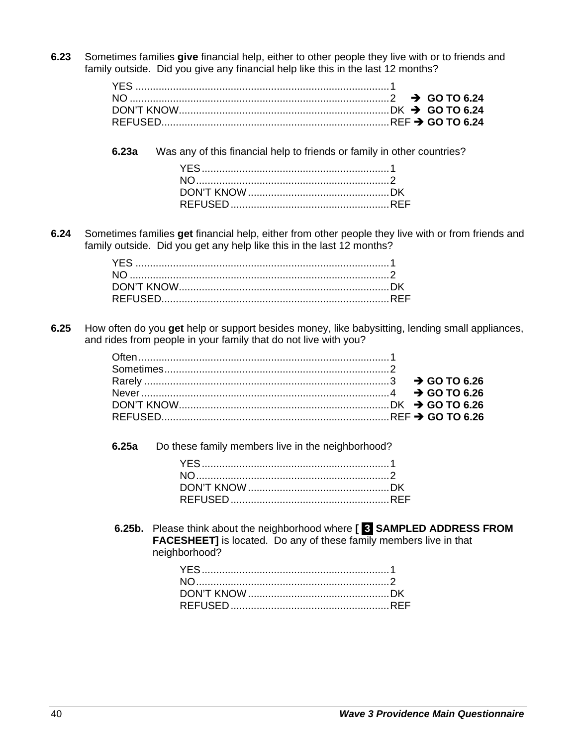**6.23** Sometimes families **give** financial help, either to other people they live with or to friends and family outside. Did you give any financial help like this in the last 12 months?

| | | |
|---|---|---|
| YES | 1 | |
| NO | 2 | ➔ **GO TO 6.24** |
| DON'T KNOW | DK | ➔ **GO TO 6.24** |
| REFUSED | REF | ➔ **GO TO 6.24** |

**6.23a** Was any of this financial help to friends or family in other countries?

| | |
|---|---|
| YES | 1 |
| NO | 2 |
| DON'T KNOW | DK |
| REFUSED | REF |

**6.24** Sometimes families **get** financial help, either from other people they live with or from friends and family outside. Did you get any help like this in the last 12 months?

| | |
|---|---|
| YES | 1 |
| NO | 2 |
| DON'T KNOW | DK |
| REFUSED | REF |

**6.25** How often do you **get** help or support besides money, like babysitting, lending small appliances, and rides from people in your family that do not live with you?

| | | |
|---|---|---|
| Often | 1 | |
| Sometimes | 2 | |
| Rarely | 3 | ➔ **GO TO 6.26** |
| Never | 4 | ➔ **GO TO 6.26** |
| DON'T KNOW | DK | ➔ **GO TO 6.26** |
| REFUSED | REF | ➔ **GO TO 6.26** |

**6.25a** Do these family members live in the neighborhood?

| | |
|---|---|
| YES | 1 |
| NO | 2 |
| DON'T KNOW | DK |
| REFUSED | REF |

**6.25b.** Please think about the neighborhood where **[ 3 SAMPLED ADDRESS FROM FACESHEET]** is located. Do any of these family members live in that neighborhood?

| | |
|---|---|
| YES | 1 |
| NO | 2 |
| DON'T KNOW | DK |
| REFUSED | REF |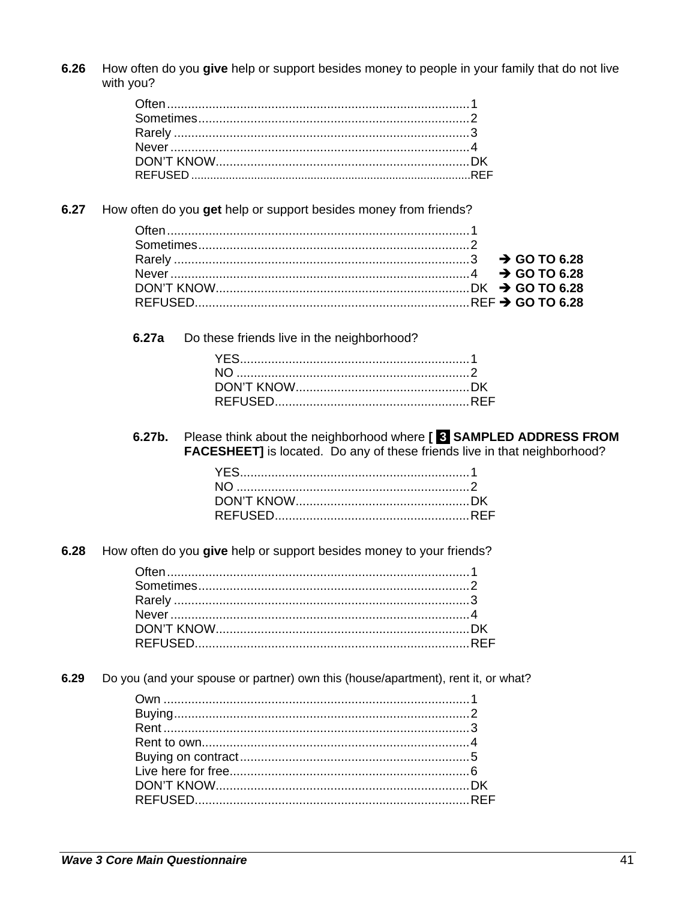**6.26** How often do you **give** help or support besides money to people in your family that do not live with you?

Often..........1
Sometimes..........2
Rarely..........3
Never..........4
DON'T KNOW..........DK
REFUSED..........REF

**6.27** How often do you **get** help or support besides money from friends?

Often..........1
Sometimes..........2
Rarely..........3 ➔ **GO TO 6.28**
Never..........4 ➔ **GO TO 6.28**
DON'T KNOW..........DK ➔ **GO TO 6.28**
REFUSED..........REF ➔ **GO TO 6.28**

**6.27a** Do these friends live in the neighborhood?

YES..........1
NO..........2
DON'T KNOW..........DK
REFUSED..........REF

**6.27b.** Please think about the neighborhood where **[ 3 SAMPLED ADDRESS FROM FACESHEET]** is located. Do any of these friends live in that neighborhood?

YES..........1
NO..........2
DON'T KNOW..........DK
REFUSED..........REF

**6.28** How often do you **give** help or support besides money to your friends?

Often..........1
Sometimes..........2
Rarely..........3
Never..........4
DON'T KNOW..........DK
REFUSED..........REF

**6.29** Do you (and your spouse or partner) own this (house/apartment), rent it, or what?

Own..........1
Buying..........2
Rent..........3
Rent to own..........4
Buying on contract..........5
Live here for free..........6
DON'T KNOW..........DK
REFUSED..........REF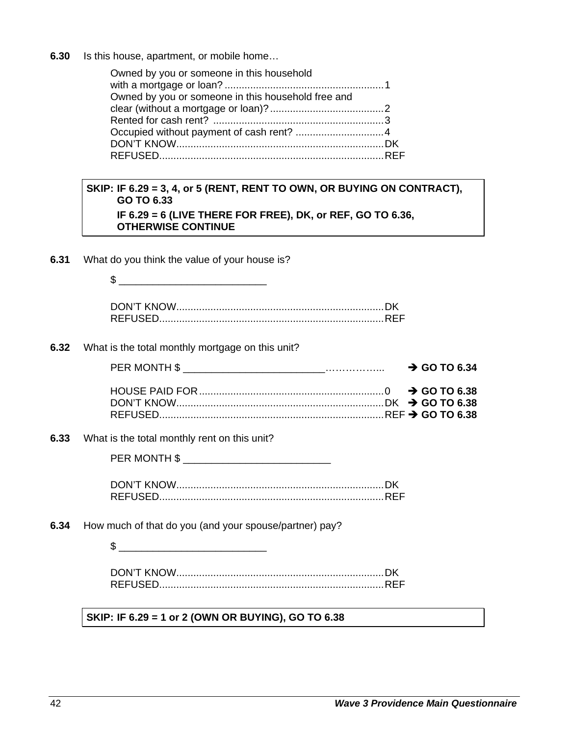**6.30** Is this house, apartment, or mobile home…

Owned by you or someone in this household with a mortgage or loan? ........................................................ 1
Owned by you or someone in this household free and clear (without a mortgage or loan)? ........................................ 2
Rented for cash rent? ............................................................ 3
Occupied without payment of cash rent? ................................ 4
DON'T KNOW......................................................................... DK
REFUSED............................................................................... REF

> **SKIP: IF 6.29 = 3, 4, or 5 (RENT, RENT TO OWN, OR BUYING ON CONTRACT), GO TO 6.33**
> **IF 6.29 = 6 (LIVE THERE FOR FREE), DK, or REF, GO TO 6.36, OTHERWISE CONTINUE**

**6.31** What do you think the value of your house is?

$ ___________________________

DON'T KNOW......................................................................... DK
REFUSED............................................................................... REF

**6.32** What is the total monthly mortgage on this unit?

PER MONTH $ ___________________________……………... ➔ **GO TO 6.34**

HOUSE PAID FOR................................................................. 0 ➔ **GO TO 6.38**
DON'T KNOW......................................................................... DK ➔ **GO TO 6.38**
REFUSED............................................................................... REF ➔ **GO TO 6.38**

**6.33** What is the total monthly rent on this unit?

PER MONTH $ ___________________________

DON'T KNOW......................................................................... DK
REFUSED............................................................................... REF

**6.34** How much of that do you (and your spouse/partner) pay?

$ ___________________________

DON'T KNOW......................................................................... DK
REFUSED............................................................................... REF

> **SKIP: IF 6.29 = 1 or 2 (OWN OR BUYING), GO TO 6.38**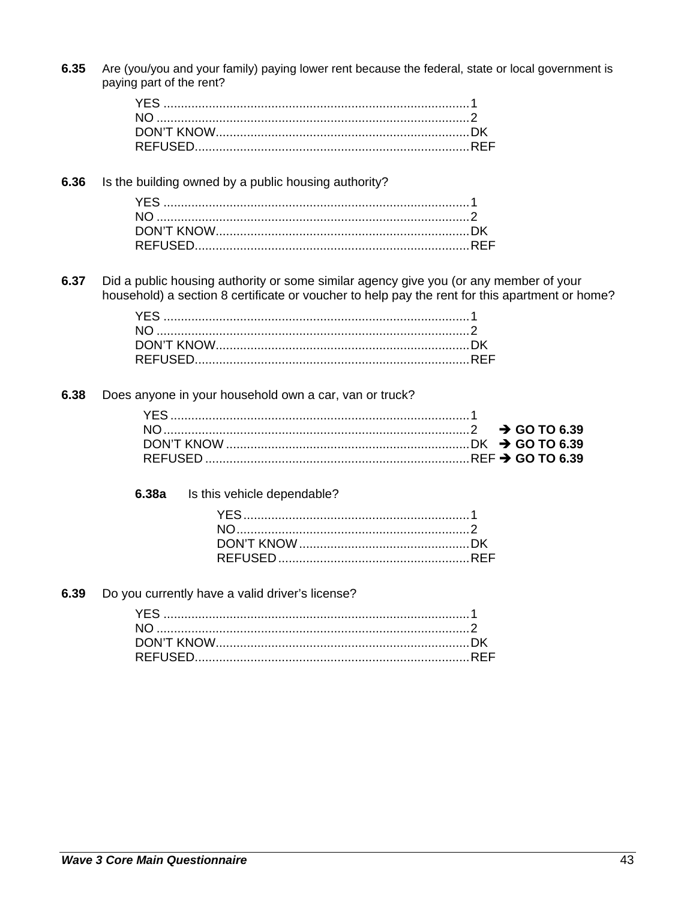**6.35** Are (you/you and your family) paying lower rent because the federal, state or local government is paying part of the rent?

- YES ........................................................................................ 1
- NO .......................................................................................... 2
- DON'T KNOW......................................................................... DK
- REFUSED............................................................................... REF

**6.36** Is the building owned by a public housing authority?

- YES ........................................................................................ 1
- NO .......................................................................................... 2
- DON'T KNOW......................................................................... DK
- REFUSED............................................................................... REF

**6.37** Did a public housing authority or some similar agency give you (or any member of your household) a section 8 certificate or voucher to help pay the rent for this apartment or home?

- YES ........................................................................................ 1
- NO .......................................................................................... 2
- DON'T KNOW......................................................................... DK
- REFUSED............................................................................... REF

**6.38** Does anyone in your household own a car, van or truck?

- YES ........................................................................................ 1
- NO .......................................................................................... 2 ➔ **GO TO 6.39**
- DON'T KNOW ......................................................................... DK ➔ **GO TO 6.39**
- REFUSED ............................................................................... REF ➔ **GO TO 6.39**

**6.38a** Is this vehicle dependable?

- YES ................................................................. 1
- NO ................................................................... 2
- DON'T KNOW ................................................. DK
- REFUSED ....................................................... REF

**6.39** Do you currently have a valid driver's license?

- YES ........................................................................................ 1
- NO .......................................................................................... 2
- DON'T KNOW......................................................................... DK
- REFUSED............................................................................... REF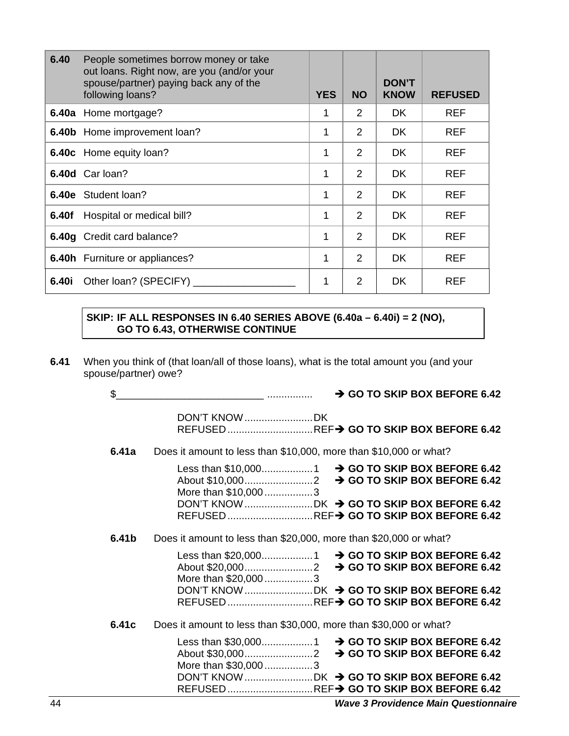| 6.40 | People sometimes borrow money or take out loans. Right now, are you (and/or your spouse/partner) paying back any of the following loans? | YES | NO | DON'T KNOW | REFUSED |
|---|---|---|---|---|---|
| 6.40a | Home mortgage? | 1 | 2 | DK | REF |
| 6.40b | Home improvement loan? | 1 | 2 | DK | REF |
| 6.40c | Home equity loan? | 1 | 2 | DK | REF |
| 6.40d | Car loan? | 1 | 2 | DK | REF |
| 6.40e | Student loan? | 1 | 2 | DK | REF |
| 6.40f | Hospital or medical bill? | 1 | 2 | DK | REF |
| 6.40g | Credit card balance? | 1 | 2 | DK | REF |
| 6.40h | Furniture or appliances? | 1 | 2 | DK | REF |
| 6.40i | Other loan? (SPECIFY) __________________ | 1 | 2 | DK | REF |

**SKIP: IF ALL RESPONSES IN 6.40 SERIES ABOVE (6.40a – 6.40i) = 2 (NO), GO TO 6.43, OTHERWISE CONTINUE**

**6.41** When you think of (that loan/all of those loans), what is the total amount you (and your spouse/partner) owe?

$___________________________ ................ ➔ **GO TO SKIP BOX BEFORE 6.42**

DON'T KNOW........................DK
REFUSED..............................REF ➔ **GO TO SKIP BOX BEFORE 6.42**

**6.41a** Does it amount to less than $10,000, more than $10,000 or what?

Less than $10,000..................1 ➔ **GO TO SKIP BOX BEFORE 6.42**
About $10,000........................2 ➔ **GO TO SKIP BOX BEFORE 6.42**
More than $10,000.................3
DON'T KNOW........................DK ➔ **GO TO SKIP BOX BEFORE 6.42**
REFUSED..............................REF ➔ **GO TO SKIP BOX BEFORE 6.42**

**6.41b** Does it amount to less than $20,000, more than $20,000 or what?

Less than $20,000..................1 ➔ **GO TO SKIP BOX BEFORE 6.42**
About $20,000........................2 ➔ **GO TO SKIP BOX BEFORE 6.42**
More than $20,000.................3
DON'T KNOW........................DK ➔ **GO TO SKIP BOX BEFORE 6.42**
REFUSED..............................REF ➔ **GO TO SKIP BOX BEFORE 6.42**

**6.41c** Does it amount to less than $30,000, more than $30,000 or what?

Less than $30,000..................1 ➔ **GO TO SKIP BOX BEFORE 6.42**
About $30,000........................2 ➔ **GO TO SKIP BOX BEFORE 6.42**
More than $30,000.................3
DON'T KNOW........................DK ➔ **GO TO SKIP BOX BEFORE 6.42**
REFUSED..............................REF ➔ **GO TO SKIP BOX BEFORE 6.42**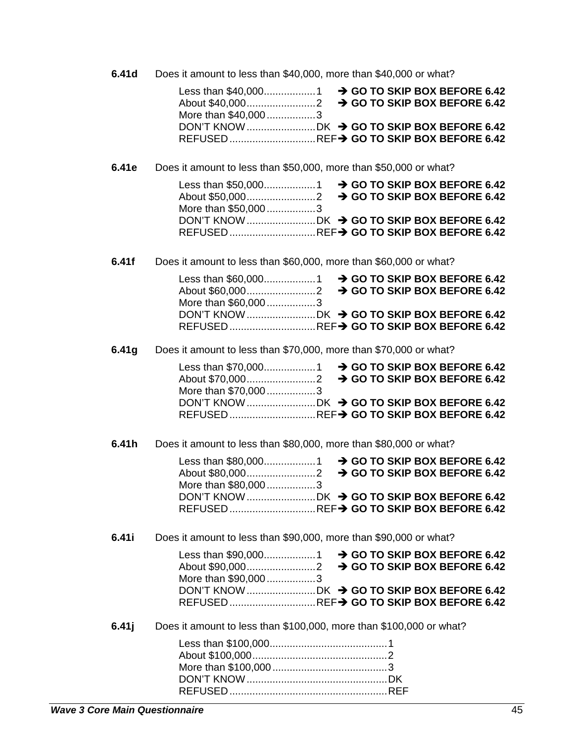**6.41d** Does it amount to less than $40,000, more than $40,000 or what?

Less than $40,000 .................. 1 ➔ **GO TO SKIP BOX BEFORE 6.42**
About $40,000 ........................ 2 ➔ **GO TO SKIP BOX BEFORE 6.42**
More than $40,000 ................. 3
DON'T KNOW ........................ DK ➔ **GO TO SKIP BOX BEFORE 6.42**
REFUSED ............................. REF ➔ **GO TO SKIP BOX BEFORE 6.42**

**6.41e** Does it amount to less than $50,000, more than $50,000 or what?

Less than $50,000 .................. 1 ➔ **GO TO SKIP BOX BEFORE 6.42**
About $50,000 ........................ 2 ➔ **GO TO SKIP BOX BEFORE 6.42**
More than $50,000 ................. 3
DON'T KNOW ........................ DK ➔ **GO TO SKIP BOX BEFORE 6.42**
REFUSED ............................. REF ➔ **GO TO SKIP BOX BEFORE 6.42**

**6.41f** Does it amount to less than $60,000, more than $60,000 or what?

Less than $60,000 .................. 1 ➔ **GO TO SKIP BOX BEFORE 6.42**
About $60,000 ........................ 2 ➔ **GO TO SKIP BOX BEFORE 6.42**
More than $60,000 ................. 3
DON'T KNOW ........................ DK ➔ **GO TO SKIP BOX BEFORE 6.42**
REFUSED ............................. REF ➔ **GO TO SKIP BOX BEFORE 6.42**

**6.41g** Does it amount to less than $70,000, more than $70,000 or what?

Less than $70,000 .................. 1 ➔ **GO TO SKIP BOX BEFORE 6.42**
About $70,000 ........................ 2 ➔ **GO TO SKIP BOX BEFORE 6.42**
More than $70,000 ................. 3
DON'T KNOW ........................ DK ➔ **GO TO SKIP BOX BEFORE 6.42**
REFUSED ............................. REF ➔ **GO TO SKIP BOX BEFORE 6.42**

**6.41h** Does it amount to less than $80,000, more than $80,000 or what?

Less than $80,000 .................. 1 ➔ **GO TO SKIP BOX BEFORE 6.42**
About $80,000 ........................ 2 ➔ **GO TO SKIP BOX BEFORE 6.42**
More than $80,000 ................. 3
DON'T KNOW ........................ DK ➔ **GO TO SKIP BOX BEFORE 6.42**
REFUSED ............................. REF ➔ **GO TO SKIP BOX BEFORE 6.42**

**6.41i** Does it amount to less than $90,000, more than $90,000 or what?

Less than $90,000 .................. 1 ➔ **GO TO SKIP BOX BEFORE 6.42**
About $90,000 ........................ 2 ➔ **GO TO SKIP BOX BEFORE 6.42**
More than $90,000 ................. 3
DON'T KNOW ........................ DK ➔ **GO TO SKIP BOX BEFORE 6.42**
REFUSED ............................. REF ➔ **GO TO SKIP BOX BEFORE 6.42**

**6.41j** Does it amount to less than $100,000, more than $100,000 or what?

Less than $100,000 ......................................... 1
About $100,000 ............................................... 2
More than $100,000 ......................................... 3
DON'T KNOW ................................................. DK
REFUSED ....................................................... REF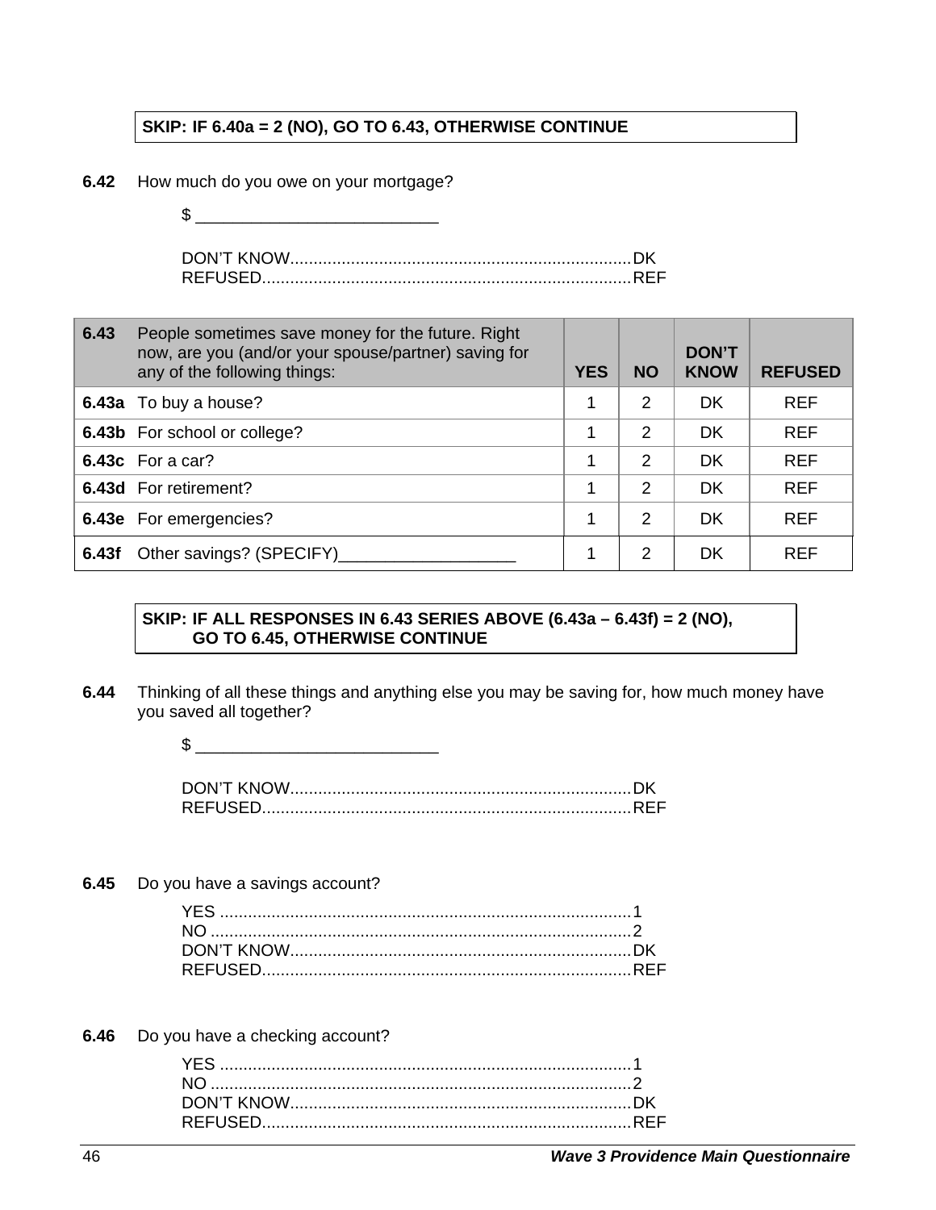**SKIP: IF 6.40a = 2 (NO), GO TO 6.43, OTHERWISE CONTINUE**

**6.42** How much do you owe on your mortgage?

$ __________________________

DON'T KNOW........................................................................DK
REFUSED..............................................................................REF

| **6.43** | People sometimes save money for the future. Right now, are you (and/or your spouse/partner) saving for any of the following things: | **YES** | **NO** | **DON'T KNOW** | **REFUSED** |
|---|---|---|---|---|---|
| **6.43a** | To buy a house? | 1 | 2 | DK | REF |
| **6.43b** | For school or college? | 1 | 2 | DK | REF |
| **6.43c** | For a car? | 1 | 2 | DK | REF |
| **6.43d** | For retirement? | 1 | 2 | DK | REF |
| **6.43e** | For emergencies? | 1 | 2 | DK | REF |
| **6.43f** | Other savings? (SPECIFY)__________________ | 1 | 2 | DK | REF |

**SKIP: IF ALL RESPONSES IN 6.43 SERIES ABOVE (6.43a – 6.43f) = 2 (NO), GO TO 6.45, OTHERWISE CONTINUE**

**6.44** Thinking of all these things and anything else you may be saving for, how much money have you saved all together?

$ __________________________

DON'T KNOW........................................................................DK
REFUSED..............................................................................REF

**6.45** Do you have a savings account?

YES ........................................................................................1
NO ..........................................................................................2
DON'T KNOW........................................................................DK
REFUSED..............................................................................REF

**6.46** Do you have a checking account?

YES ........................................................................................1
NO ..........................................................................................2
DON'T KNOW........................................................................DK
REFUSED..............................................................................REF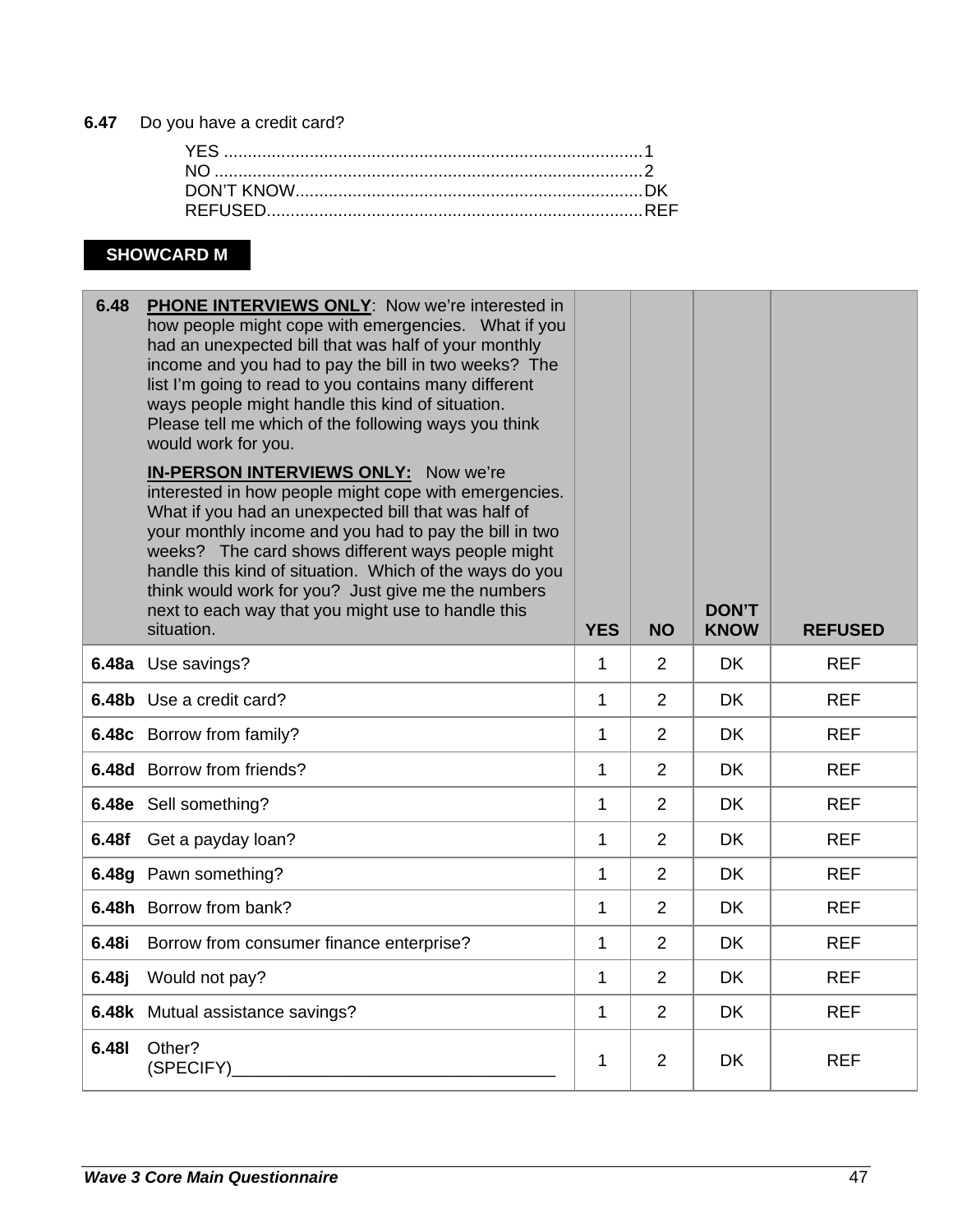**6.47** Do you have a credit card?

YES ........................................................................................1
NO ..........................................................................................2
DON'T KNOW.........................................................................DK
REFUSED...............................................................................REF

**SHOWCARD M**

| 6.48 | **PHONE INTERVIEWS ONLY**: Now we're interested in how people might cope with emergencies. What if you had an unexpected bill that was half of your monthly income and you had to pay the bill in two weeks? The list I'm going to read to you contains many different ways people might handle this kind of situation. Please tell me which of the following ways you think would work for you. **IN-PERSON INTERVIEWS ONLY:** Now we're interested in how people might cope with emergencies. What if you had an unexpected bill that was half of your monthly income and you had to pay the bill in two weeks? The card shows different ways people might handle this kind of situation. Which of the ways do you think would work for you? Just give me the numbers next to each way that you might use to handle this situation. | YES | NO | DON'T KNOW | REFUSED |
|---|---|---|---|---|---|
| **6.48a** | Use savings? | 1 | 2 | DK | REF |
| **6.48b** | Use a credit card? | 1 | 2 | DK | REF |
| **6.48c** | Borrow from family? | 1 | 2 | DK | REF |
| **6.48d** | Borrow from friends? | 1 | 2 | DK | REF |
| **6.48e** | Sell something? | 1 | 2 | DK | REF |
| **6.48f** | Get a payday loan? | 1 | 2 | DK | REF |
| **6.48g** | Pawn something? | 1 | 2 | DK | REF |
| **6.48h** | Borrow from bank? | 1 | 2 | DK | REF |
| **6.48i** | Borrow from consumer finance enterprise? | 1 | 2 | DK | REF |
| **6.48j** | Would not pay? | 1 | 2 | DK | REF |
| **6.48k** | Mutual assistance savings? | 1 | 2 | DK | REF |
| **6.48l** | Other? (SPECIFY)__________________________________ | 1 | 2 | DK | REF |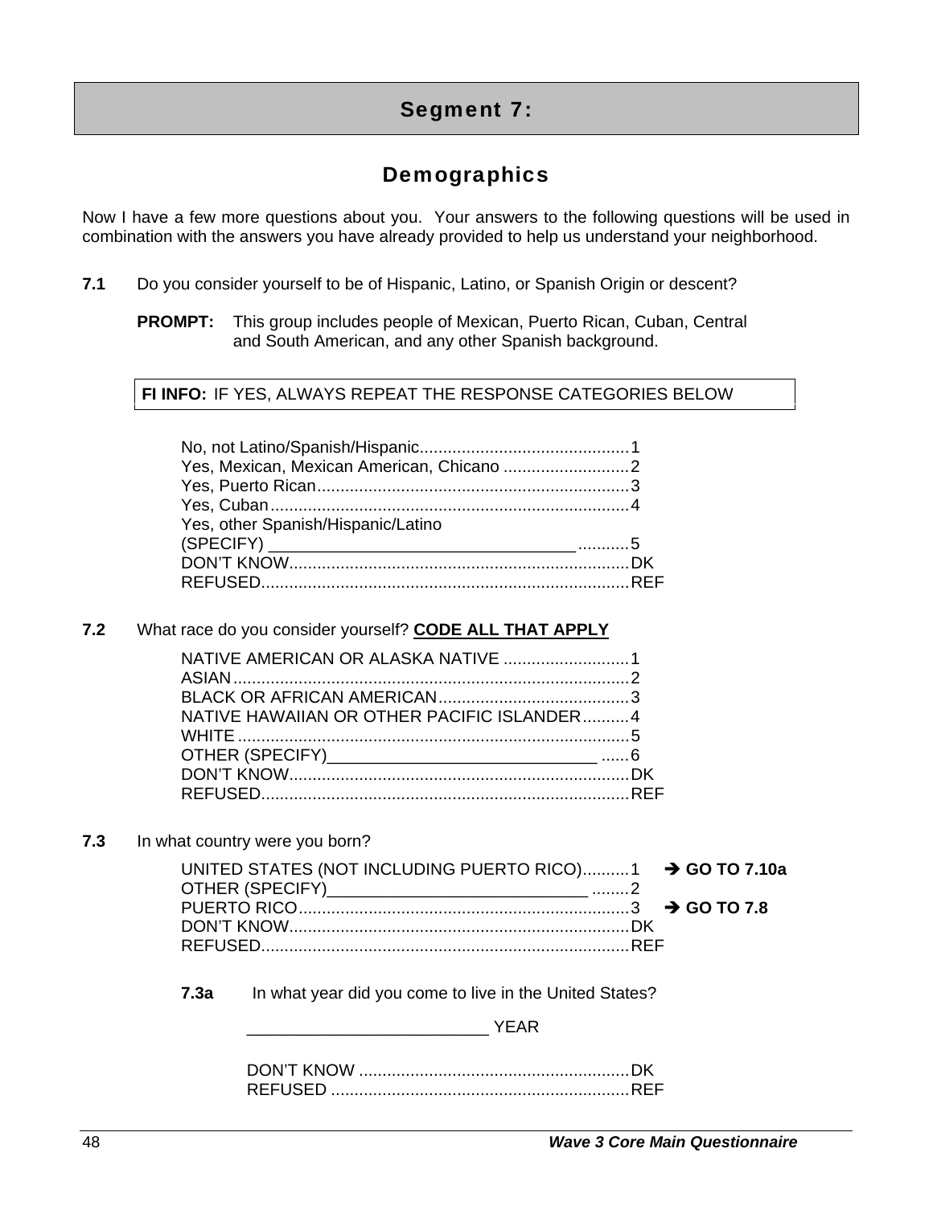## Segment 7:

### Demographics

Now I have a few more questions about you. Your answers to the following questions will be used in combination with the answers you have already provided to help us understand your neighborhood.

**7.1** Do you consider yourself to be of Hispanic, Latino, or Spanish Origin or descent?

**PROMPT:** This group includes people of Mexican, Puerto Rican, Cuban, Central and South American, and any other Spanish background.

**FI INFO:** IF YES, ALWAYS REPEAT THE RESPONSE CATEGORIES BELOW

| | |
|---|---|
| No, not Latino/Spanish/Hispanic | 1 |
| Yes, Mexican, Mexican American, Chicano | 2 |
| Yes, Puerto Rican | 3 |
| Yes, Cuban | 4 |
| Yes, other Spanish/Hispanic/Latino (SPECIFY) ________________________________ | 5 |
| DON'T KNOW | DK |
| REFUSED | REF |

**7.2** What race do you consider yourself? **CODE ALL THAT APPLY**

| | |
|---|---|
| NATIVE AMERICAN OR ALASKA NATIVE | 1 |
| ASIAN | 2 |
| BLACK OR AFRICAN AMERICAN | 3 |
| NATIVE HAWAIIAN OR OTHER PACIFIC ISLANDER | 4 |
| WHITE | 5 |
| OTHER (SPECIFY)____________________________ | 6 |
| DON'T KNOW | DK |
| REFUSED | REF |

**7.3** In what country were you born?

| | | |
|---|---|---|
| UNITED STATES (NOT INCLUDING PUERTO RICO) | 1 | ➔ **GO TO 7.10a** |
| OTHER (SPECIFY)____________________________ | 2 | |
| PUERTO RICO | 3 | ➔ **GO TO 7.8** |
| DON'T KNOW | DK | |
| REFUSED | REF | |

**7.3a** In what year did you come to live in the United States?

__________________________ YEAR

| | |
|---|---|
| DON'T KNOW | DK |
| REFUSED | REF |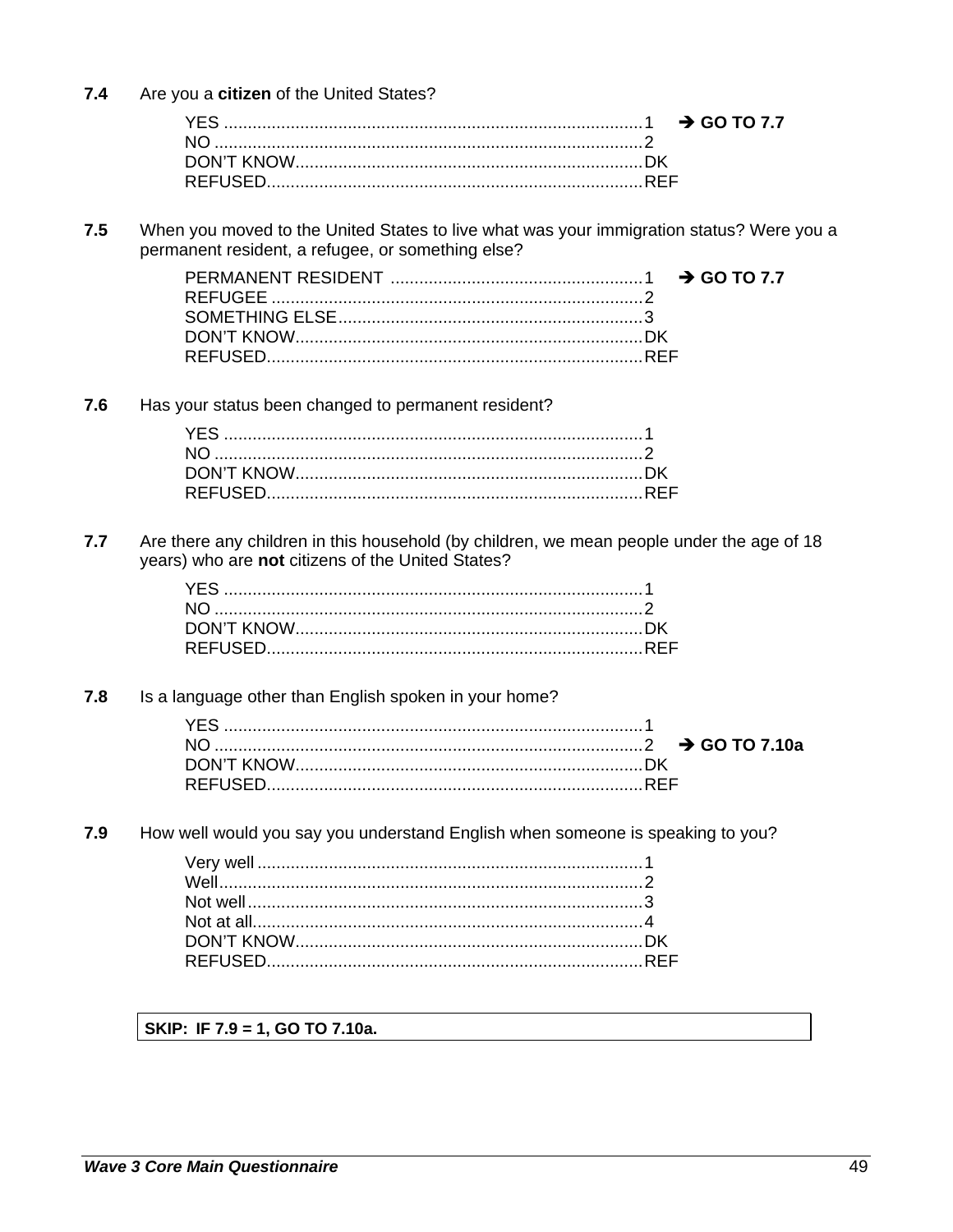**7.4** Are you a **citizen** of the United States?

YES ........................................................................................1 → **GO TO 7.7**
NO ..........................................................................................2
DON'T KNOW.........................................................................DK
REFUSED...............................................................................REF

**7.5** When you moved to the United States to live what was your immigration status? Were you a permanent resident, a refugee, or something else?

PERMANENT RESIDENT .....................................................1 → **GO TO 7.7**
REFUGEE ..............................................................................2
SOMETHING ELSE.................................................................3
DON'T KNOW.........................................................................DK
REFUSED...............................................................................REF

**7.6** Has your status been changed to permanent resident?

YES ........................................................................................1
NO ..........................................................................................2
DON'T KNOW.........................................................................DK
REFUSED...............................................................................REF

**7.7** Are there any children in this household (by children, we mean people under the age of 18 years) who are **not** citizens of the United States?

YES ........................................................................................1
NO ..........................................................................................2
DON'T KNOW.........................................................................DK
REFUSED...............................................................................REF

**7.8** Is a language other than English spoken in your home?

YES ........................................................................................1
NO ..........................................................................................2 → **GO TO 7.10a**
DON'T KNOW.........................................................................DK
REFUSED...............................................................................REF

**7.9** How well would you say you understand English when someone is speaking to you?

Very well .................................................................................1
Well.........................................................................................2
Not well...................................................................................3
Not at all..................................................................................4
DON'T KNOW.........................................................................DK
REFUSED...............................................................................REF

| **SKIP: IF 7.9 = 1, GO TO 7.10a.** |
|---|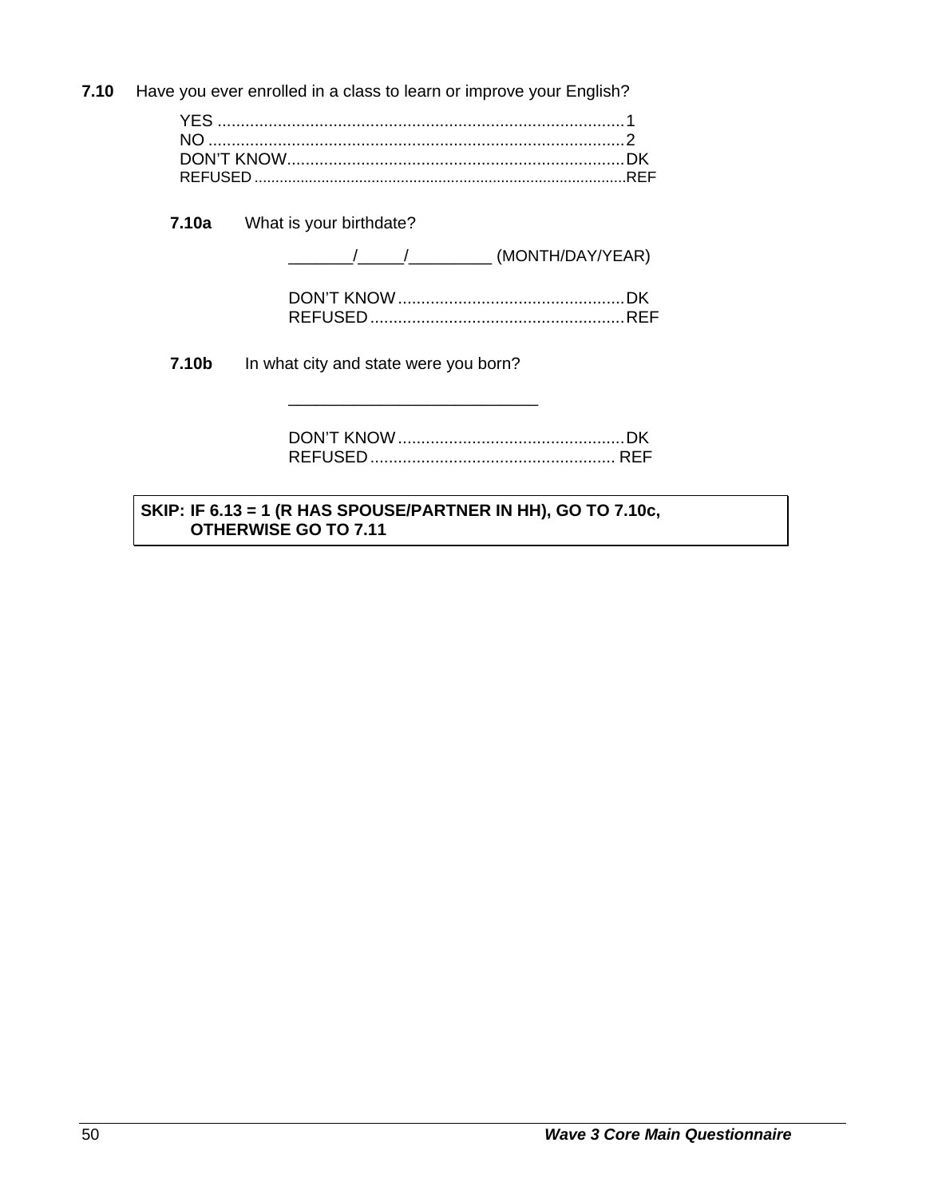**7.10** Have you ever enrolled in a class to learn or improve your English?

YES ........................................................................................1
NO ..........................................................................................2
DON'T KNOW.........................................................................DK
REFUSED ........................................................................................REF

**7.10a** What is your birthdate?

_______/_____/_________ (MONTH/DAY/YEAR)

DON'T KNOW.................................................DK
REFUSED.......................................................REF

**7.10b** In what city and state were you born?

___________________________

DON'T KNOW.................................................DK
REFUSED..................................................... REF

| **SKIP: IF 6.13 = 1 (R HAS SPOUSE/PARTNER IN HH), GO TO 7.10c, OTHERWISE GO TO 7.11** |
|---|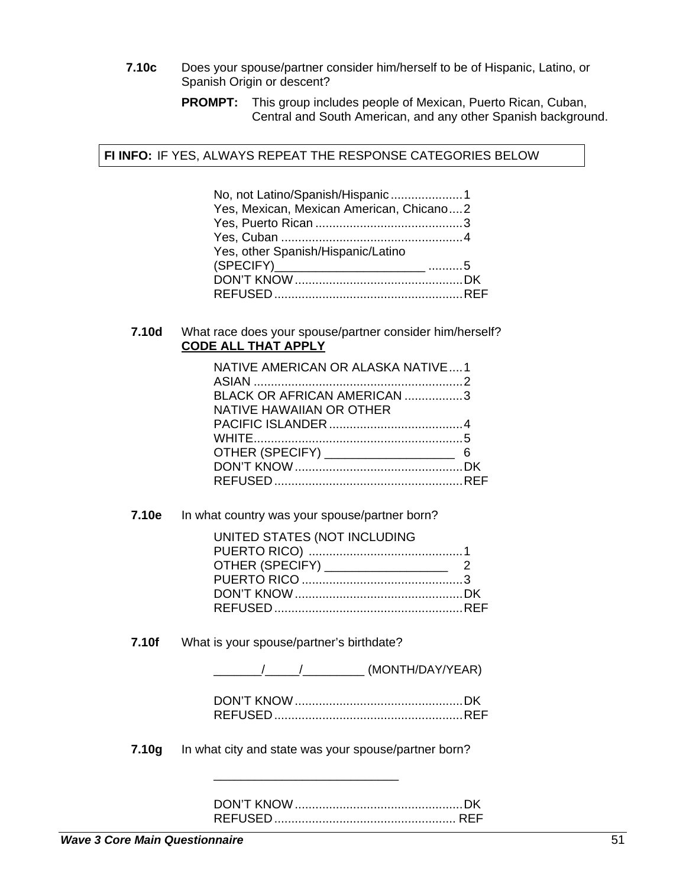**7.10c** Does your spouse/partner consider him/herself to be of Hispanic, Latino, or Spanish Origin or descent?

**PROMPT:** This group includes people of Mexican, Puerto Rican, Cuban, Central and South American, and any other Spanish background.

**FI INFO:** IF YES, ALWAYS REPEAT THE RESPONSE CATEGORIES BELOW

- No, not Latino/Spanish/Hispanic.....................1
- Yes, Mexican, Mexican American, Chicano....2
- Yes, Puerto Rican...........................................3
- Yes, Cuban.....................................................4
- Yes, other Spanish/Hispanic/Latino (SPECIFY)______________________ ..........5
- DON'T KNOW.................................................DK
- REFUSED.......................................................REF

**7.10d** What race does your spouse/partner consider him/herself?
**<u>CODE ALL THAT APPLY</u>**

- NATIVE AMERICAN OR ALASKA NATIVE....1
- ASIAN.............................................................2
- BLACK OR AFRICAN AMERICAN.................3
- NATIVE HAWAIIAN OR OTHER PACIFIC ISLANDER.......................................4
- WHITE............................................................5
- OTHER (SPECIFY) ___________________ 6
- DON'T KNOW.................................................DK
- REFUSED.......................................................REF

**7.10e** In what country was your spouse/partner born?

- UNITED STATES (NOT INCLUDING PUERTO RICO) .............................................1
- OTHER (SPECIFY) __________________ 2
- PUERTO RICO...............................................3
- DON'T KNOW.................................................DK
- REFUSED.......................................................REF

**7.10f** What is your spouse/partner's birthdate?

_______/_____/_________ (MONTH/DAY/YEAR)

- DON'T KNOW.................................................DK
- REFUSED.......................................................REF

**7.10g** In what city and state was your spouse/partner born?

___________________________

- DON'T KNOW.................................................DK
- REFUSED.......................................................REF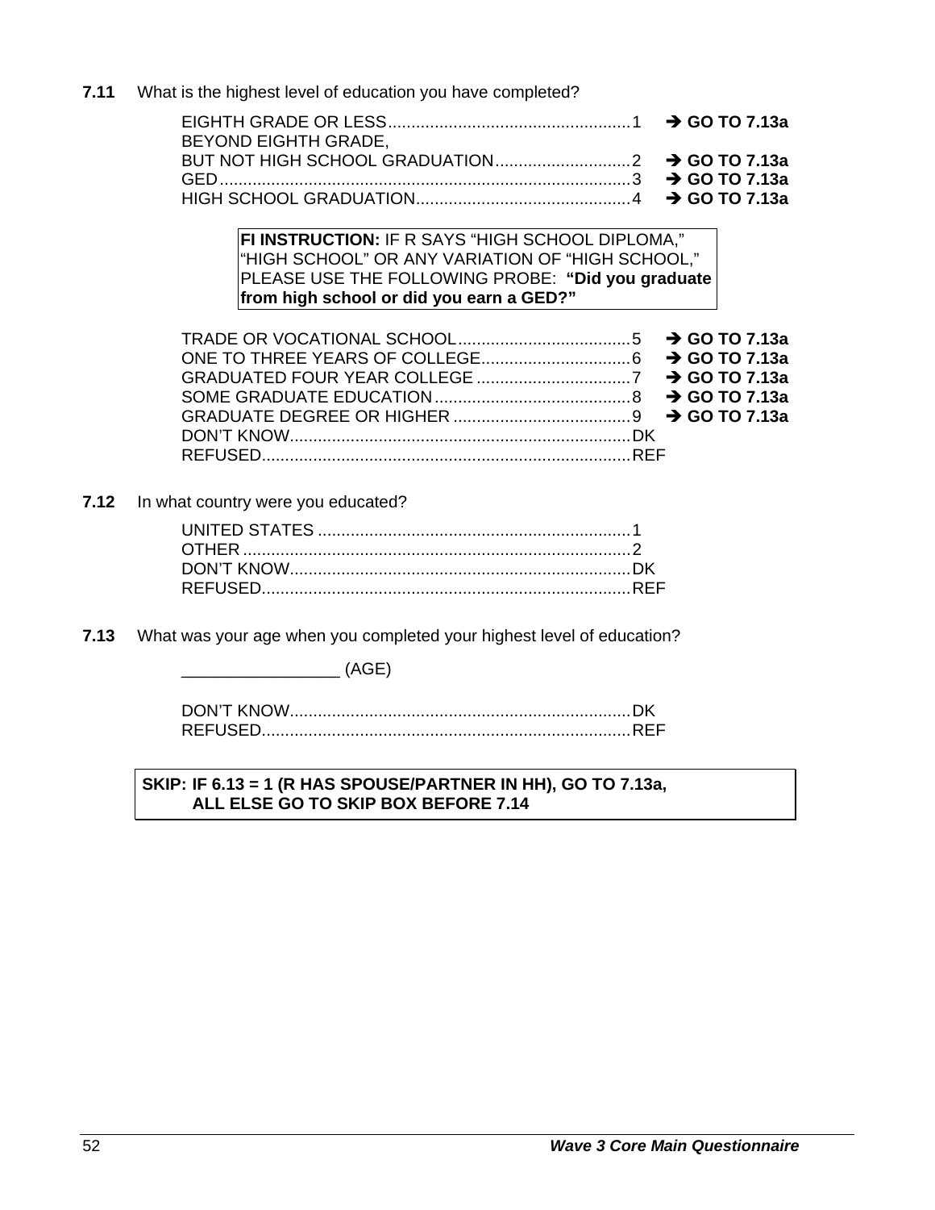**7.11** What is the highest level of education you have completed?

| | | |
|---|---|---|
| EIGHTH GRADE OR LESS | 1 | → **GO TO 7.13a** |
| BEYOND EIGHTH GRADE, BUT NOT HIGH SCHOOL GRADUATION | 2 | → **GO TO 7.13a** |
| GED | 3 | → **GO TO 7.13a** |
| HIGH SCHOOL GRADUATION | 4 | → **GO TO 7.13a** |

> **FI INSTRUCTION:** IF R SAYS "HIGH SCHOOL DIPLOMA," "HIGH SCHOOL" OR ANY VARIATION OF "HIGH SCHOOL," PLEASE USE THE FOLLOWING PROBE: **"Did you graduate from high school or did you earn a GED?"**

| | | |
|---|---|---|
| TRADE OR VOCATIONAL SCHOOL | 5 | → **GO TO 7.13a** |
| ONE TO THREE YEARS OF COLLEGE | 6 | → **GO TO 7.13a** |
| GRADUATED FOUR YEAR COLLEGE | 7 | → **GO TO 7.13a** |
| SOME GRADUATE EDUCATION | 8 | → **GO TO 7.13a** |
| GRADUATE DEGREE OR HIGHER | 9 | → **GO TO 7.13a** |
| DON'T KNOW | DK | |
| REFUSED | REF | |

**7.12** In what country were you educated?

| | |
|---|---|
| UNITED STATES | 1 |
| OTHER | 2 |
| DON'T KNOW | DK |
| REFUSED | REF |

**7.13** What was your age when you completed your highest level of education?

_________________ (AGE)

| | |
|---|---|
| DON'T KNOW | DK |
| REFUSED | REF |

> **SKIP: IF 6.13 = 1 (R HAS SPOUSE/PARTNER IN HH), GO TO 7.13a, ALL ELSE GO TO SKIP BOX BEFORE 7.14**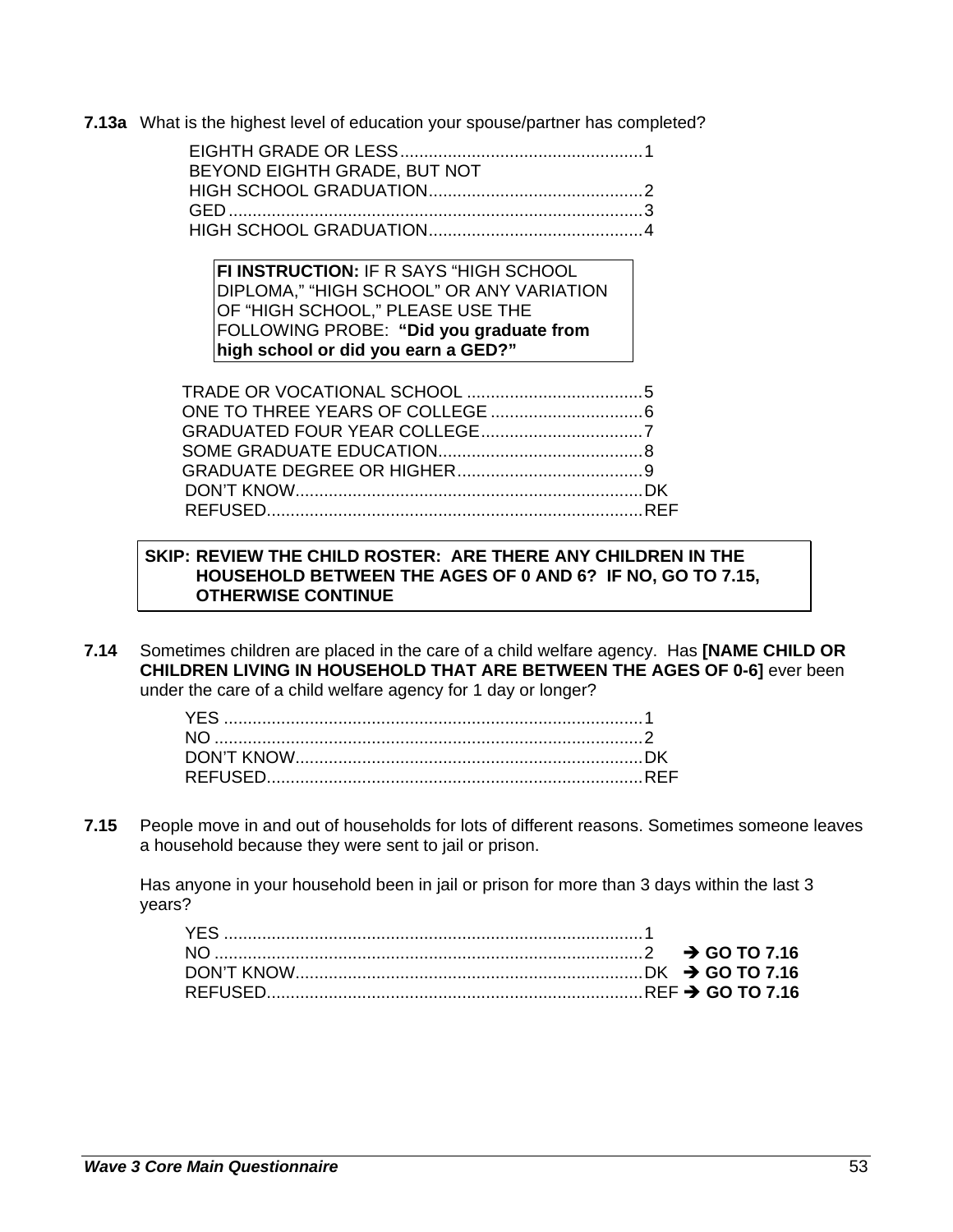**7.13a** What is the highest level of education your spouse/partner has completed?

| | |
|---|---|
| EIGHTH GRADE OR LESS | 1 |
| BEYOND EIGHTH GRADE, BUT NOT HIGH SCHOOL GRADUATION | 2 |
| GED | 3 |
| HIGH SCHOOL GRADUATION | 4 |

> **FI INSTRUCTION:** IF R SAYS "HIGH SCHOOL DIPLOMA," "HIGH SCHOOL" OR ANY VARIATION OF "HIGH SCHOOL," PLEASE USE THE FOLLOWING PROBE: **"Did you graduate from high school or did you earn a GED?"**

| | |
|---|---|
| TRADE OR VOCATIONAL SCHOOL | 5 |
| ONE TO THREE YEARS OF COLLEGE | 6 |
| GRADUATED FOUR YEAR COLLEGE | 7 |
| SOME GRADUATE EDUCATION | 8 |
| GRADUATE DEGREE OR HIGHER | 9 |
| DON'T KNOW | DK |
| REFUSED | REF |

> **SKIP: REVIEW THE CHILD ROSTER: ARE THERE ANY CHILDREN IN THE HOUSEHOLD BETWEEN THE AGES OF 0 AND 6? IF NO, GO TO 7.15, OTHERWISE CONTINUE**

**7.14** Sometimes children are placed in the care of a child welfare agency. Has **[NAME CHILD OR CHILDREN LIVING IN HOUSEHOLD THAT ARE BETWEEN THE AGES OF 0-6]** ever been under the care of a child welfare agency for 1 day or longer?

| | |
|---|---|
| YES | 1 |
| NO | 2 |
| DON'T KNOW | DK |
| REFUSED | REF |

**7.15** People move in and out of households for lots of different reasons. Sometimes someone leaves a household because they were sent to jail or prison.

Has anyone in your household been in jail or prison for more than 3 days within the last 3 years?

| | | |
|---|---|---|
| YES | 1 | |
| NO | 2 | **➔ GO TO 7.16** |
| DON'T KNOW | DK | **➔ GO TO 7.16** |
| REFUSED | REF | **➔ GO TO 7.16** |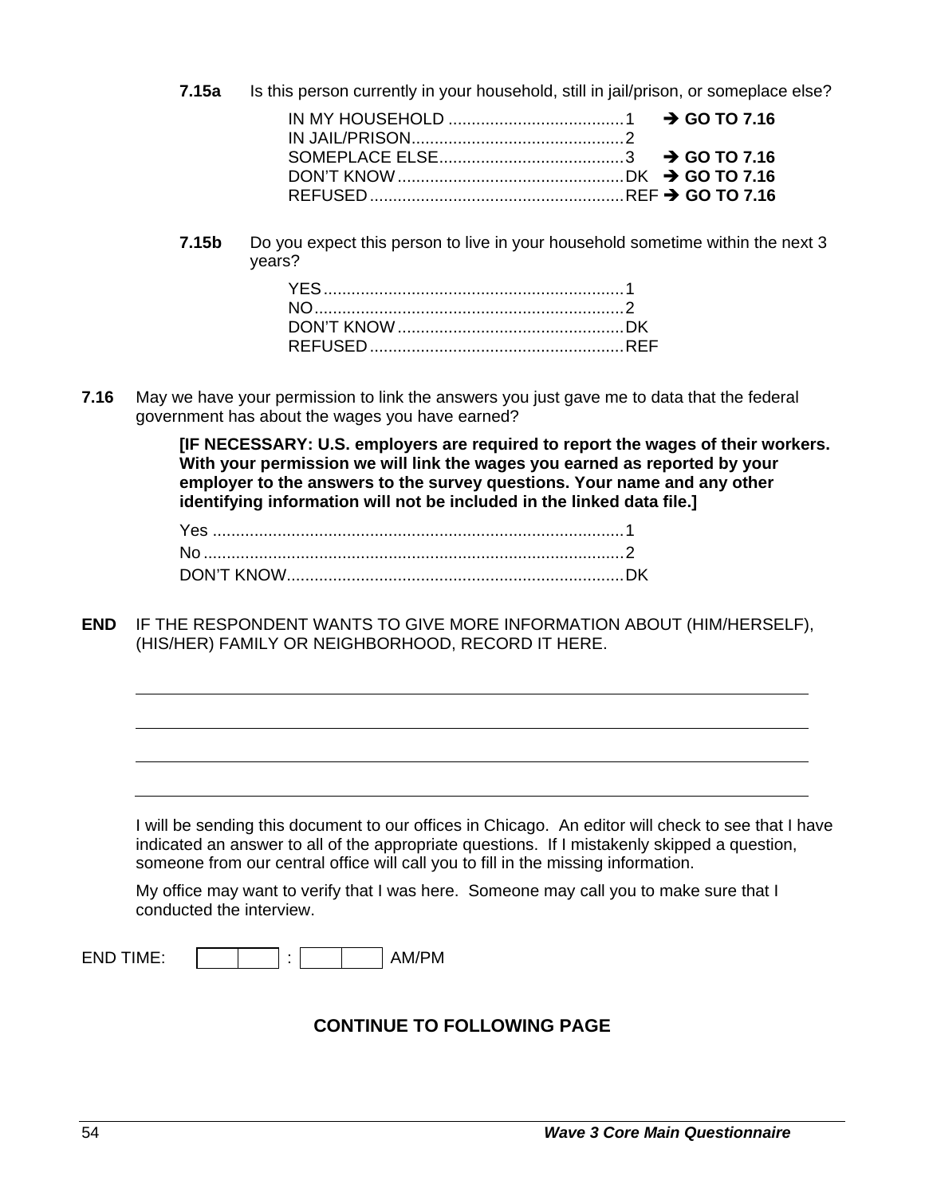**7.15a** Is this person currently in your household, still in jail/prison, or someplace else?

IN MY HOUSEHOLD ......................................1 ➔ **GO TO 7.16**
IN JAIL/PRISON..............................................2
SOMEPLACE ELSE........................................3 ➔ **GO TO 7.16**
DON'T KNOW.................................................DK ➔ **GO TO 7.16**
REFUSED.......................................................REF ➔ **GO TO 7.16**

**7.15b** Do you expect this person to live in your household sometime within the next 3 years?

YES.................................................................1
NO...................................................................2
DON'T KNOW.................................................DK
REFUSED.......................................................REF

**7.16** May we have your permission to link the answers you just gave me to data that the federal government has about the wages you have earned?

**[IF NECESSARY: U.S. employers are required to report the wages of their workers. With your permission we will link the wages you earned as reported by your employer to the answers to the survey questions. Your name and any other identifying information will not be included in the linked data file.]**

Yes ...........................................................................................1
No..............................................................................................2
DON'T KNOW..........................................................................DK

**END** IF THE RESPONDENT WANTS TO GIVE MORE INFORMATION ABOUT (HIM/HERSELF), (HIS/HER) FAMILY OR NEIGHBORHOOD, RECORD IT HERE.

______________________________________________________________________

______________________________________________________________________

______________________________________________________________________

______________________________________________________________________

I will be sending this document to our offices in Chicago. An editor will check to see that I have indicated an answer to all of the appropriate questions. If I mistakenly skipped a question, someone from our central office will call you to fill in the missing information.

My office may want to verify that I was here. Someone may call you to make sure that I conducted the interview.

END TIME: |__|__| : |__|__| AM/PM

**CONTINUE TO FOLLOWING PAGE**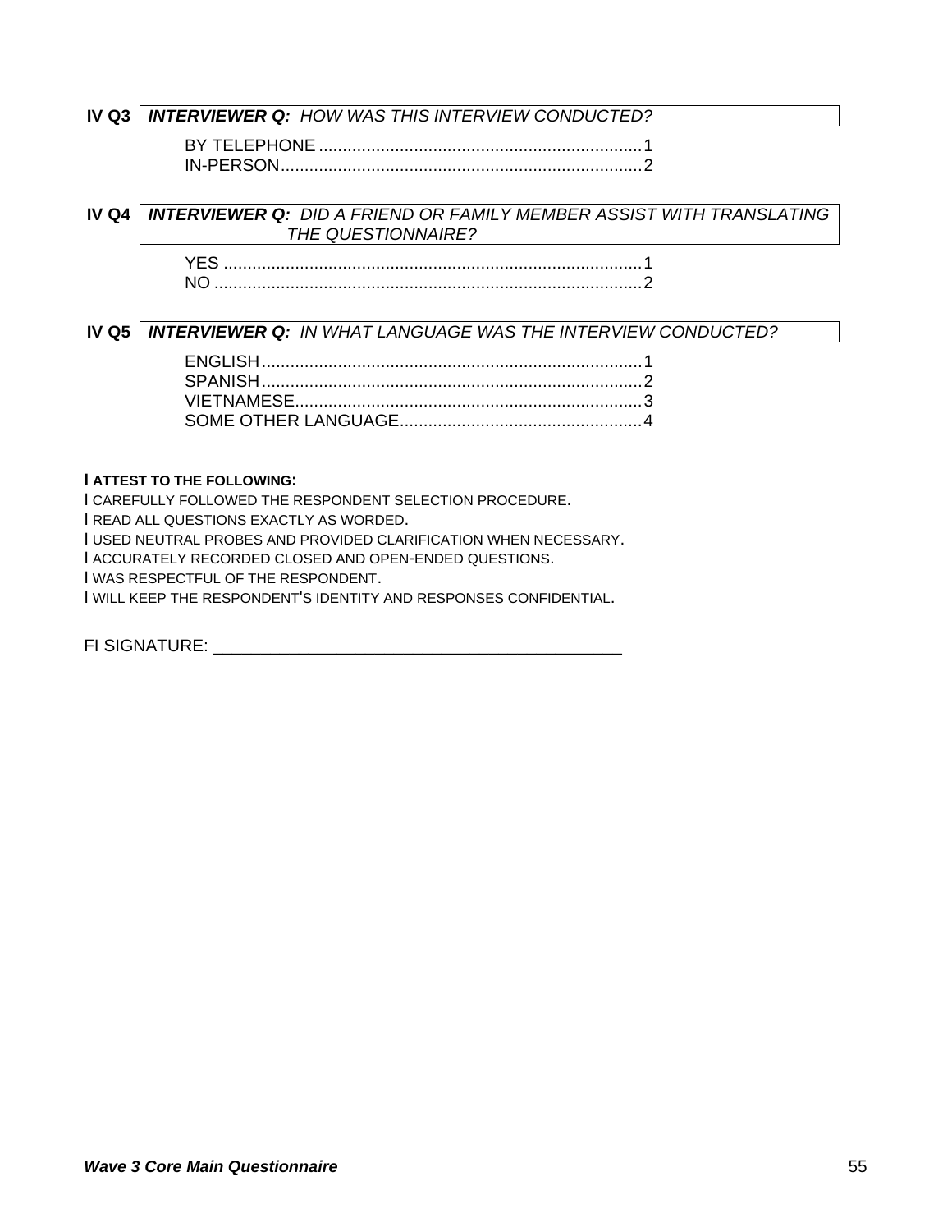**IV Q3** ***INTERVIEWER Q:*** *HOW WAS THIS INTERVIEW CONDUCTED?*

BY TELEPHONE .................................................................... 1
IN-PERSON ............................................................................ 2

**IV Q4** ***INTERVIEWER Q:*** *DID A FRIEND OR FAMILY MEMBER ASSIST WITH TRANSLATING THE QUESTIONNAIRE?*

YES ....................................................................................... 1
NO ......................................................................................... 2

**IV Q5** ***INTERVIEWER Q:*** *IN WHAT LANGUAGE WAS THE INTERVIEW CONDUCTED?*

ENGLISH ................................................................................ 1
SPANISH ................................................................................ 2
VIETNAMESE ......................................................................... 3
SOME OTHER LANGUAGE .................................................... 4

**I ATTEST TO THE FOLLOWING:**

I CAREFULLY FOLLOWED THE RESPONDENT SELECTION PROCEDURE.
I READ ALL QUESTIONS EXACTLY AS WORDED.
I USED NEUTRAL PROBES AND PROVIDED CLARIFICATION WHEN NECESSARY.
I ACCURATELY RECORDED CLOSED AND OPEN-ENDED QUESTIONS.
I WAS RESPECTFUL OF THE RESPONDENT.
I WILL KEEP THE RESPONDENT'S IDENTITY AND RESPONSES CONFIDENTIAL.

FI SIGNATURE: ___________________________________________